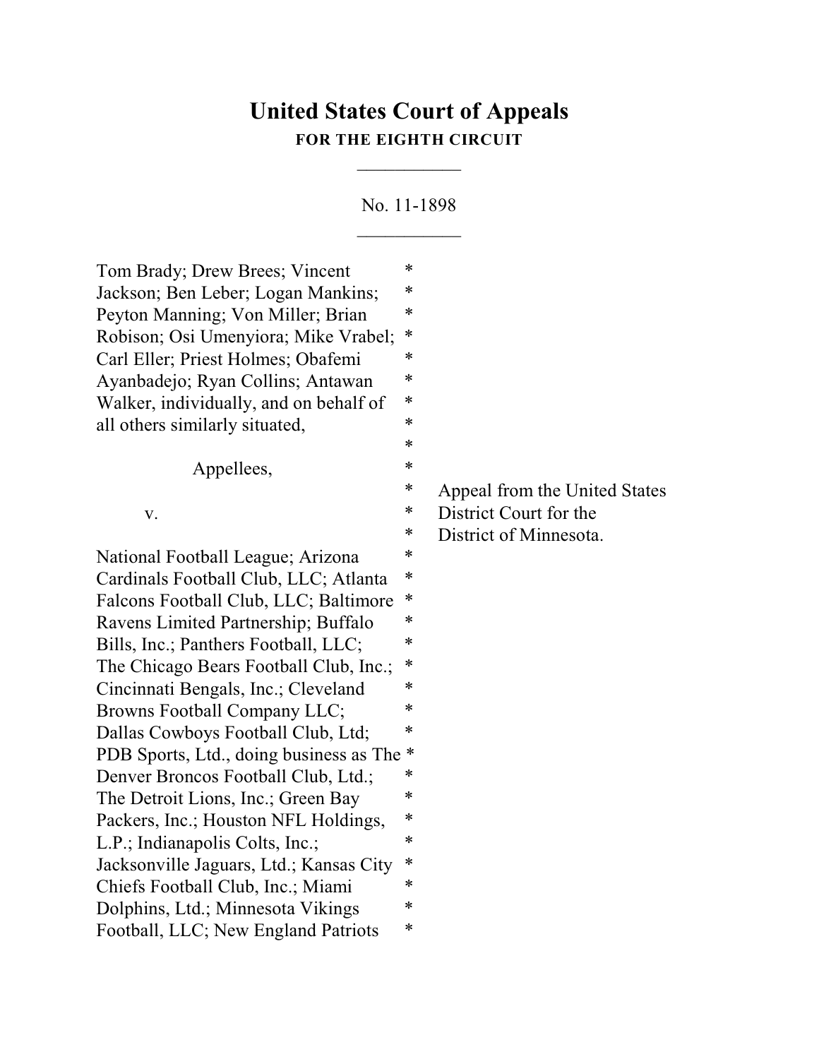# United States Court of Appeals

**FOR THE EIGHTH CIRCUIT**

\_\_\_\_\_\_\_\_\_\_\_

No. 11-1898

\_\_\_\_\_\_\_\_\_\_\_

Tom Brady; Drew Brees; Vincent Jackson; Ben Leber; Logan Mankins; Peyton Manning; Von Miller; Brian Robison; Osi Umenyiora; Mike Vrabel; Carl Eller; Priest Holmes; Obafemi Ayanbadejo; Ryan Collins; Antawan Walker, individually, and on behalf of all others similarly situated,

Appellees,

v.

National Football League; Arizona Cardinals Football Club, LLC; Atlanta Falcons Football Club, LLC; Baltimore Ravens Limited Partnership; Buffalo Bills, Inc.; Panthers Football, LLC; The Chicago Bears Football Club, Inc.; Cincinnati Bengals, Inc.; Cleveland Browns Football Company LLC; Dallas Cowboys Football Club, Ltd; PDB Sports, Ltd., doing business as The Denver Broncos Football Club, Ltd.; The Detroit Lions, Inc.; Green Bay Packers, Inc.; Houston NFL Holdings, L.P.; Indianapolis Colts, Inc.; Jacksonville Jaguars, Ltd.; Kansas City Chiefs Football Club, Inc.; Miami Dolphins, Ltd.; Minnesota Vikings Football, LLC; New England Patriots

Appeal from the United States District Court for the District of Minnesota.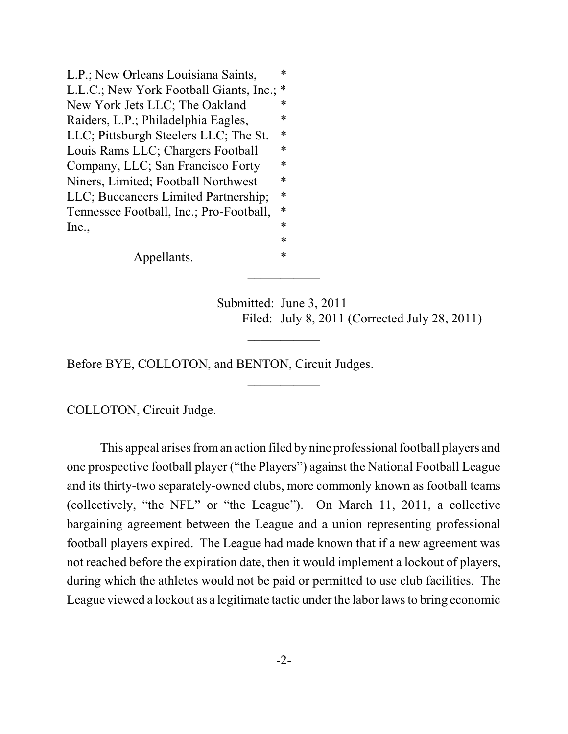L.P.; New Orleans Louisiana Saints, L.L.C.; New York Football Giants, Inc.; New York Jets LLC; The Oakland Raiders, L.P.; Philadelphia Eagles, LLC; Pittsburgh Steelers LLC; The St. Louis Rams LLC; Chargers Football Company, LLC; San Francisco Forty Niners, Limited; Football Northwest LLC; Buccaneers Limited Partnership; Tennessee Football, Inc.; Pro-Football, Inc.,

Appellants.

---

Submitted: June 3, 2011
Filed: July 8, 2011 (Corrected July 28, 2011)

---

Before BYE, COLLOTON, and BENTON, Circuit Judges.

---

COLLOTON, Circuit Judge.

This appeal arises from an action filed by nine professional football players and one prospective football player ("the Players") against the National Football League and its thirty-two separately-owned clubs, more commonly known as football teams (collectively, "the NFL" or "the League"). On March 11, 2011, a collective bargaining agreement between the League and a union representing professional football players expired. The League had made known that if a new agreement was not reached before the expiration date, then it would implement a lockout of players, during which the athletes would not be paid or permitted to use club facilities. The League viewed a lockout as a legitimate tactic under the labor laws to bring economic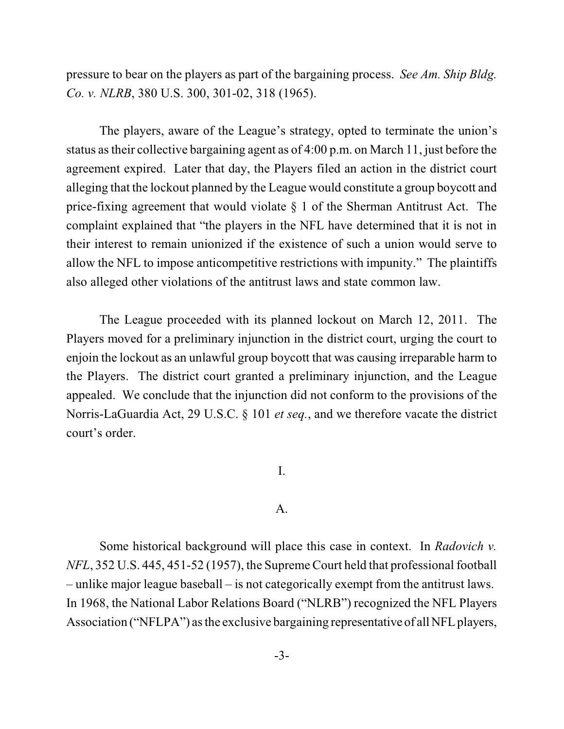pressure to bear on the players as part of the bargaining process. *See Am. Ship Bldg. Co. v. NLRB*, 380 U.S. 300, 301-02, 318 (1965).

The players, aware of the League's strategy, opted to terminate the union's status as their collective bargaining agent as of 4:00 p.m. on March 11, just before the agreement expired. Later that day, the Players filed an action in the district court alleging that the lockout planned by the League would constitute a group boycott and price-fixing agreement that would violate § 1 of the Sherman Antitrust Act. The complaint explained that "the players in the NFL have determined that it is not in their interest to remain unionized if the existence of such a union would serve to allow the NFL to impose anticompetitive restrictions with impunity." The plaintiffs also alleged other violations of the antitrust laws and state common law.

The League proceeded with its planned lockout on March 12, 2011. The Players moved for a preliminary injunction in the district court, urging the court to enjoin the lockout as an unlawful group boycott that was causing irreparable harm to the Players. The district court granted a preliminary injunction, and the League appealed. We conclude that the injunction did not conform to the provisions of the Norris-LaGuardia Act, 29 U.S.C. § 101 *et seq.*, and we therefore vacate the district court's order.

## I.

### A.

Some historical background will place this case in context. In *Radovich v. NFL*, 352 U.S. 445, 451-52 (1957), the Supreme Court held that professional football – unlike major league baseball – is not categorically exempt from the antitrust laws. In 1968, the National Labor Relations Board ("NLRB") recognized the NFL Players Association ("NFLPA") as the exclusive bargaining representative of all NFL players,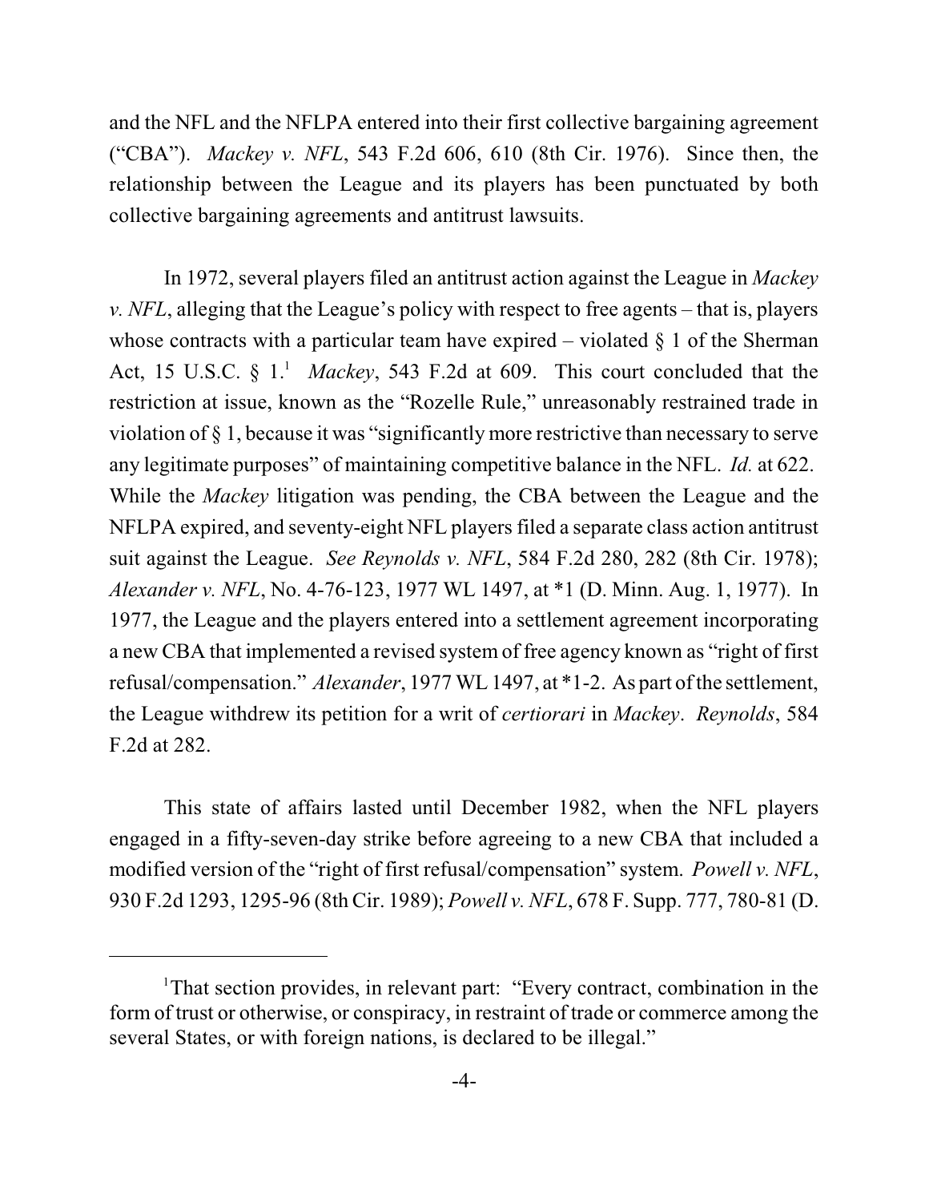and the NFL and the NFLPA entered into their first collective bargaining agreement ("CBA"). *Mackey v. NFL*, 543 F.2d 606, 610 (8th Cir. 1976). Since then, the relationship between the League and its players has been punctuated by both collective bargaining agreements and antitrust lawsuits.

In 1972, several players filed an antitrust action against the League in *Mackey v. NFL*, alleging that the League's policy with respect to free agents – that is, players whose contracts with a particular team have expired – violated § 1 of the Sherman Act, 15 U.S.C. § 1.[1] *Mackey*, 543 F.2d at 609. This court concluded that the restriction at issue, known as the "Rozelle Rule," unreasonably restrained trade in violation of § 1, because it was "significantly more restrictive than necessary to serve any legitimate purposes" of maintaining competitive balance in the NFL. *Id.* at 622. While the *Mackey* litigation was pending, the CBA between the League and the NFLPA expired, and seventy-eight NFL players filed a separate class action antitrust suit against the League. *See Reynolds v. NFL*, 584 F.2d 280, 282 (8th Cir. 1978); *Alexander v. NFL*, No. 4-76-123, 1977 WL 1497, at *1 (D. Minn. Aug. 1, 1977). In 1977, the League and the players entered into a settlement agreement incorporating a new CBA that implemented a revised system of free agency known as "right of first refusal/compensation." *Alexander*, 1977 WL 1497, at *1-2. As part of the settlement, the League withdrew its petition for a writ of *certiorari* in *Mackey*. *Reynolds*, 584 F.2d at 282.

This state of affairs lasted until December 1982, when the NFL players engaged in a fifty-seven-day strike before agreeing to a new CBA that included a modified version of the "right of first refusal/compensation" system. *Powell v. NFL*, 930 F.2d 1293, 1295-96 (8th Cir. 1989); *Powell v. NFL*, 678 F. Supp. 777, 780-81 (D.

---

[1]That section provides, in relevant part: "Every contract, combination in the form of trust or otherwise, or conspiracy, in restraint of trade or commerce among the several States, or with foreign nations, is declared to be illegal."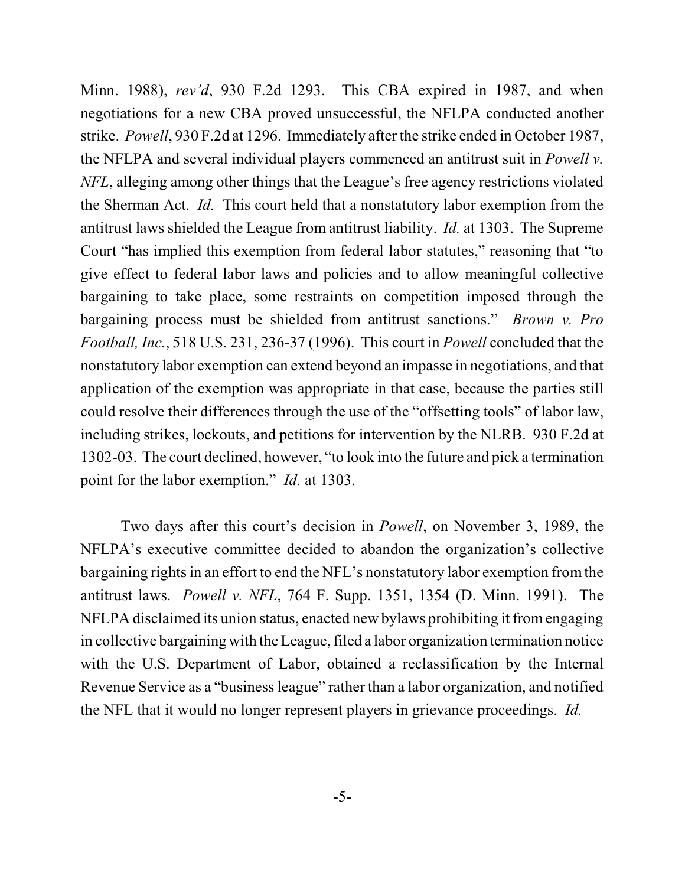Minn. 1988), *rev'd*, 930 F.2d 1293. This CBA expired in 1987, and when negotiations for a new CBA proved unsuccessful, the NFLPA conducted another strike. *Powell*, 930 F.2d at 1296. Immediately after the strike ended in October 1987, the NFLPA and several individual players commenced an antitrust suit in *Powell v. NFL*, alleging among other things that the League's free agency restrictions violated the Sherman Act. *Id.* This court held that a nonstatutory labor exemption from the antitrust laws shielded the League from antitrust liability. *Id.* at 1303. The Supreme Court "has implied this exemption from federal labor statutes," reasoning that "to give effect to federal labor laws and policies and to allow meaningful collective bargaining to take place, some restraints on competition imposed through the bargaining process must be shielded from antitrust sanctions." *Brown v. Pro Football, Inc.*, 518 U.S. 231, 236-37 (1996). This court in *Powell* concluded that the nonstatutory labor exemption can extend beyond an impasse in negotiations, and that application of the exemption was appropriate in that case, because the parties still could resolve their differences through the use of the "offsetting tools" of labor law, including strikes, lockouts, and petitions for intervention by the NLRB. 930 F.2d at 1302-03. The court declined, however, "to look into the future and pick a termination point for the labor exemption." *Id.* at 1303.

Two days after this court's decision in *Powell*, on November 3, 1989, the NFLPA's executive committee decided to abandon the organization's collective bargaining rights in an effort to end the NFL's nonstatutory labor exemption from the antitrust laws. *Powell v. NFL*, 764 F. Supp. 1351, 1354 (D. Minn. 1991). The NFLPA disclaimed its union status, enacted new bylaws prohibiting it from engaging in collective bargaining with the League, filed a labor organization termination notice with the U.S. Department of Labor, obtained a reclassification by the Internal Revenue Service as a "business league" rather than a labor organization, and notified the NFL that it would no longer represent players in grievance proceedings. *Id.*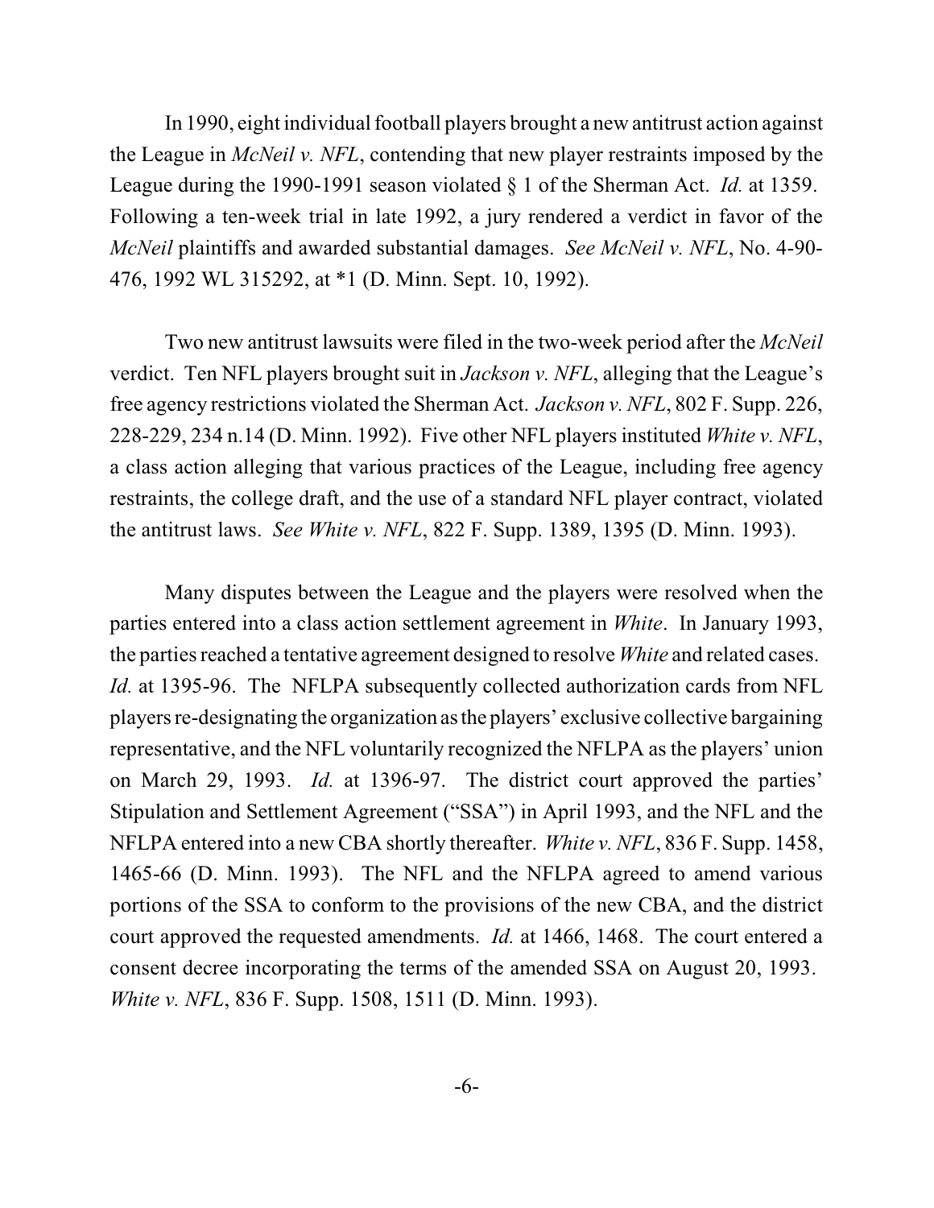In 1990, eight individual football players brought a new antitrust action against the League in *McNeil v. NFL*, contending that new player restraints imposed by the League during the 1990-1991 season violated § 1 of the Sherman Act. *Id.* at 1359. Following a ten-week trial in late 1992, a jury rendered a verdict in favor of the *McNeil* plaintiffs and awarded substantial damages. *See McNeil v. NFL*, No. 4-90-476, 1992 WL 315292, at *1 (D. Minn. Sept. 10, 1992).

Two new antitrust lawsuits were filed in the two-week period after the *McNeil* verdict. Ten NFL players brought suit in *Jackson v. NFL*, alleging that the League's free agency restrictions violated the Sherman Act. *Jackson v. NFL*, 802 F. Supp. 226, 228-229, 234 n.14 (D. Minn. 1992). Five other NFL players instituted *White v. NFL*, a class action alleging that various practices of the League, including free agency restraints, the college draft, and the use of a standard NFL player contract, violated the antitrust laws. *See White v. NFL*, 822 F. Supp. 1389, 1395 (D. Minn. 1993).

Many disputes between the League and the players were resolved when the parties entered into a class action settlement agreement in *White*. In January 1993, the parties reached a tentative agreement designed to resolve *White* and related cases. *Id.* at 1395-96. The NFLPA subsequently collected authorization cards from NFL players re-designating the organization as the players' exclusive collective bargaining representative, and the NFL voluntarily recognized the NFLPA as the players' union on March 29, 1993. *Id.* at 1396-97. The district court approved the parties' Stipulation and Settlement Agreement ("SSA") in April 1993, and the NFL and the NFLPA entered into a new CBA shortly thereafter. *White v. NFL*, 836 F. Supp. 1458, 1465-66 (D. Minn. 1993). The NFL and the NFLPA agreed to amend various portions of the SSA to conform to the provisions of the new CBA, and the district court approved the requested amendments. *Id.* at 1466, 1468. The court entered a consent decree incorporating the terms of the amended SSA on August 20, 1993. *White v. NFL*, 836 F. Supp. 1508, 1511 (D. Minn. 1993).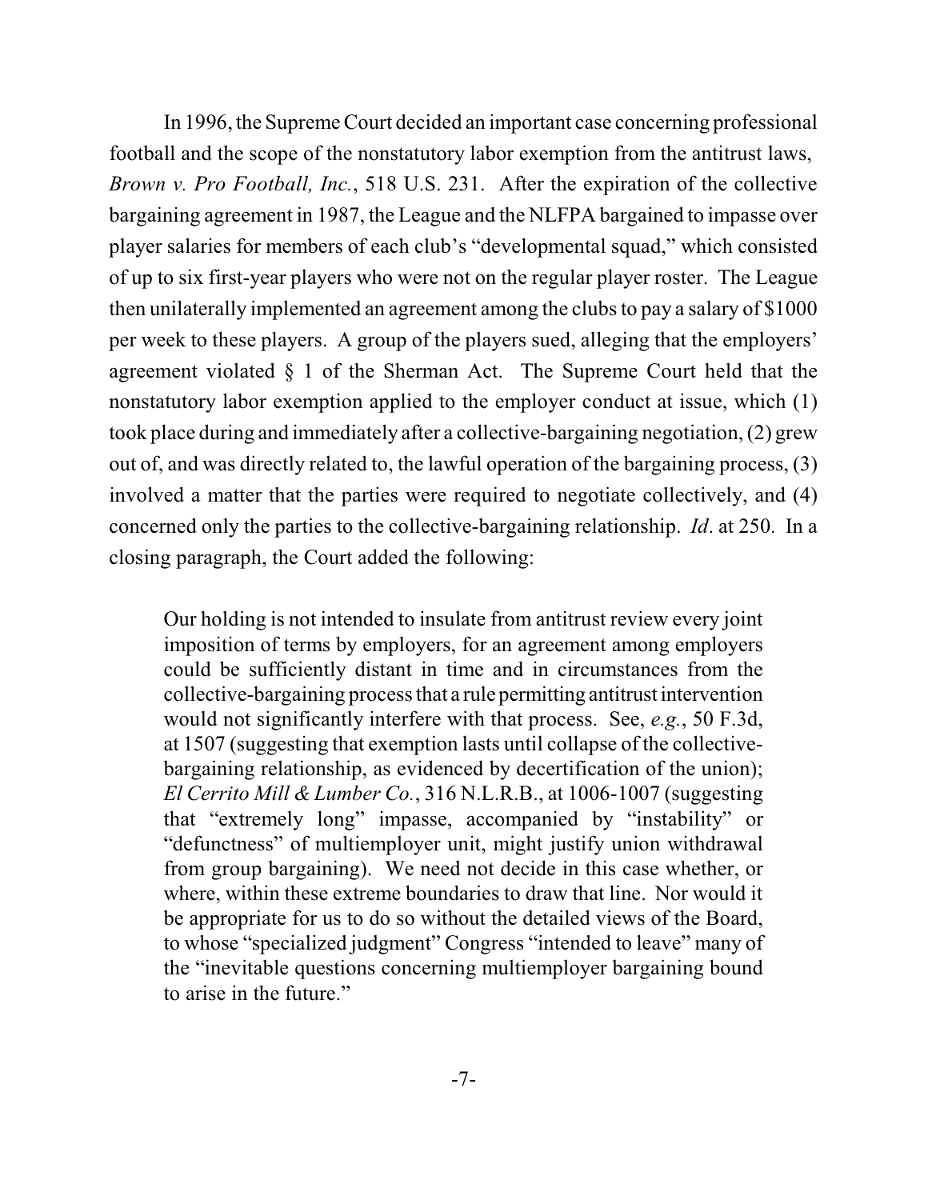In 1996, the Supreme Court decided an important case concerning professional football and the scope of the nonstatutory labor exemption from the antitrust laws, *Brown v. Pro Football, Inc.*, 518 U.S. 231. After the expiration of the collective bargaining agreement in 1987, the League and the NLFPA bargained to impasse over player salaries for members of each club's "developmental squad," which consisted of up to six first-year players who were not on the regular player roster. The League then unilaterally implemented an agreement among the clubs to pay a salary of $1000 per week to these players. A group of the players sued, alleging that the employers' agreement violated § 1 of the Sherman Act. The Supreme Court held that the nonstatutory labor exemption applied to the employer conduct at issue, which (1) took place during and immediately after a collective-bargaining negotiation, (2) grew out of, and was directly related to, the lawful operation of the bargaining process, (3) involved a matter that the parties were required to negotiate collectively, and (4) concerned only the parties to the collective-bargaining relationship. *Id*. at 250. In a closing paragraph, the Court added the following:

> Our holding is not intended to insulate from antitrust review every joint imposition of terms by employers, for an agreement among employers could be sufficiently distant in time and in circumstances from the collective-bargaining process that a rule permitting antitrust intervention would not significantly interfere with that process. See, *e.g.*, 50 F.3d, at 1507 (suggesting that exemption lasts until collapse of the collective-bargaining relationship, as evidenced by decertification of the union); *El Cerrito Mill & Lumber Co.*, 316 N.L.R.B., at 1006-1007 (suggesting that "extremely long" impasse, accompanied by "instability" or "defunctness" of multiemployer unit, might justify union withdrawal from group bargaining). We need not decide in this case whether, or where, within these extreme boundaries to draw that line. Nor would it be appropriate for us to do so without the detailed views of the Board, to whose "specialized judgment" Congress "intended to leave" many of the "inevitable questions concerning multiemployer bargaining bound to arise in the future."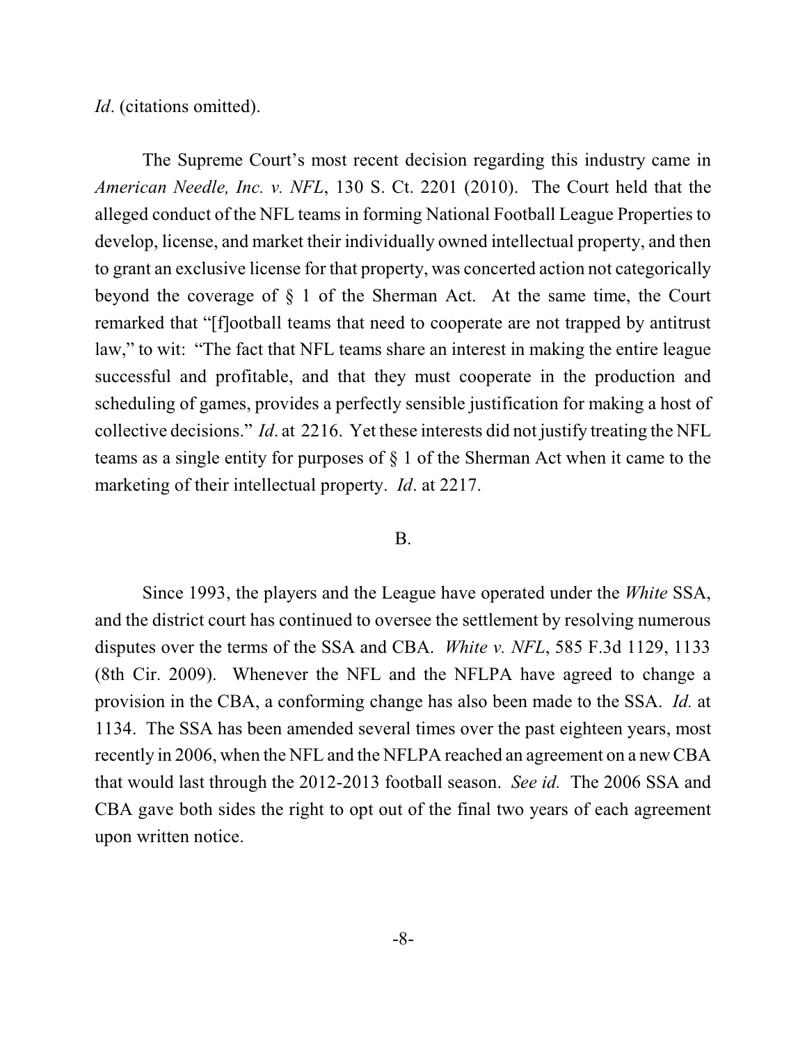*Id*. (citations omitted).

The Supreme Court's most recent decision regarding this industry came in *American Needle, Inc. v. NFL*, 130 S. Ct. 2201 (2010). The Court held that the alleged conduct of the NFL teams in forming National Football League Properties to develop, license, and market their individually owned intellectual property, and then to grant an exclusive license for that property, was concerted action not categorically beyond the coverage of § 1 of the Sherman Act. At the same time, the Court remarked that "[f]ootball teams that need to cooperate are not trapped by antitrust law," to wit: "The fact that NFL teams share an interest in making the entire league successful and profitable, and that they must cooperate in the production and scheduling of games, provides a perfectly sensible justification for making a host of collective decisions." *Id*. at 2216. Yet these interests did not justify treating the NFL teams as a single entity for purposes of § 1 of the Sherman Act when it came to the marketing of their intellectual property. *Id*. at 2217.

## B.

Since 1993, the players and the League have operated under the *White* SSA, and the district court has continued to oversee the settlement by resolving numerous disputes over the terms of the SSA and CBA. *White v. NFL*, 585 F.3d 1129, 1133 (8th Cir. 2009). Whenever the NFL and the NFLPA have agreed to change a provision in the CBA, a conforming change has also been made to the SSA. *Id.* at 1134. The SSA has been amended several times over the past eighteen years, most recently in 2006, when the NFL and the NFLPA reached an agreement on a new CBA that would last through the 2012-2013 football season. *See id.* The 2006 SSA and CBA gave both sides the right to opt out of the final two years of each agreement upon written notice.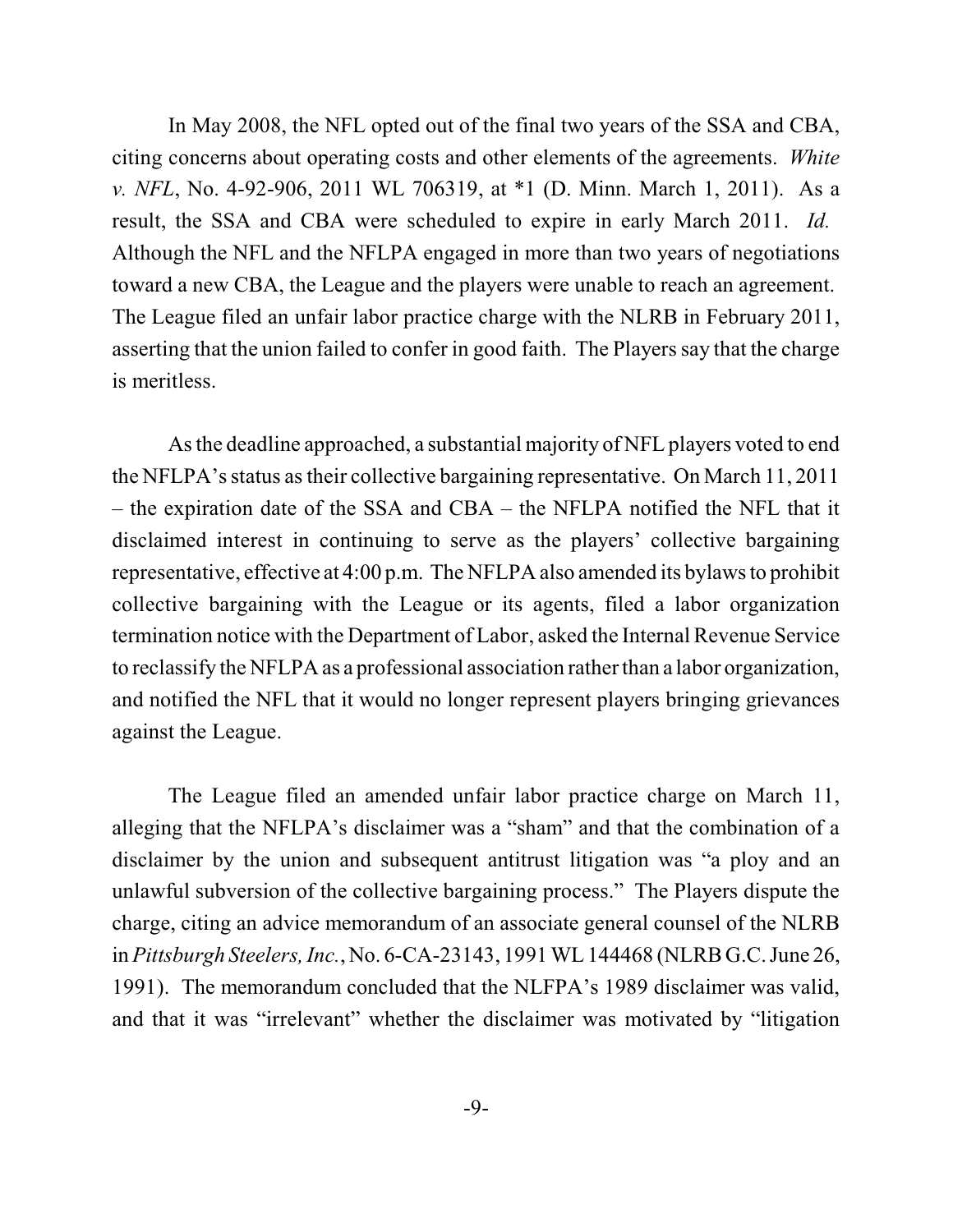In May 2008, the NFL opted out of the final two years of the SSA and CBA, citing concerns about operating costs and other elements of the agreements. *White v. NFL*, No. 4-92-906, 2011 WL 706319, at *1 (D. Minn. March 1, 2011). As a result, the SSA and CBA were scheduled to expire in early March 2011. *Id.* Although the NFL and the NFLPA engaged in more than two years of negotiations toward a new CBA, the League and the players were unable to reach an agreement. The League filed an unfair labor practice charge with the NLRB in February 2011, asserting that the union failed to confer in good faith. The Players say that the charge is meritless.

As the deadline approached, a substantial majority of NFL players voted to end the NFLPA's status as their collective bargaining representative. On March 11, 2011 – the expiration date of the SSA and CBA – the NFLPA notified the NFL that it disclaimed interest in continuing to serve as the players' collective bargaining representative, effective at 4:00 p.m. The NFLPA also amended its bylaws to prohibit collective bargaining with the League or its agents, filed a labor organization termination notice with the Department of Labor, asked the Internal Revenue Service to reclassify the NFLPA as a professional association rather than a labor organization, and notified the NFL that it would no longer represent players bringing grievances against the League.

The League filed an amended unfair labor practice charge on March 11, alleging that the NFLPA's disclaimer was a "sham" and that the combination of a disclaimer by the union and subsequent antitrust litigation was "a ploy and an unlawful subversion of the collective bargaining process." The Players dispute the charge, citing an advice memorandum of an associate general counsel of the NLRB in *Pittsburgh Steelers, Inc.*, No. 6-CA-23143, 1991 WL 144468 (NLRB G.C. June 26, 1991). The memorandum concluded that the NLFPA's 1989 disclaimer was valid, and that it was "irrelevant" whether the disclaimer was motivated by "litigation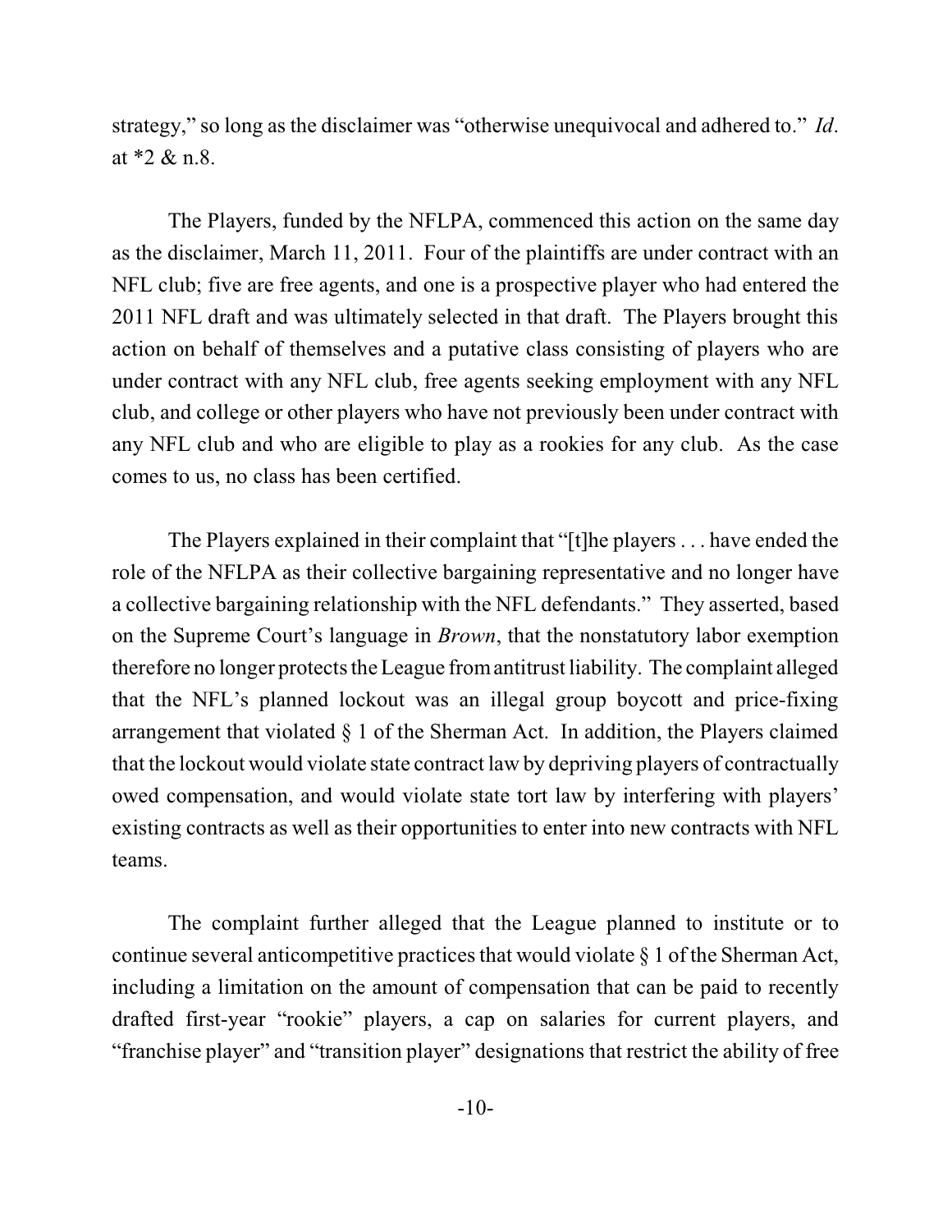strategy," so long as the disclaimer was "otherwise unequivocal and adhered to." *Id*. at *2 & n.8.

The Players, funded by the NFLPA, commenced this action on the same day as the disclaimer, March 11, 2011. Four of the plaintiffs are under contract with an NFL club; five are free agents, and one is a prospective player who had entered the 2011 NFL draft and was ultimately selected in that draft. The Players brought this action on behalf of themselves and a putative class consisting of players who are under contract with any NFL club, free agents seeking employment with any NFL club, and college or other players who have not previously been under contract with any NFL club and who are eligible to play as a rookies for any club. As the case comes to us, no class has been certified.

The Players explained in their complaint that "[t]he players . . . have ended the role of the NFLPA as their collective bargaining representative and no longer have a collective bargaining relationship with the NFL defendants." They asserted, based on the Supreme Court's language in *Brown*, that the nonstatutory labor exemption therefore no longer protects the League from antitrust liability. The complaint alleged that the NFL's planned lockout was an illegal group boycott and price-fixing arrangement that violated § 1 of the Sherman Act. In addition, the Players claimed that the lockout would violate state contract law by depriving players of contractually owed compensation, and would violate state tort law by interfering with players' existing contracts as well as their opportunities to enter into new contracts with NFL teams.

The complaint further alleged that the League planned to institute or to continue several anticompetitive practices that would violate § 1 of the Sherman Act, including a limitation on the amount of compensation that can be paid to recently drafted first-year "rookie" players, a cap on salaries for current players, and "franchise player" and "transition player" designations that restrict the ability of free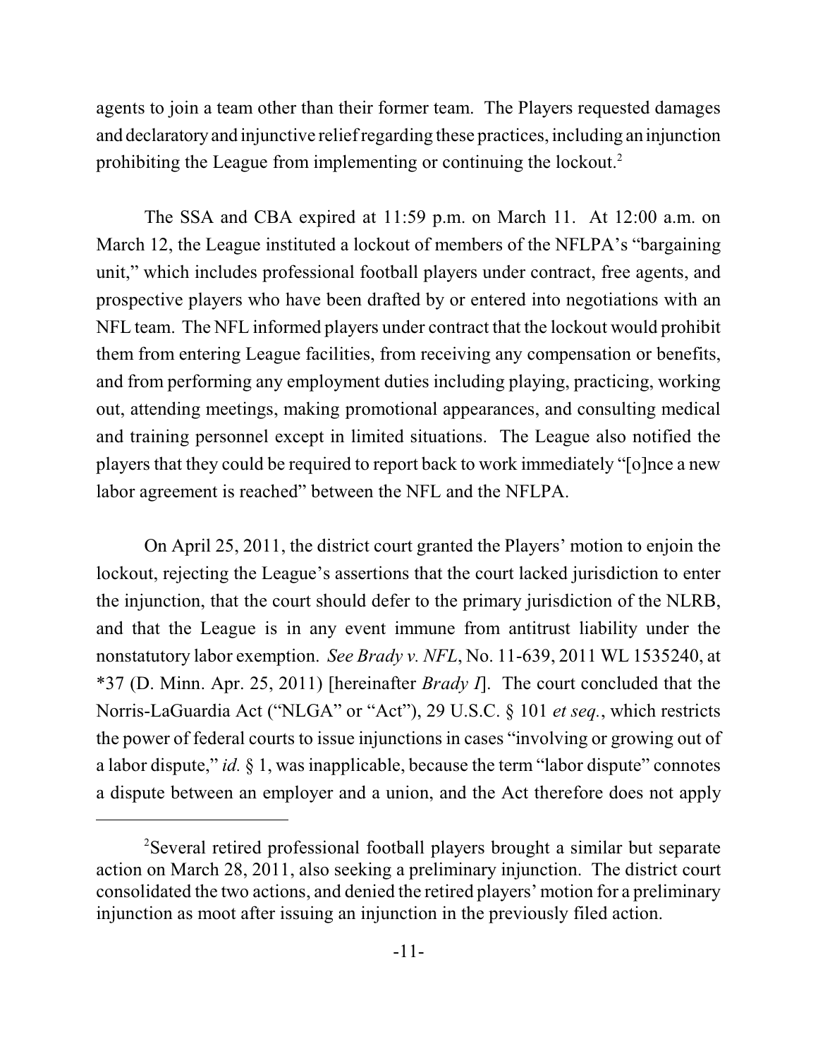agents to join a team other than their former team. The Players requested damages and declaratory and injunctive relief regarding these practices, including an injunction prohibiting the League from implementing or continuing the lockout.[2]

The SSA and CBA expired at 11:59 p.m. on March 11. At 12:00 a.m. on March 12, the League instituted a lockout of members of the NFLPA's "bargaining unit," which includes professional football players under contract, free agents, and prospective players who have been drafted by or entered into negotiations with an NFL team. The NFL informed players under contract that the lockout would prohibit them from entering League facilities, from receiving any compensation or benefits, and from performing any employment duties including playing, practicing, working out, attending meetings, making promotional appearances, and consulting medical and training personnel except in limited situations. The League also notified the players that they could be required to report back to work immediately "[o]nce a new labor agreement is reached" between the NFL and the NFLPA.

On April 25, 2011, the district court granted the Players' motion to enjoin the lockout, rejecting the League's assertions that the court lacked jurisdiction to enter the injunction, that the court should defer to the primary jurisdiction of the NLRB, and that the League is in any event immune from antitrust liability under the nonstatutory labor exemption. *See Brady v. NFL*, No. 11-639, 2011 WL 1535240, at *37 (D. Minn. Apr. 25, 2011) [hereinafter *Brady I*]. The court concluded that the Norris-LaGuardia Act ("NLGA" or "Act"), 29 U.S.C. § 101 *et seq.*, which restricts the power of federal courts to issue injunctions in cases "involving or growing out of a labor dispute," *id.* § 1, was inapplicable, because the term "labor dispute" connotes a dispute between an employer and a union, and the Act therefore does not apply

[2]Several retired professional football players brought a similar but separate action on March 28, 2011, also seeking a preliminary injunction. The district court consolidated the two actions, and denied the retired players' motion for a preliminary injunction as moot after issuing an injunction in the previously filed action.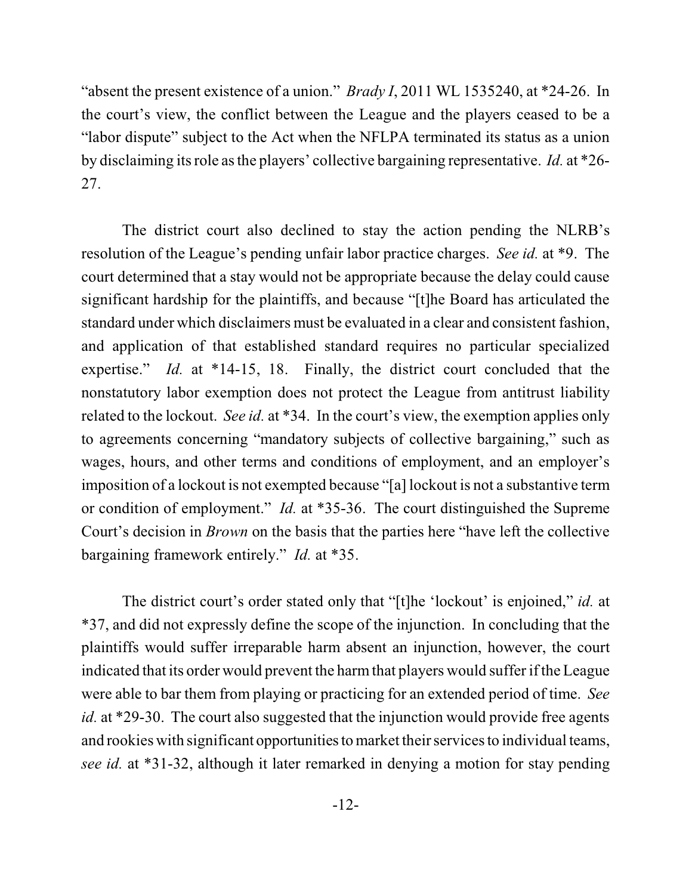"absent the present existence of a union." *Brady I*, 2011 WL 1535240, at *24-26. In the court's view, the conflict between the League and the players ceased to be a "labor dispute" subject to the Act when the NFLPA terminated its status as a union by disclaiming its role as the players' collective bargaining representative. *Id.* at *26-27.

The district court also declined to stay the action pending the NLRB's resolution of the League's pending unfair labor practice charges. *See id.* at *9. The court determined that a stay would not be appropriate because the delay could cause significant hardship for the plaintiffs, and because "[t]he Board has articulated the standard under which disclaimers must be evaluated in a clear and consistent fashion, and application of that established standard requires no particular specialized expertise." *Id.* at *14-15, 18. Finally, the district court concluded that the nonstatutory labor exemption does not protect the League from antitrust liability related to the lockout. *See id.* at *34. In the court's view, the exemption applies only to agreements concerning "mandatory subjects of collective bargaining," such as wages, hours, and other terms and conditions of employment, and an employer's imposition of a lockout is not exempted because "[a] lockout is not a substantive term or condition of employment." *Id.* at *35-36. The court distinguished the Supreme Court's decision in *Brown* on the basis that the parties here "have left the collective bargaining framework entirely." *Id.* at *35.

The district court's order stated only that "[t]he 'lockout' is enjoined," *id.* at *37, and did not expressly define the scope of the injunction. In concluding that the plaintiffs would suffer irreparable harm absent an injunction, however, the court indicated that its order would prevent the harm that players would suffer if the League were able to bar them from playing or practicing for an extended period of time. *See id.* at *29-30. The court also suggested that the injunction would provide free agents and rookies with significant opportunities to market their services to individual teams, *see id.* at *31-32, although it later remarked in denying a motion for stay pending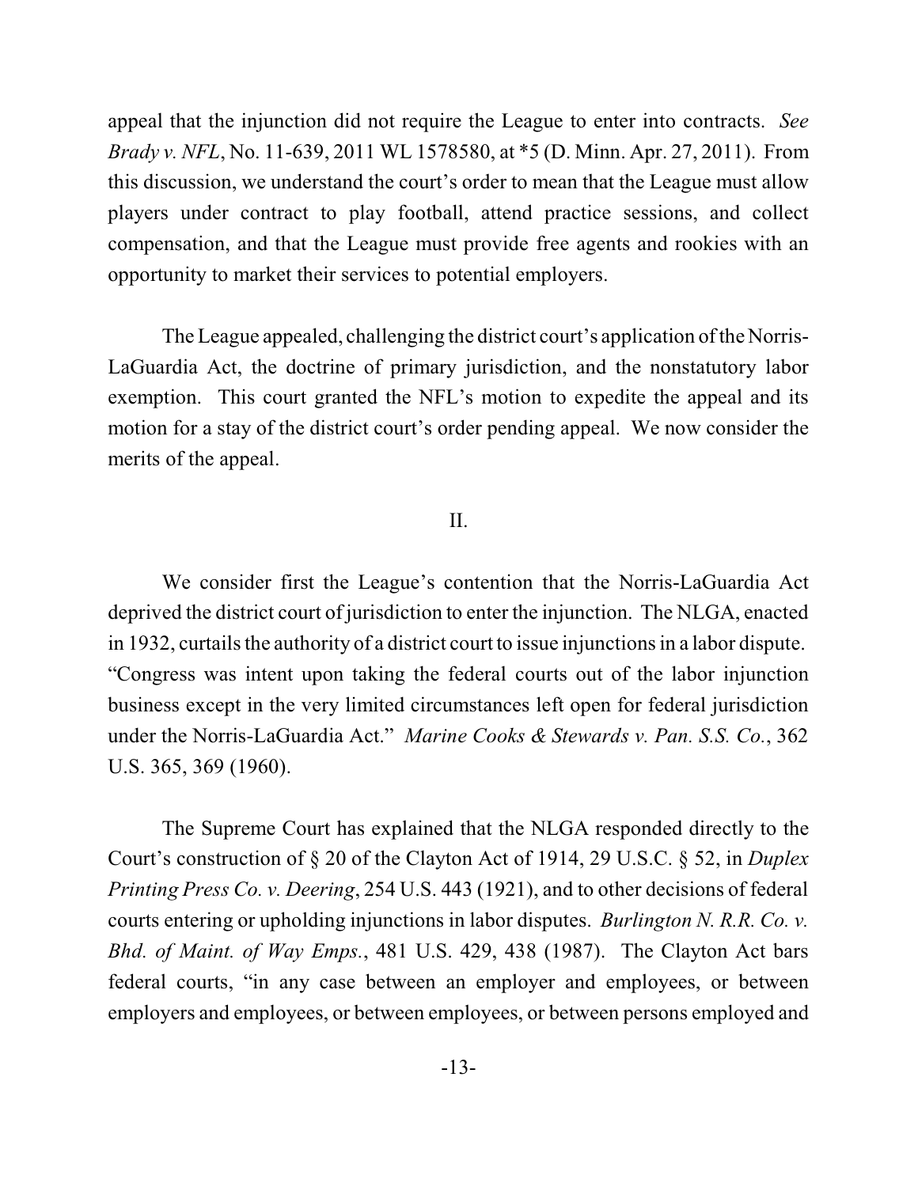appeal that the injunction did not require the League to enter into contracts. *See Brady v. NFL*, No. 11-639, 2011 WL 1578580, at *5 (D. Minn. Apr. 27, 2011). From this discussion, we understand the court's order to mean that the League must allow players under contract to play football, attend practice sessions, and collect compensation, and that the League must provide free agents and rookies with an opportunity to market their services to potential employers.

The League appealed, challenging the district court's application of the Norris-LaGuardia Act, the doctrine of primary jurisdiction, and the nonstatutory labor exemption. This court granted the NFL's motion to expedite the appeal and its motion for a stay of the district court's order pending appeal. We now consider the merits of the appeal.

## II.

We consider first the League's contention that the Norris-LaGuardia Act deprived the district court of jurisdiction to enter the injunction. The NLGA, enacted in 1932, curtails the authority of a district court to issue injunctions in a labor dispute. "Congress was intent upon taking the federal courts out of the labor injunction business except in the very limited circumstances left open for federal jurisdiction under the Norris-LaGuardia Act." *Marine Cooks & Stewards v. Pan. S.S. Co.*, 362 U.S. 365, 369 (1960).

The Supreme Court has explained that the NLGA responded directly to the Court's construction of § 20 of the Clayton Act of 1914, 29 U.S.C. § 52, in *Duplex Printing Press Co. v. Deering*, 254 U.S. 443 (1921), and to other decisions of federal courts entering or upholding injunctions in labor disputes. *Burlington N. R.R. Co. v. Bhd. of Maint. of Way Emps.*, 481 U.S. 429, 438 (1987). The Clayton Act bars federal courts, "in any case between an employer and employees, or between employers and employees, or between employees, or between persons employed and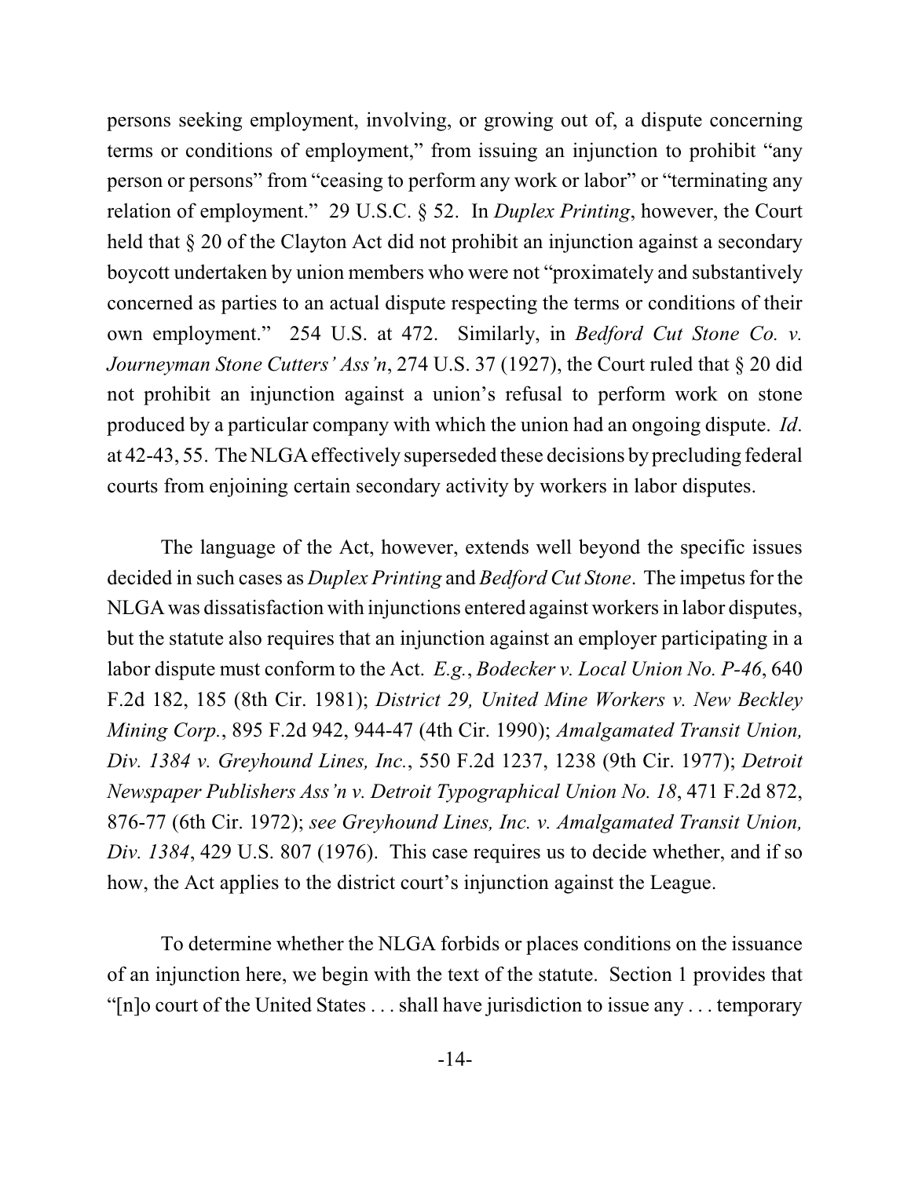persons seeking employment, involving, or growing out of, a dispute concerning terms or conditions of employment," from issuing an injunction to prohibit "any person or persons" from "ceasing to perform any work or labor" or "terminating any relation of employment." 29 U.S.C. § 52. In *Duplex Printing*, however, the Court held that § 20 of the Clayton Act did not prohibit an injunction against a secondary boycott undertaken by union members who were not "proximately and substantively concerned as parties to an actual dispute respecting the terms or conditions of their own employment." 254 U.S. at 472. Similarly, in *Bedford Cut Stone Co. v. Journeyman Stone Cutters' Ass'n*, 274 U.S. 37 (1927), the Court ruled that § 20 did not prohibit an injunction against a union's refusal to perform work on stone produced by a particular company with which the union had an ongoing dispute. *Id.* at 42-43, 55. The NLGA effectively superseded these decisions by precluding federal courts from enjoining certain secondary activity by workers in labor disputes.

The language of the Act, however, extends well beyond the specific issues decided in such cases as *Duplex Printing* and *Bedford Cut Stone*. The impetus for the NLGA was dissatisfaction with injunctions entered against workers in labor disputes, but the statute also requires that an injunction against an employer participating in a labor dispute must conform to the Act. *E.g.*, *Bodecker v. Local Union No. P-46*, 640 F.2d 182, 185 (8th Cir. 1981); *District 29, United Mine Workers v. New Beckley Mining Corp.*, 895 F.2d 942, 944-47 (4th Cir. 1990); *Amalgamated Transit Union, Div. 1384 v. Greyhound Lines, Inc.*, 550 F.2d 1237, 1238 (9th Cir. 1977); *Detroit Newspaper Publishers Ass'n v. Detroit Typographical Union No. 18*, 471 F.2d 872, 876-77 (6th Cir. 1972); *see Greyhound Lines, Inc. v. Amalgamated Transit Union, Div. 1384*, 429 U.S. 807 (1976). This case requires us to decide whether, and if so how, the Act applies to the district court's injunction against the League.

To determine whether the NLGA forbids or places conditions on the issuance of an injunction here, we begin with the text of the statute. Section 1 provides that "[n]o court of the United States . . . shall have jurisdiction to issue any . . . temporary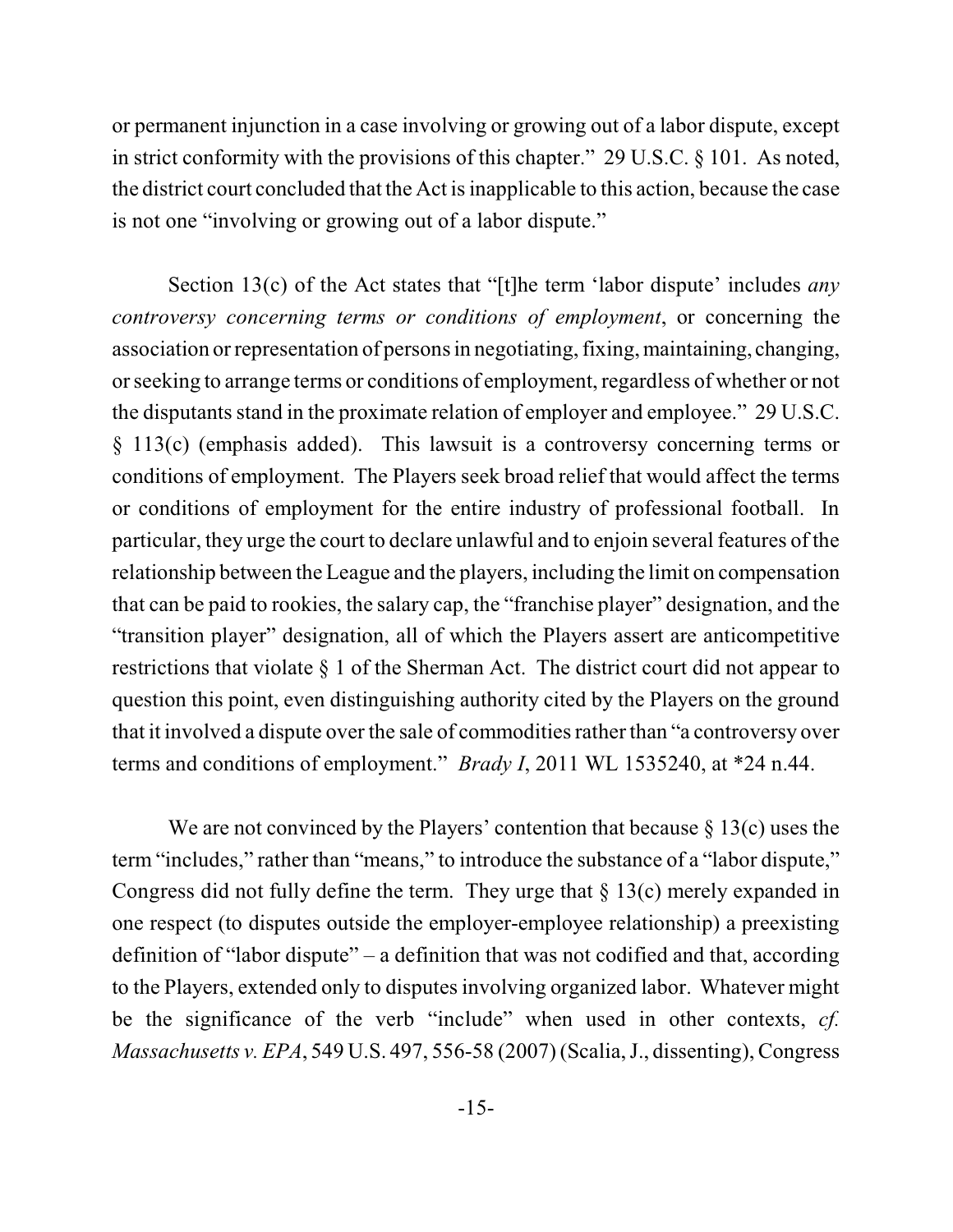or permanent injunction in a case involving or growing out of a labor dispute, except in strict conformity with the provisions of this chapter." 29 U.S.C. § 101. As noted, the district court concluded that the Act is inapplicable to this action, because the case is not one "involving or growing out of a labor dispute."

Section 13(c) of the Act states that "[t]he term 'labor dispute' includes *any controversy concerning terms or conditions of employment*, or concerning the association or representation of persons in negotiating, fixing, maintaining, changing, or seeking to arrange terms or conditions of employment, regardless of whether or not the disputants stand in the proximate relation of employer and employee." 29 U.S.C. § 113(c) (emphasis added). This lawsuit is a controversy concerning terms or conditions of employment. The Players seek broad relief that would affect the terms or conditions of employment for the entire industry of professional football. In particular, they urge the court to declare unlawful and to enjoin several features of the relationship between the League and the players, including the limit on compensation that can be paid to rookies, the salary cap, the "franchise player" designation, and the "transition player" designation, all of which the Players assert are anticompetitive restrictions that violate § 1 of the Sherman Act. The district court did not appear to question this point, even distinguishing authority cited by the Players on the ground that it involved a dispute over the sale of commodities rather than "a controversy over terms and conditions of employment." *Brady I*, 2011 WL 1535240, at *24 n.44.

We are not convinced by the Players' contention that because § 13(c) uses the term "includes," rather than "means," to introduce the substance of a "labor dispute," Congress did not fully define the term. They urge that § 13(c) merely expanded in one respect (to disputes outside the employer-employee relationship) a preexisting definition of "labor dispute" – a definition that was not codified and that, according to the Players, extended only to disputes involving organized labor. Whatever might be the significance of the verb "include" when used in other contexts, *cf. Massachusetts v. EPA*, 549 U.S. 497, 556-58 (2007) (Scalia, J., dissenting), Congress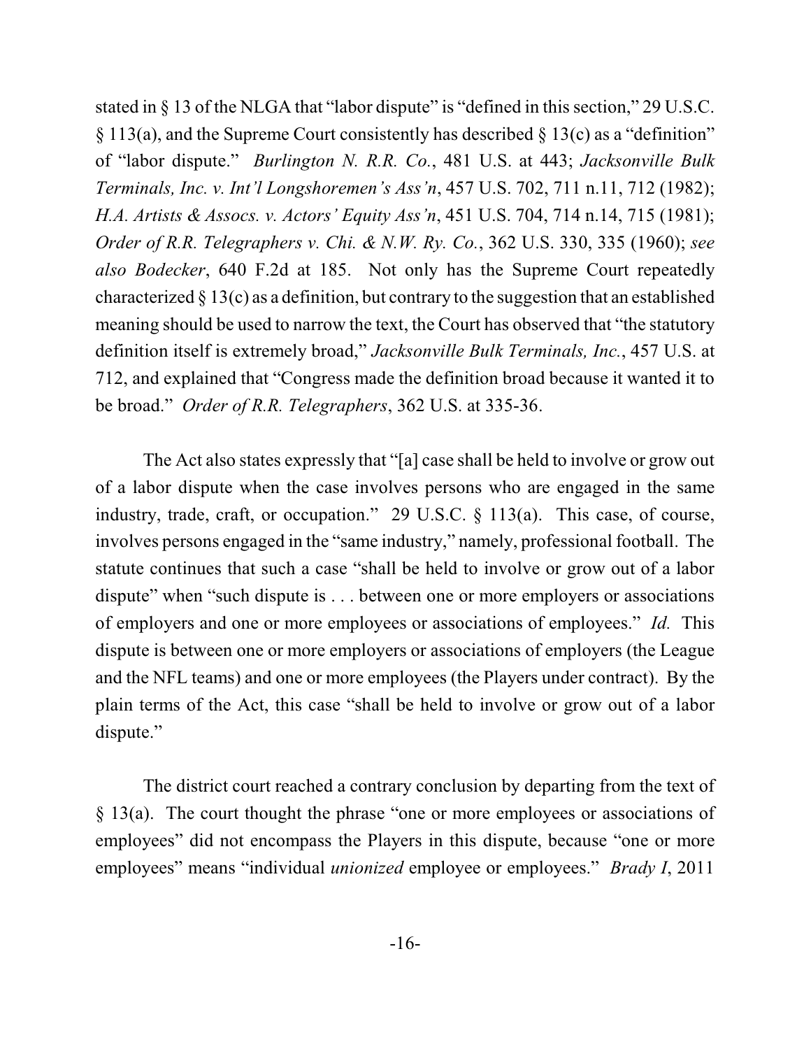stated in § 13 of the NLGA that "labor dispute" is "defined in this section," 29 U.S.C. § 113(a), and the Supreme Court consistently has described § 13(c) as a "definition" of "labor dispute." *Burlington N. R.R. Co.*, 481 U.S. at 443; *Jacksonville Bulk Terminals, Inc. v. Int'l Longshoremen's Ass'n*, 457 U.S. 702, 711 n.11, 712 (1982); *H.A. Artists & Assocs. v. Actors' Equity Ass'n*, 451 U.S. 704, 714 n.14, 715 (1981); *Order of R.R. Telegraphers v. Chi. & N.W. Ry. Co.*, 362 U.S. 330, 335 (1960); *see also Bodecker*, 640 F.2d at 185. Not only has the Supreme Court repeatedly characterized § 13(c) as a definition, but contrary to the suggestion that an established meaning should be used to narrow the text, the Court has observed that "the statutory definition itself is extremely broad," *Jacksonville Bulk Terminals, Inc.*, 457 U.S. at 712, and explained that "Congress made the definition broad because it wanted it to be broad." *Order of R.R. Telegraphers*, 362 U.S. at 335-36.

The Act also states expressly that "[a] case shall be held to involve or grow out of a labor dispute when the case involves persons who are engaged in the same industry, trade, craft, or occupation." 29 U.S.C. § 113(a). This case, of course, involves persons engaged in the "same industry," namely, professional football. The statute continues that such a case "shall be held to involve or grow out of a labor dispute" when "such dispute is . . . between one or more employers or associations of employers and one or more employees or associations of employees." *Id.* This dispute is between one or more employers or associations of employers (the League and the NFL teams) and one or more employees (the Players under contract). By the plain terms of the Act, this case "shall be held to involve or grow out of a labor dispute."

The district court reached a contrary conclusion by departing from the text of § 13(a). The court thought the phrase "one or more employees or associations of employees" did not encompass the Players in this dispute, because "one or more employees" means "individual *unionized* employee or employees." *Brady I*, 2011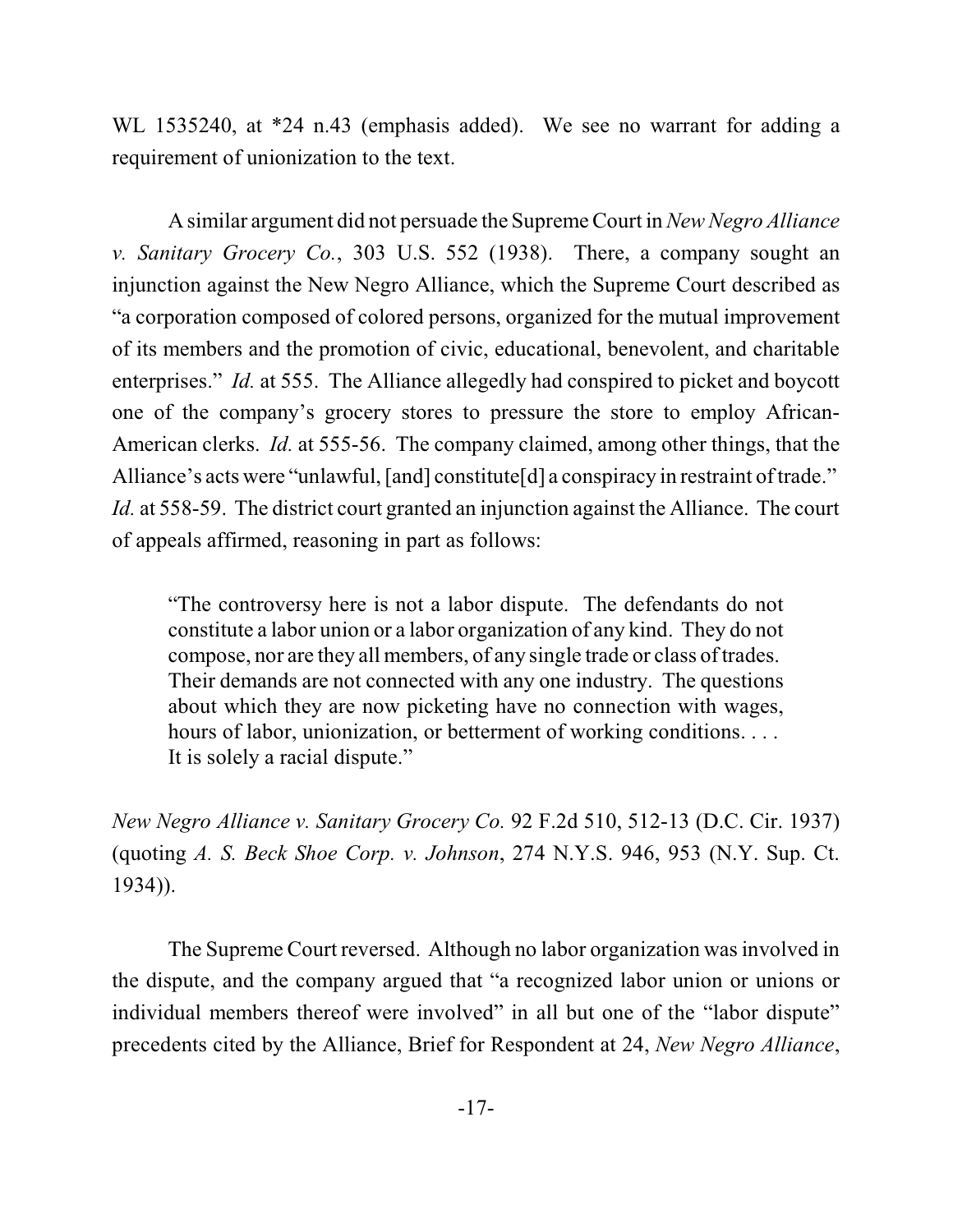WL 1535240, at *24 n.43 (emphasis added). We see no warrant for adding a requirement of unionization to the text.

A similar argument did not persuade the Supreme Court in *New Negro Alliance v. Sanitary Grocery Co.*, 303 U.S. 552 (1938). There, a company sought an injunction against the New Negro Alliance, which the Supreme Court described as "a corporation composed of colored persons, organized for the mutual improvement of its members and the promotion of civic, educational, benevolent, and charitable enterprises." *Id.* at 555. The Alliance allegedly had conspired to picket and boycott one of the company's grocery stores to pressure the store to employ African-American clerks. *Id.* at 555-56. The company claimed, among other things, that the Alliance's acts were "unlawful, [and] constitute[d] a conspiracy in restraint of trade." *Id.* at 558-59. The district court granted an injunction against the Alliance. The court of appeals affirmed, reasoning in part as follows:

> "The controversy here is not a labor dispute. The defendants do not constitute a labor union or a labor organization of any kind. They do not compose, nor are they all members, of any single trade or class of trades. Their demands are not connected with any one industry. The questions about which they are now picketing have no connection with wages, hours of labor, unionization, or betterment of working conditions. . . . It is solely a racial dispute."

*New Negro Alliance v. Sanitary Grocery Co.* 92 F.2d 510, 512-13 (D.C. Cir. 1937) (quoting *A. S. Beck Shoe Corp. v. Johnson*, 274 N.Y.S. 946, 953 (N.Y. Sup. Ct. 1934)).

The Supreme Court reversed. Although no labor organization was involved in the dispute, and the company argued that "a recognized labor union or unions or individual members thereof were involved" in all but one of the "labor dispute" precedents cited by the Alliance, Brief for Respondent at 24, *New Negro Alliance*,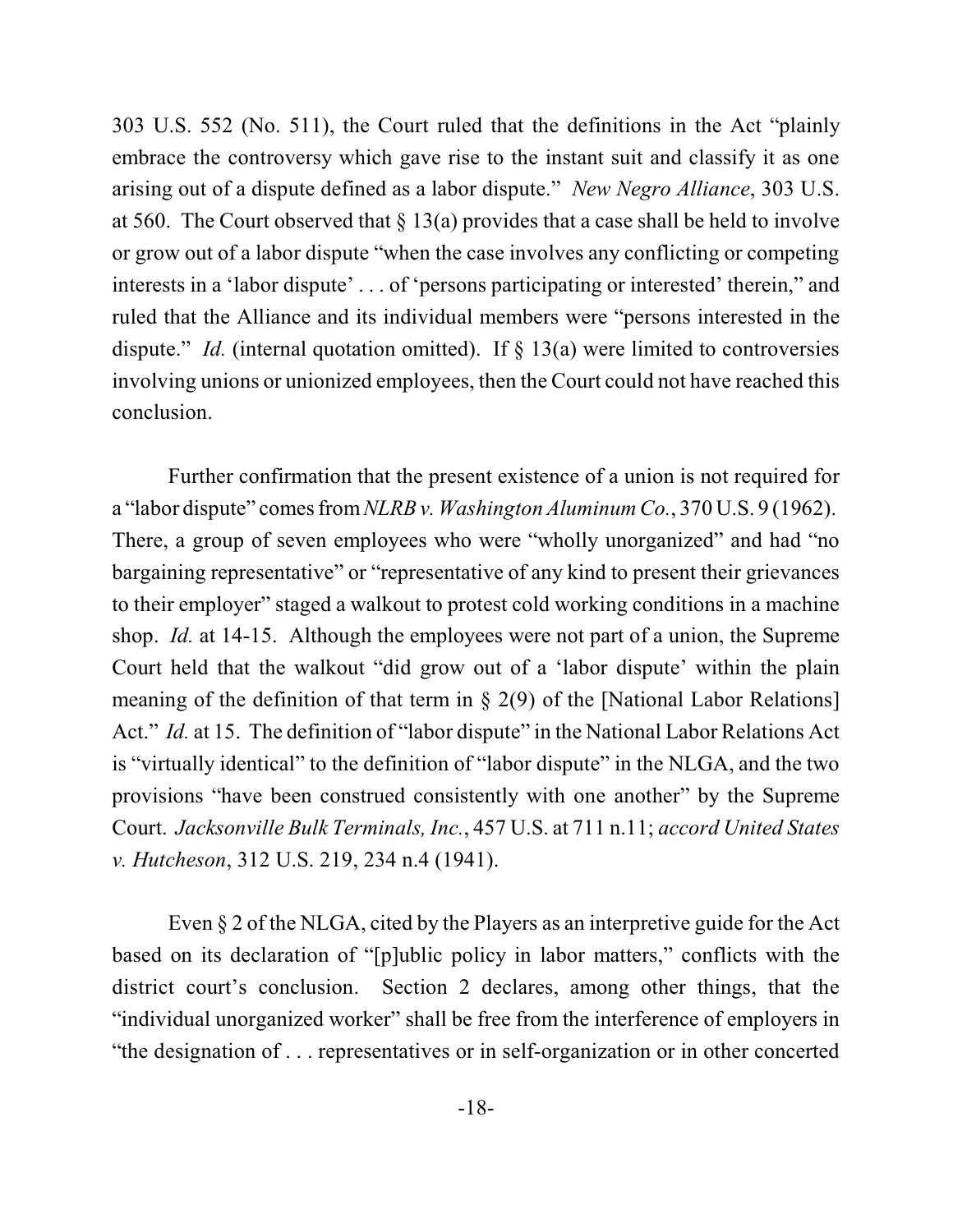303 U.S. 552 (No. 511), the Court ruled that the definitions in the Act "plainly embrace the controversy which gave rise to the instant suit and classify it as one arising out of a dispute defined as a labor dispute." *New Negro Alliance*, 303 U.S. at 560. The Court observed that § 13(a) provides that a case shall be held to involve or grow out of a labor dispute "when the case involves any conflicting or competing interests in a 'labor dispute' . . . of 'persons participating or interested' therein," and ruled that the Alliance and its individual members were "persons interested in the dispute." *Id.* (internal quotation omitted). If § 13(a) were limited to controversies involving unions or unionized employees, then the Court could not have reached this conclusion.

Further confirmation that the present existence of a union is not required for a "labor dispute" comes from *NLRB v. Washington Aluminum Co.*, 370 U.S. 9 (1962). There, a group of seven employees who were "wholly unorganized" and had "no bargaining representative" or "representative of any kind to present their grievances to their employer" staged a walkout to protest cold working conditions in a machine shop. *Id.* at 14-15. Although the employees were not part of a union, the Supreme Court held that the walkout "did grow out of a 'labor dispute' within the plain meaning of the definition of that term in § 2(9) of the [National Labor Relations] Act." *Id.* at 15. The definition of "labor dispute" in the National Labor Relations Act is "virtually identical" to the definition of "labor dispute" in the NLGA, and the two provisions "have been construed consistently with one another" by the Supreme Court. *Jacksonville Bulk Terminals, Inc.*, 457 U.S. at 711 n.11; *accord United States v. Hutcheson*, 312 U.S. 219, 234 n.4 (1941).

Even § 2 of the NLGA, cited by the Players as an interpretive guide for the Act based on its declaration of "[p]ublic policy in labor matters," conflicts with the district court's conclusion. Section 2 declares, among other things, that the "individual unorganized worker" shall be free from the interference of employers in "the designation of . . . representatives or in self-organization or in other concerted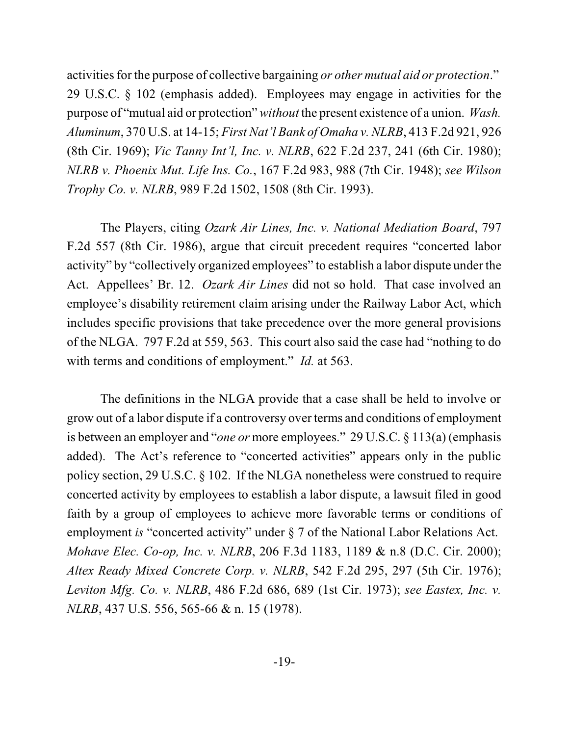activities for the purpose of collective bargaining *or other mutual aid or protection*." 29 U.S.C. § 102 (emphasis added). Employees may engage in activities for the purpose of "mutual aid or protection" *without* the present existence of a union. *Wash. Aluminum*, 370 U.S. at 14-15; *First Nat'l Bank of Omaha v. NLRB*, 413 F.2d 921, 926 (8th Cir. 1969); *Vic Tanny Int'l, Inc. v. NLRB*, 622 F.2d 237, 241 (6th Cir. 1980); *NLRB v. Phoenix Mut. Life Ins. Co.*, 167 F.2d 983, 988 (7th Cir. 1948); *see Wilson Trophy Co. v. NLRB*, 989 F.2d 1502, 1508 (8th Cir. 1993).

The Players, citing *Ozark Air Lines, Inc. v. National Mediation Board*, 797 F.2d 557 (8th Cir. 1986), argue that circuit precedent requires "concerted labor activity" by "collectively organized employees" to establish a labor dispute under the Act. Appellees' Br. 12. *Ozark Air Lines* did not so hold. That case involved an employee's disability retirement claim arising under the Railway Labor Act, which includes specific provisions that take precedence over the more general provisions of the NLGA. 797 F.2d at 559, 563. This court also said the case had "nothing to do with terms and conditions of employment." *Id.* at 563.

The definitions in the NLGA provide that a case shall be held to involve or grow out of a labor dispute if a controversy over terms and conditions of employment is between an employer and "*one or* more employees." 29 U.S.C. § 113(a) (emphasis added). The Act's reference to "concerted activities" appears only in the public policy section, 29 U.S.C. § 102. If the NLGA nonetheless were construed to require concerted activity by employees to establish a labor dispute, a lawsuit filed in good faith by a group of employees to achieve more favorable terms or conditions of employment *is* "concerted activity" under § 7 of the National Labor Relations Act. *Mohave Elec. Co-op, Inc. v. NLRB*, 206 F.3d 1183, 1189 & n.8 (D.C. Cir. 2000); *Altex Ready Mixed Concrete Corp. v. NLRB*, 542 F.2d 295, 297 (5th Cir. 1976); *Leviton Mfg. Co. v. NLRB*, 486 F.2d 686, 689 (1st Cir. 1973); *see Eastex, Inc. v. NLRB*, 437 U.S. 556, 565-66 & n. 15 (1978).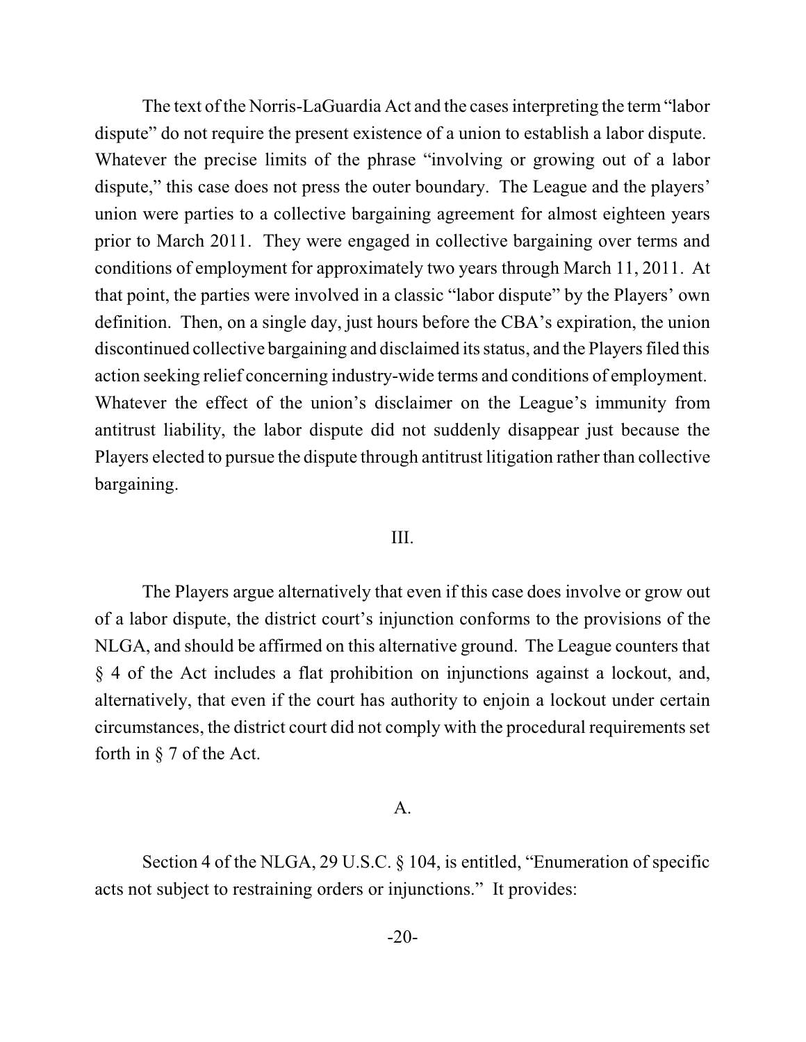The text of the Norris-LaGuardia Act and the cases interpreting the term "labor dispute" do not require the present existence of a union to establish a labor dispute. Whatever the precise limits of the phrase "involving or growing out of a labor dispute," this case does not press the outer boundary. The League and the players' union were parties to a collective bargaining agreement for almost eighteen years prior to March 2011. They were engaged in collective bargaining over terms and conditions of employment for approximately two years through March 11, 2011. At that point, the parties were involved in a classic "labor dispute" by the Players' own definition. Then, on a single day, just hours before the CBA's expiration, the union discontinued collective bargaining and disclaimed its status, and the Players filed this action seeking relief concerning industry-wide terms and conditions of employment. Whatever the effect of the union's disclaimer on the League's immunity from antitrust liability, the labor dispute did not suddenly disappear just because the Players elected to pursue the dispute through antitrust litigation rather than collective bargaining.

## III.

The Players argue alternatively that even if this case does involve or grow out of a labor dispute, the district court's injunction conforms to the provisions of the NLGA, and should be affirmed on this alternative ground. The League counters that § 4 of the Act includes a flat prohibition on injunctions against a lockout, and, alternatively, that even if the court has authority to enjoin a lockout under certain circumstances, the district court did not comply with the procedural requirements set forth in § 7 of the Act.

### A.

Section 4 of the NLGA, 29 U.S.C. § 104, is entitled, "Enumeration of specific acts not subject to restraining orders or injunctions." It provides: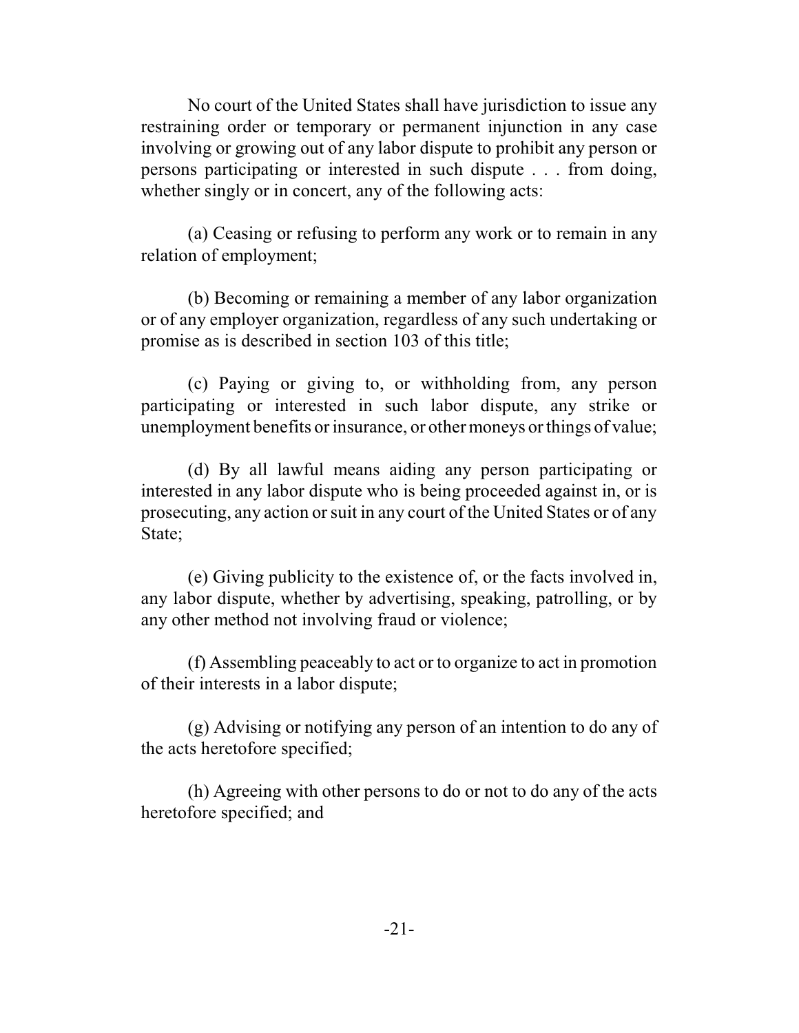No court of the United States shall have jurisdiction to issue any restraining order or temporary or permanent injunction in any case involving or growing out of any labor dispute to prohibit any person or persons participating or interested in such dispute . . . from doing, whether singly or in concert, any of the following acts:

(a) Ceasing or refusing to perform any work or to remain in any relation of employment;

(b) Becoming or remaining a member of any labor organization or of any employer organization, regardless of any such undertaking or promise as is described in section 103 of this title;

(c) Paying or giving to, or withholding from, any person participating or interested in such labor dispute, any strike or unemployment benefits or insurance, or other moneys or things of value;

(d) By all lawful means aiding any person participating or interested in any labor dispute who is being proceeded against in, or is prosecuting, any action or suit in any court of the United States or of any State;

(e) Giving publicity to the existence of, or the facts involved in, any labor dispute, whether by advertising, speaking, patrolling, or by any other method not involving fraud or violence;

(f) Assembling peaceably to act or to organize to act in promotion of their interests in a labor dispute;

(g) Advising or notifying any person of an intention to do any of the acts heretofore specified;

(h) Agreeing with other persons to do or not to do any of the acts heretofore specified; and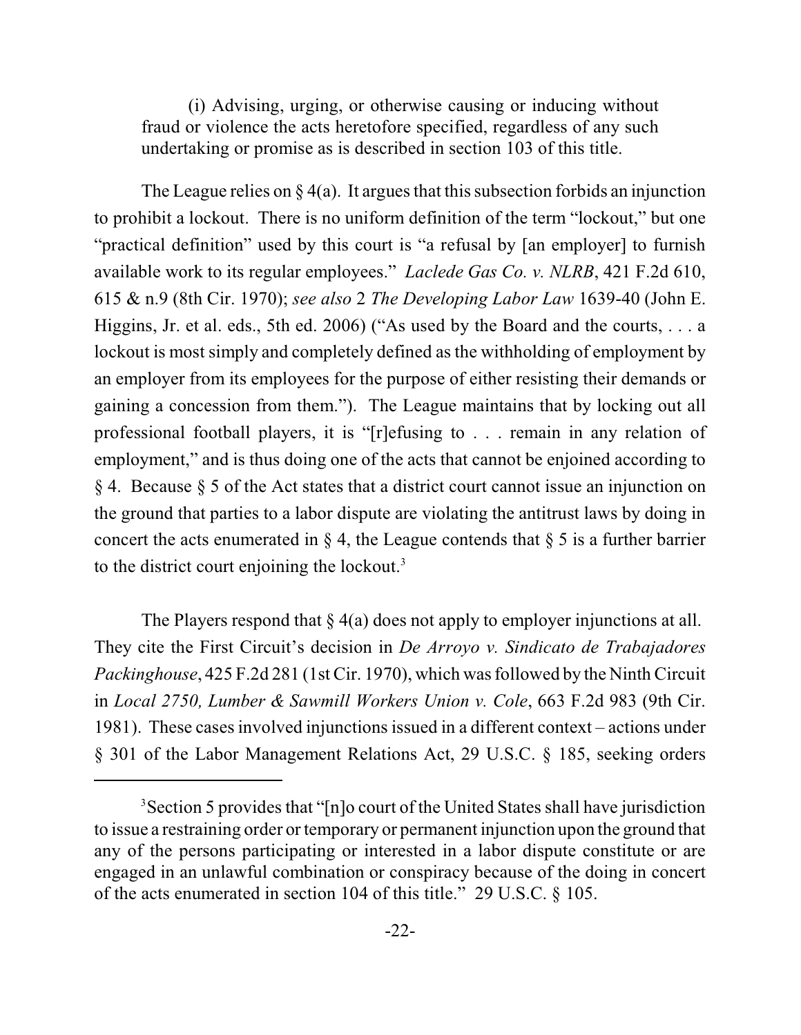(i) Advising, urging, or otherwise causing or inducing without fraud or violence the acts heretofore specified, regardless of any such undertaking or promise as is described in section 103 of this title.

The League relies on § 4(a). It argues that this subsection forbids an injunction to prohibit a lockout. There is no uniform definition of the term "lockout," but one "practical definition" used by this court is "a refusal by [an employer] to furnish available work to its regular employees." *Laclede Gas Co. v. NLRB*, 421 F.2d 610, 615 & n.9 (8th Cir. 1970); *see also* 2 *The Developing Labor Law* 1639-40 (John E. Higgins, Jr. et al. eds., 5th ed. 2006) ("As used by the Board and the courts, . . . a lockout is most simply and completely defined as the withholding of employment by an employer from its employees for the purpose of either resisting their demands or gaining a concession from them."). The League maintains that by locking out all professional football players, it is "[r]efusing to . . . remain in any relation of employment," and is thus doing one of the acts that cannot be enjoined according to § 4. Because § 5 of the Act states that a district court cannot issue an injunction on the ground that parties to a labor dispute are violating the antitrust laws by doing in concert the acts enumerated in § 4, the League contends that § 5 is a further barrier to the district court enjoining the lockout.[3]

The Players respond that § 4(a) does not apply to employer injunctions at all. They cite the First Circuit's decision in *De Arroyo v. Sindicato de Trabajadores Packinghouse*, 425 F.2d 281 (1st Cir. 1970), which was followed by the Ninth Circuit in *Local 2750, Lumber & Sawmill Workers Union v. Cole*, 663 F.2d 983 (9th Cir. 1981). These cases involved injunctions issued in a different context – actions under § 301 of the Labor Management Relations Act, 29 U.S.C. § 185, seeking orders

[3] Section 5 provides that "[n]o court of the United States shall have jurisdiction to issue a restraining order or temporary or permanent injunction upon the ground that any of the persons participating or interested in a labor dispute constitute or are engaged in an unlawful combination or conspiracy because of the doing in concert of the acts enumerated in section 104 of this title." 29 U.S.C. § 105.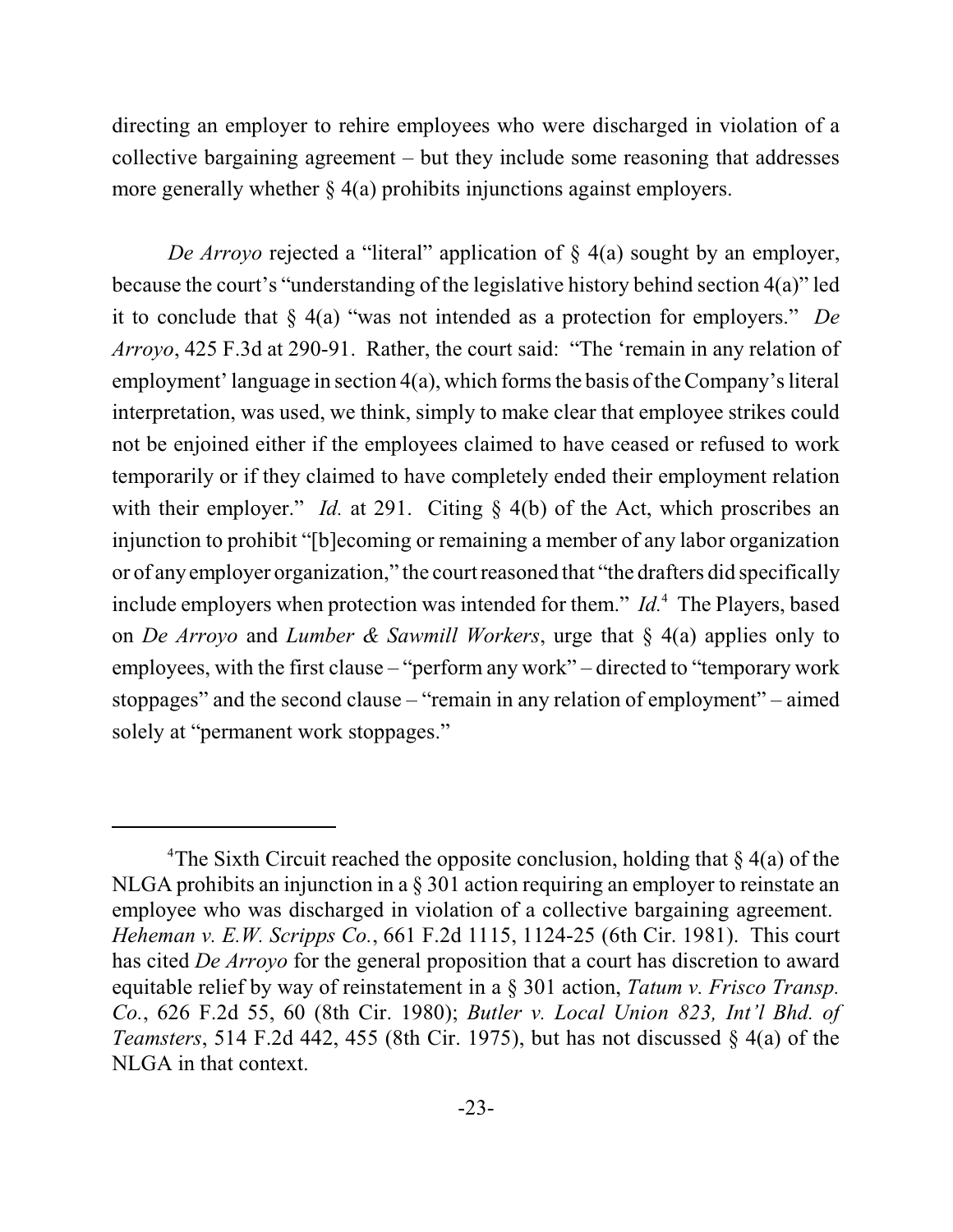directing an employer to rehire employees who were discharged in violation of a collective bargaining agreement – but they include some reasoning that addresses more generally whether § 4(a) prohibits injunctions against employers.

*De Arroyo* rejected a "literal" application of § 4(a) sought by an employer, because the court's "understanding of the legislative history behind section 4(a)" led it to conclude that § 4(a) "was not intended as a protection for employers." *De Arroyo*, 425 F.3d at 290-91. Rather, the court said: "The 'remain in any relation of employment' language in section 4(a), which forms the basis of the Company's literal interpretation, was used, we think, simply to make clear that employee strikes could not be enjoined either if the employees claimed to have ceased or refused to work temporarily or if they claimed to have completely ended their employment relation with their employer." *Id.* at 291. Citing § 4(b) of the Act, which proscribes an injunction to prohibit "[b]ecoming or remaining a member of any labor organization or of any employer organization," the court reasoned that "the drafters did specifically include employers when protection was intended for them." *Id.*[4] The Players, based on *De Arroyo* and *Lumber & Sawmill Workers*, urge that § 4(a) applies only to employees, with the first clause – "perform any work" – directed to "temporary work stoppages" and the second clause – "remain in any relation of employment" – aimed solely at "permanent work stoppages."

---

[4]The Sixth Circuit reached the opposite conclusion, holding that § 4(a) of the NLGA prohibits an injunction in a § 301 action requiring an employer to reinstate an employee who was discharged in violation of a collective bargaining agreement. *Heheman v. E.W. Scripps Co.*, 661 F.2d 1115, 1124-25 (6th Cir. 1981). This court has cited *De Arroyo* for the general proposition that a court has discretion to award equitable relief by way of reinstatement in a § 301 action, *Tatum v. Frisco Transp. Co.*, 626 F.2d 55, 60 (8th Cir. 1980); *Butler v. Local Union 823, Int'l Bhd. of Teamsters*, 514 F.2d 442, 455 (8th Cir. 1975), but has not discussed § 4(a) of the NLGA in that context.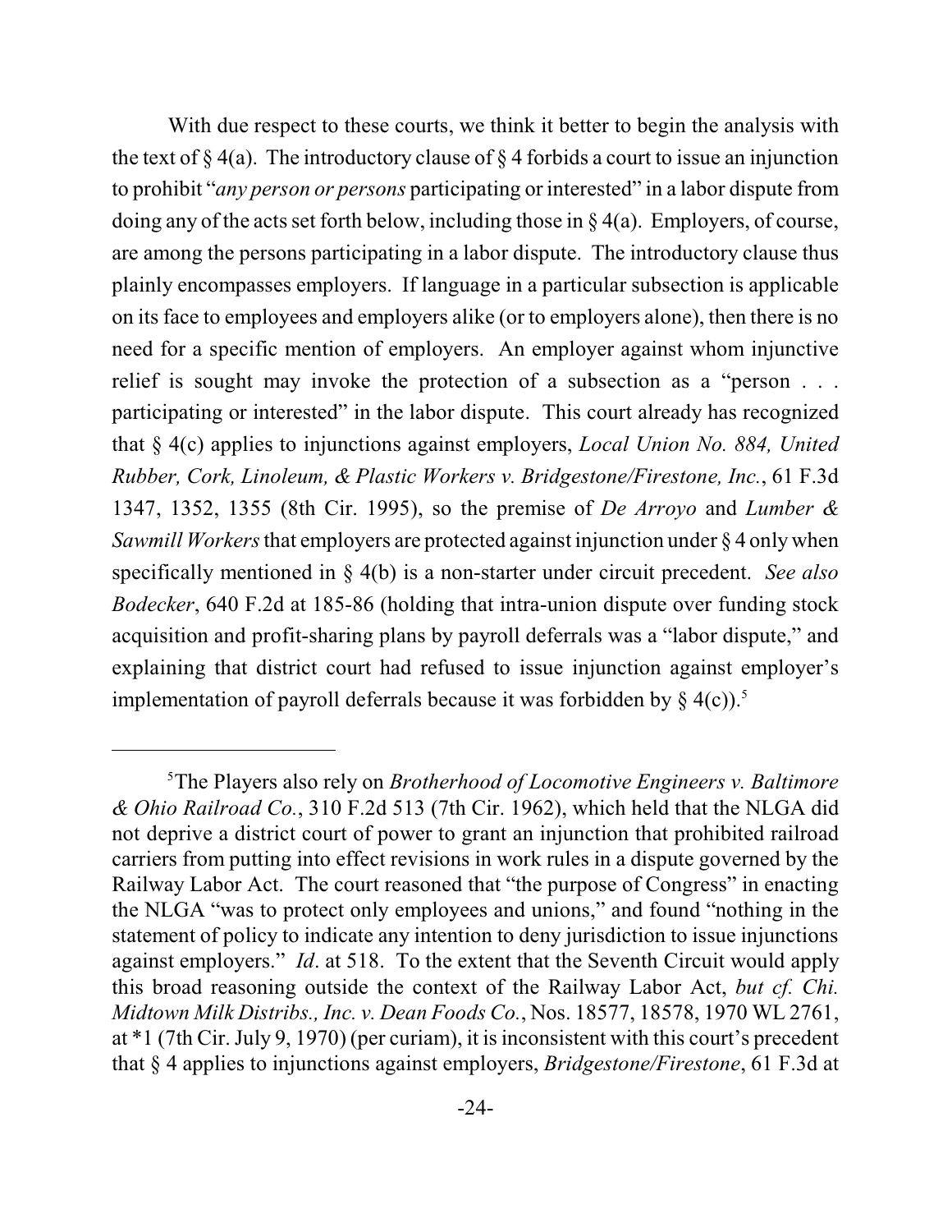With due respect to these courts, we think it better to begin the analysis with the text of § 4(a). The introductory clause of § 4 forbids a court to issue an injunction to prohibit "*any person or persons* participating or interested" in a labor dispute from doing any of the acts set forth below, including those in § 4(a). Employers, of course, are among the persons participating in a labor dispute. The introductory clause thus plainly encompasses employers. If language in a particular subsection is applicable on its face to employees and employers alike (or to employers alone), then there is no need for a specific mention of employers. An employer against whom injunctive relief is sought may invoke the protection of a subsection as a "person . . . participating or interested" in the labor dispute. This court already has recognized that § 4(c) applies to injunctions against employers, *Local Union No. 884, United Rubber, Cork, Linoleum, & Plastic Workers v. Bridgestone/Firestone, Inc.*, 61 F.3d 1347, 1352, 1355 (8th Cir. 1995), so the premise of *De Arroyo* and *Lumber & Sawmill Workers* that employers are protected against injunction under § 4 only when specifically mentioned in § 4(b) is a non-starter under circuit precedent. *See also Bodecker*, 640 F.2d at 185-86 (holding that intra-union dispute over funding stock acquisition and profit-sharing plans by payroll deferrals was a "labor dispute," and explaining that district court had refused to issue injunction against employer's implementation of payroll deferrals because it was forbidden by § 4(c)).[5]

[5]The Players also rely on *Brotherhood of Locomotive Engineers v. Baltimore & Ohio Railroad Co.*, 310 F.2d 513 (7th Cir. 1962), which held that the NLGA did not deprive a district court of power to grant an injunction that prohibited railroad carriers from putting into effect revisions in work rules in a dispute governed by the Railway Labor Act. The court reasoned that "the purpose of Congress" in enacting the NLGA "was to protect only employees and unions," and found "nothing in the statement of policy to indicate any intention to deny jurisdiction to issue injunctions against employers." *Id*. at 518. To the extent that the Seventh Circuit would apply this broad reasoning outside the context of the Railway Labor Act, *but cf. Chi. Midtown Milk Distribs., Inc. v. Dean Foods Co.*, Nos. 18577, 18578, 1970 WL 2761, at *1 (7th Cir. July 9, 1970) (per curiam), it is inconsistent with this court's precedent that § 4 applies to injunctions against employers, *Bridgestone/Firestone*, 61 F.3d at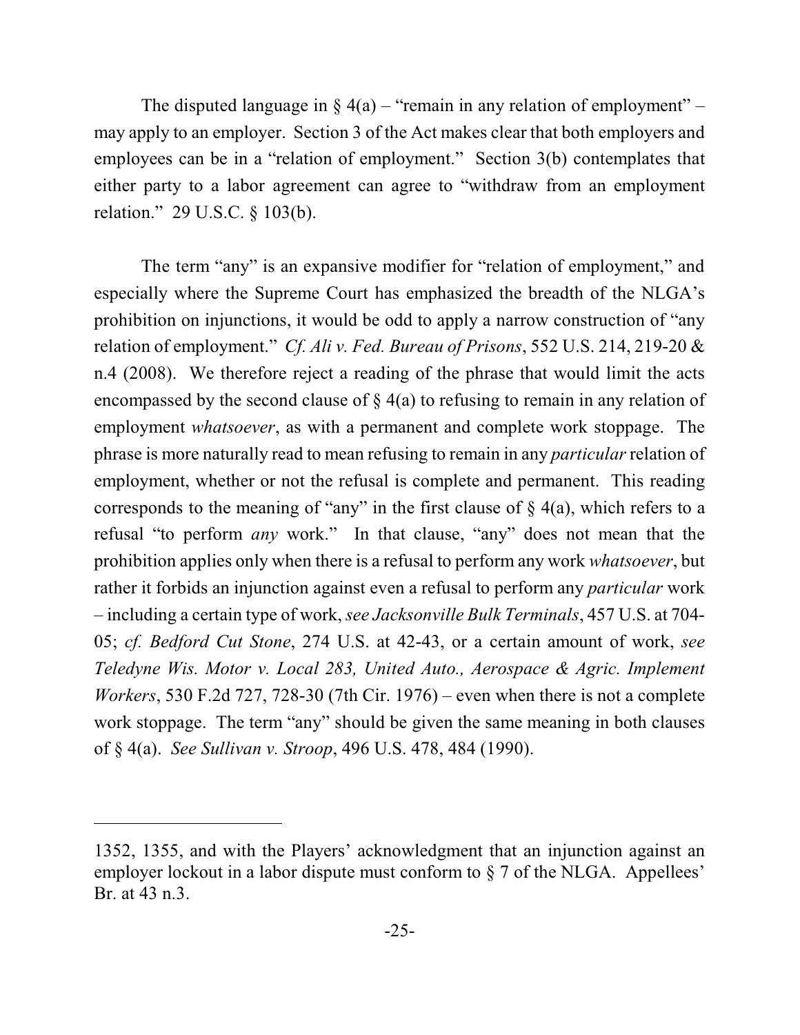The disputed language in § 4(a) – "remain in any relation of employment" – may apply to an employer. Section 3 of the Act makes clear that both employers and employees can be in a "relation of employment." Section 3(b) contemplates that either party to a labor agreement can agree to "withdraw from an employment relation." 29 U.S.C. § 103(b).

The term "any" is an expansive modifier for "relation of employment," and especially where the Supreme Court has emphasized the breadth of the NLGA's prohibition on injunctions, it would be odd to apply a narrow construction of "any relation of employment." *Cf. Ali v. Fed. Bureau of Prisons*, 552 U.S. 214, 219-20 & n.4 (2008). We therefore reject a reading of the phrase that would limit the acts encompassed by the second clause of § 4(a) to refusing to remain in any relation of employment *whatsoever*, as with a permanent and complete work stoppage. The phrase is more naturally read to mean refusing to remain in any *particular* relation of employment, whether or not the refusal is complete and permanent. This reading corresponds to the meaning of "any" in the first clause of § 4(a), which refers to a refusal "to perform *any* work." In that clause, "any" does not mean that the prohibition applies only when there is a refusal to perform any work *whatsoever*, but rather it forbids an injunction against even a refusal to perform any *particular* work – including a certain type of work, *see Jacksonville Bulk Terminals*, 457 U.S. at 704-05; *cf. Bedford Cut Stone*, 274 U.S. at 42-43, or a certain amount of work, *see Teledyne Wis. Motor v. Local 283, United Auto., Aerospace & Agric. Implement Workers*, 530 F.2d 727, 728-30 (7th Cir. 1976) – even when there is not a complete work stoppage. The term "any" should be given the same meaning in both clauses of § 4(a). *See Sullivan v. Stroop*, 496 U.S. 478, 484 (1990).

---

1352, 1355, and with the Players' acknowledgment that an injunction against an employer lockout in a labor dispute must conform to § 7 of the NLGA. Appellees' Br. at 43 n.3.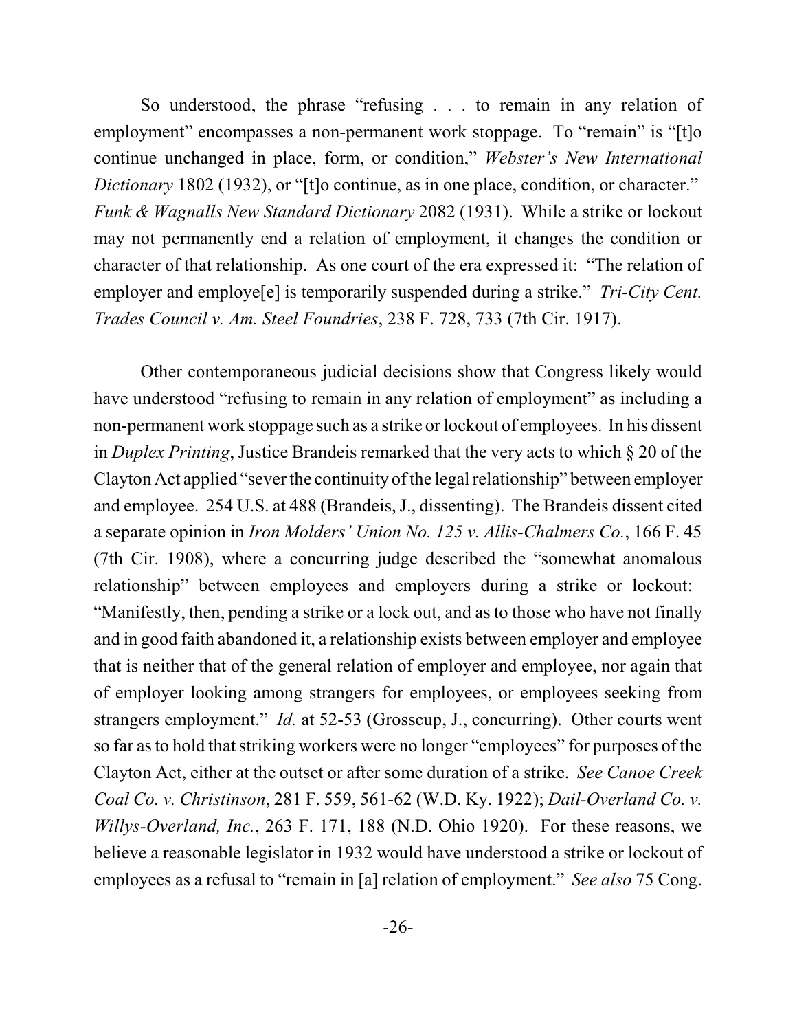So understood, the phrase "refusing . . . to remain in any relation of employment" encompasses a non-permanent work stoppage. To "remain" is "[t]o continue unchanged in place, form, or condition," *Webster's New International Dictionary* 1802 (1932), or "[t]o continue, as in one place, condition, or character." *Funk & Wagnalls New Standard Dictionary* 2082 (1931). While a strike or lockout may not permanently end a relation of employment, it changes the condition or character of that relationship. As one court of the era expressed it: "The relation of employer and employe[e] is temporarily suspended during a strike." *Tri-City Cent. Trades Council v. Am. Steel Foundries*, 238 F. 728, 733 (7th Cir. 1917).

Other contemporaneous judicial decisions show that Congress likely would have understood "refusing to remain in any relation of employment" as including a non-permanent work stoppage such as a strike or lockout of employees. In his dissent in *Duplex Printing*, Justice Brandeis remarked that the very acts to which § 20 of the Clayton Act applied "sever the continuity of the legal relationship" between employer and employee. 254 U.S. at 488 (Brandeis, J., dissenting). The Brandeis dissent cited a separate opinion in *Iron Molders' Union No. 125 v. Allis-Chalmers Co.*, 166 F. 45 (7th Cir. 1908), where a concurring judge described the "somewhat anomalous relationship" between employees and employers during a strike or lockout: "Manifestly, then, pending a strike or a lock out, and as to those who have not finally and in good faith abandoned it, a relationship exists between employer and employee that is neither that of the general relation of employer and employee, nor again that of employer looking among strangers for employees, or employees seeking from strangers employment." *Id.* at 52-53 (Grosscup, J., concurring). Other courts went so far as to hold that striking workers were no longer "employees" for purposes of the Clayton Act, either at the outset or after some duration of a strike. *See Canoe Creek Coal Co. v. Christinson*, 281 F. 559, 561-62 (W.D. Ky. 1922); *Dail-Overland Co. v. Willys-Overland, Inc.*, 263 F. 171, 188 (N.D. Ohio 1920). For these reasons, we believe a reasonable legislator in 1932 would have understood a strike or lockout of employees as a refusal to "remain in [a] relation of employment." *See also* 75 Cong.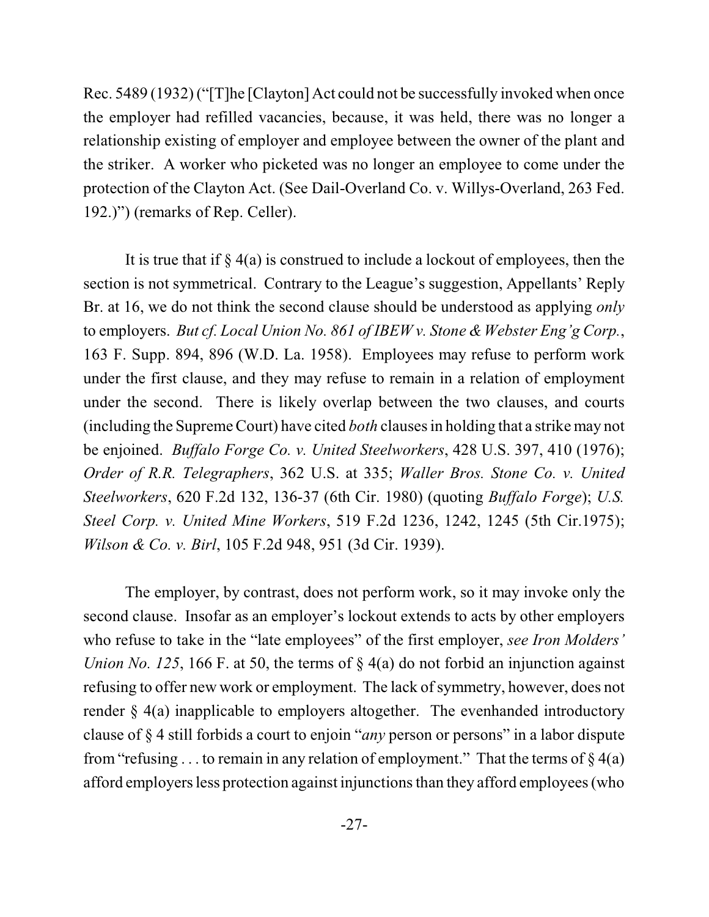Rec. 5489 (1932) ("[T]he [Clayton] Act could not be successfully invoked when once the employer had refilled vacancies, because, it was held, there was no longer a relationship existing of employer and employee between the owner of the plant and the striker. A worker who picketed was no longer an employee to come under the protection of the Clayton Act. (See Dail-Overland Co. v. Willys-Overland, 263 Fed. 192.)") (remarks of Rep. Celler).

It is true that if § 4(a) is construed to include a lockout of employees, then the section is not symmetrical. Contrary to the League's suggestion, Appellants' Reply Br. at 16, we do not think the second clause should be understood as applying *only* to employers. *But cf. Local Union No. 861 of IBEW v. Stone & Webster Eng'g Corp.*, 163 F. Supp. 894, 896 (W.D. La. 1958). Employees may refuse to perform work under the first clause, and they may refuse to remain in a relation of employment under the second. There is likely overlap between the two clauses, and courts (including the Supreme Court) have cited *both* clauses in holding that a strike may not be enjoined. *Buffalo Forge Co. v. United Steelworkers*, 428 U.S. 397, 410 (1976); *Order of R.R. Telegraphers*, 362 U.S. at 335; *Waller Bros. Stone Co. v. United Steelworkers*, 620 F.2d 132, 136-37 (6th Cir. 1980) (quoting *Buffalo Forge*); *U.S. Steel Corp. v. United Mine Workers*, 519 F.2d 1236, 1242, 1245 (5th Cir.1975); *Wilson & Co. v. Birl*, 105 F.2d 948, 951 (3d Cir. 1939).

The employer, by contrast, does not perform work, so it may invoke only the second clause. Insofar as an employer's lockout extends to acts by other employers who refuse to take in the "late employees" of the first employer, *see Iron Molders' Union No. 125*, 166 F. at 50, the terms of § 4(a) do not forbid an injunction against refusing to offer new work or employment. The lack of symmetry, however, does not render § 4(a) inapplicable to employers altogether. The evenhanded introductory clause of § 4 still forbids a court to enjoin "*any* person or persons" in a labor dispute from "refusing . . . to remain in any relation of employment." That the terms of § 4(a) afford employers less protection against injunctions than they afford employees (who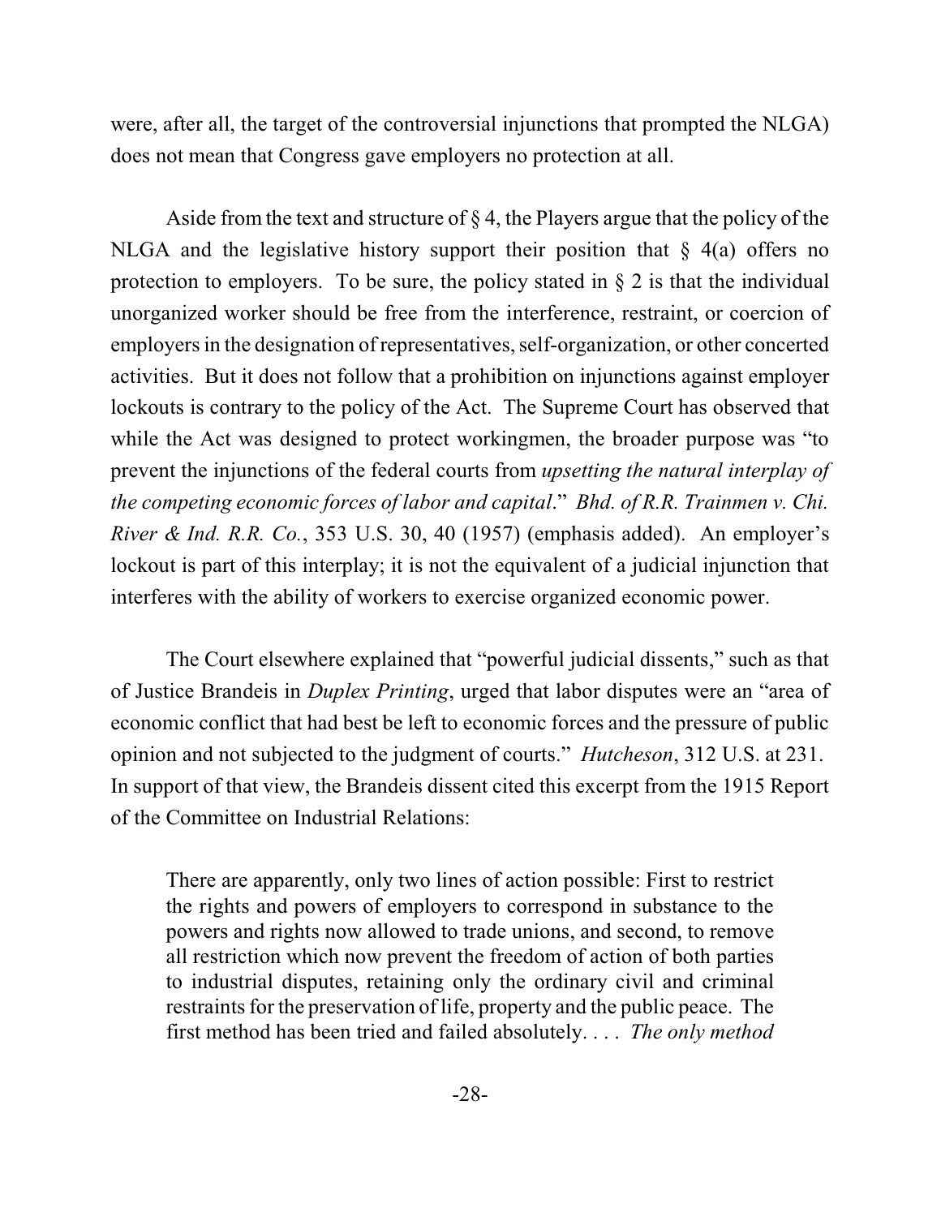were, after all, the target of the controversial injunctions that prompted the NLGA) does not mean that Congress gave employers no protection at all.

Aside from the text and structure of § 4, the Players argue that the policy of the NLGA and the legislative history support their position that § 4(a) offers no protection to employers. To be sure, the policy stated in § 2 is that the individual unorganized worker should be free from the interference, restraint, or coercion of employers in the designation of representatives, self-organization, or other concerted activities. But it does not follow that a prohibition on injunctions against employer lockouts is contrary to the policy of the Act. The Supreme Court has observed that while the Act was designed to protect workingmen, the broader purpose was "to prevent the injunctions of the federal courts from *upsetting the natural interplay of the competing economic forces of labor and capital*." *Bhd. of R.R. Trainmen v. Chi. River & Ind. R.R. Co.*, 353 U.S. 30, 40 (1957) (emphasis added). An employer's lockout is part of this interplay; it is not the equivalent of a judicial injunction that interferes with the ability of workers to exercise organized economic power.

The Court elsewhere explained that "powerful judicial dissents," such as that of Justice Brandeis in *Duplex Printing*, urged that labor disputes were an "area of economic conflict that had best be left to economic forces and the pressure of public opinion and not subjected to the judgment of courts." *Hutcheson*, 312 U.S. at 231. In support of that view, the Brandeis dissent cited this excerpt from the 1915 Report of the Committee on Industrial Relations:

> There are apparently, only two lines of action possible: First to restrict the rights and powers of employers to correspond in substance to the powers and rights now allowed to trade unions, and second, to remove all restriction which now prevent the freedom of action of both parties to industrial disputes, retaining only the ordinary civil and criminal restraints for the preservation of life, property and the public peace. The first method has been tried and failed absolutely. . . . *The only method*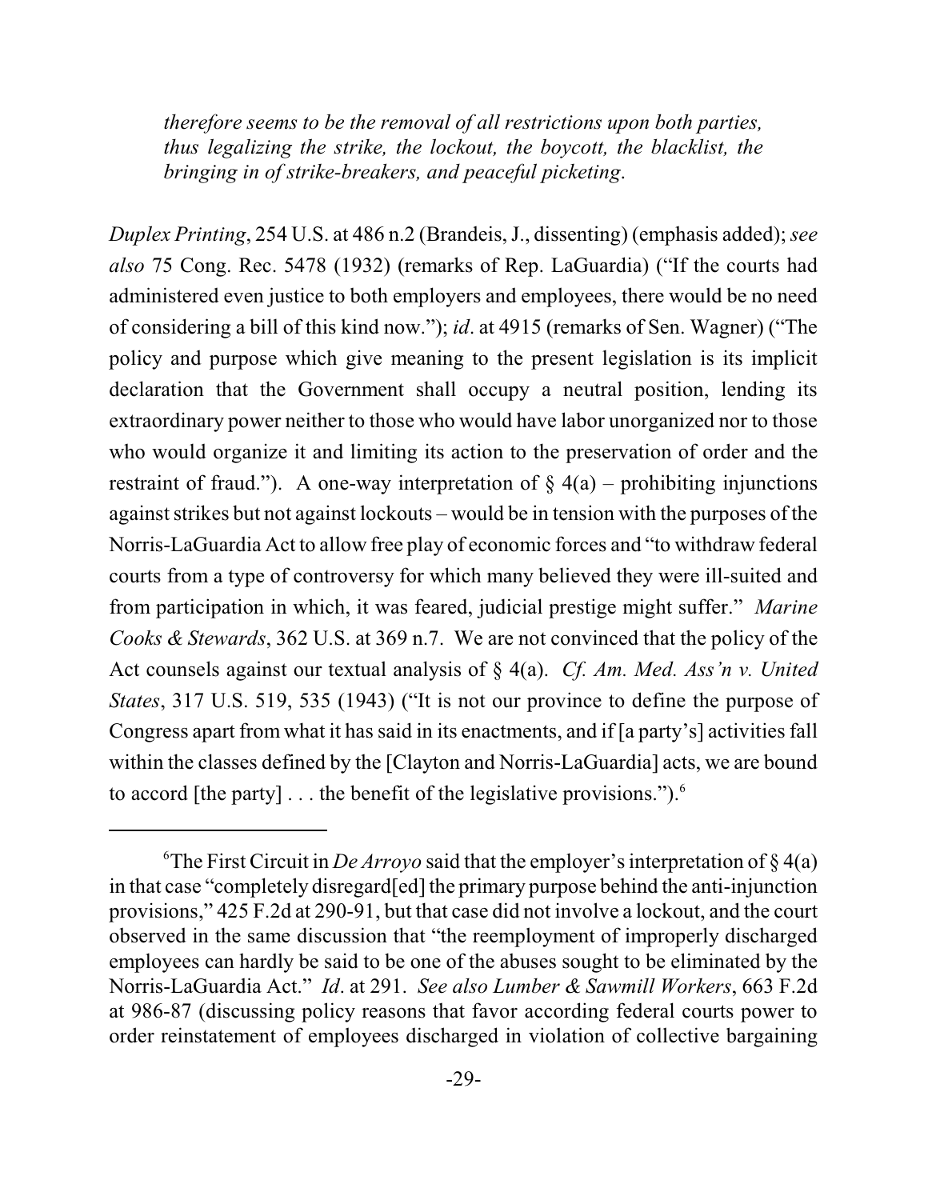*therefore seems to be the removal of all restrictions upon both parties, thus legalizing the strike, the lockout, the boycott, the blacklist, the bringing in of strike-breakers, and peaceful picketing.*

*Duplex Printing*, 254 U.S. at 486 n.2 (Brandeis, J., dissenting) (emphasis added); *see also* 75 Cong. Rec. 5478 (1932) (remarks of Rep. LaGuardia) ("If the courts had administered even justice to both employers and employees, there would be no need of considering a bill of this kind now."); *id*. at 4915 (remarks of Sen. Wagner) ("The policy and purpose which give meaning to the present legislation is its implicit declaration that the Government shall occupy a neutral position, lending its extraordinary power neither to those who would have labor unorganized nor to those who would organize it and limiting its action to the preservation of order and the restraint of fraud."). A one-way interpretation of § 4(a) – prohibiting injunctions against strikes but not against lockouts – would be in tension with the purposes of the Norris-LaGuardia Act to allow free play of economic forces and "to withdraw federal courts from a type of controversy for which many believed they were ill-suited and from participation in which, it was feared, judicial prestige might suffer." *Marine Cooks & Stewards*, 362 U.S. at 369 n.7. We are not convinced that the policy of the Act counsels against our textual analysis of § 4(a). *Cf. Am. Med. Ass'n v. United States*, 317 U.S. 519, 535 (1943) ("It is not our province to define the purpose of Congress apart from what it has said in its enactments, and if [a party's] activities fall within the classes defined by the [Clayton and Norris-LaGuardia] acts, we are bound to accord [the party] . . . the benefit of the legislative provisions.").[6]

---

[6]The First Circuit in *De Arroyo* said that the employer's interpretation of § 4(a) in that case "completely disregard[ed] the primary purpose behind the anti-injunction provisions," 425 F.2d at 290-91, but that case did not involve a lockout, and the court observed in the same discussion that "the reemployment of improperly discharged employees can hardly be said to be one of the abuses sought to be eliminated by the Norris-LaGuardia Act." *Id*. at 291. *See also Lumber & Sawmill Workers*, 663 F.2d at 986-87 (discussing policy reasons that favor according federal courts power to order reinstatement of employees discharged in violation of collective bargaining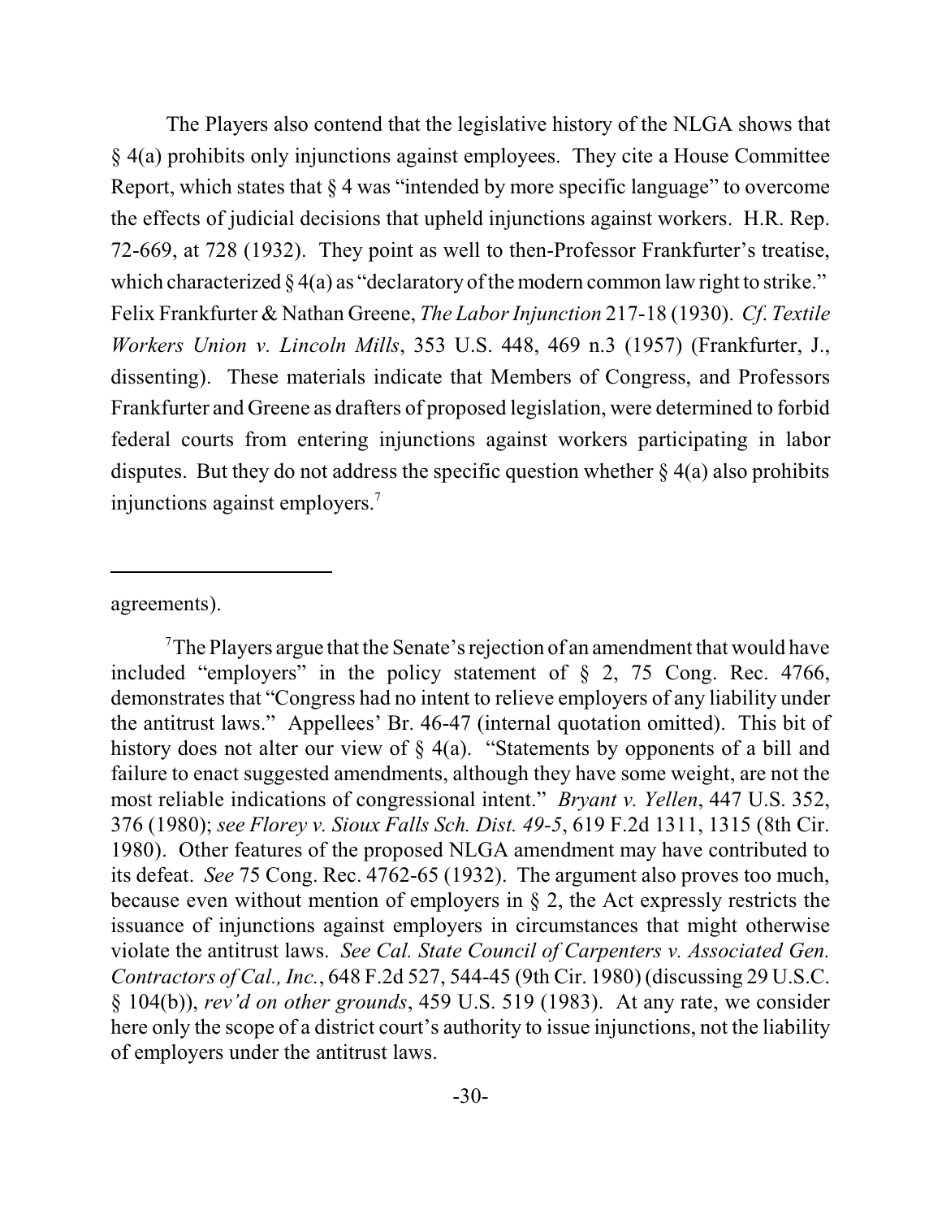The Players also contend that the legislative history of the NLGA shows that § 4(a) prohibits only injunctions against employees. They cite a House Committee Report, which states that § 4 was "intended by more specific language" to overcome the effects of judicial decisions that upheld injunctions against workers. H.R. Rep. 72-669, at 728 (1932). They point as well to then-Professor Frankfurter's treatise, which characterized § 4(a) as "declaratory of the modern common law right to strike." Felix Frankfurter & Nathan Greene, *The Labor Injunction* 217-18 (1930). *Cf. Textile Workers Union v. Lincoln Mills*, 353 U.S. 448, 469 n.3 (1957) (Frankfurter, J., dissenting). These materials indicate that Members of Congress, and Professors Frankfurter and Greene as drafters of proposed legislation, were determined to forbid federal courts from entering injunctions against workers participating in labor disputes. But they do not address the specific question whether § 4(a) also prohibits injunctions against employers.[7]

---

agreements).

[7] The Players argue that the Senate's rejection of an amendment that would have included "employers" in the policy statement of § 2, 75 Cong. Rec. 4766, demonstrates that "Congress had no intent to relieve employers of any liability under the antitrust laws." Appellees' Br. 46-47 (internal quotation omitted). This bit of history does not alter our view of § 4(a). "Statements by opponents of a bill and failure to enact suggested amendments, although they have some weight, are not the most reliable indications of congressional intent." *Bryant v. Yellen*, 447 U.S. 352, 376 (1980); *see Florey v. Sioux Falls Sch. Dist. 49-5*, 619 F.2d 1311, 1315 (8th Cir. 1980). Other features of the proposed NLGA amendment may have contributed to its defeat. *See* 75 Cong. Rec. 4762-65 (1932). The argument also proves too much, because even without mention of employers in § 2, the Act expressly restricts the issuance of injunctions against employers in circumstances that might otherwise violate the antitrust laws. *See Cal. State Council of Carpenters v. Associated Gen. Contractors of Cal., Inc.*, 648 F.2d 527, 544-45 (9th Cir. 1980) (discussing 29 U.S.C. § 104(b)), *rev'd on other grounds*, 459 U.S. 519 (1983). At any rate, we consider here only the scope of a district court's authority to issue injunctions, not the liability of employers under the antitrust laws.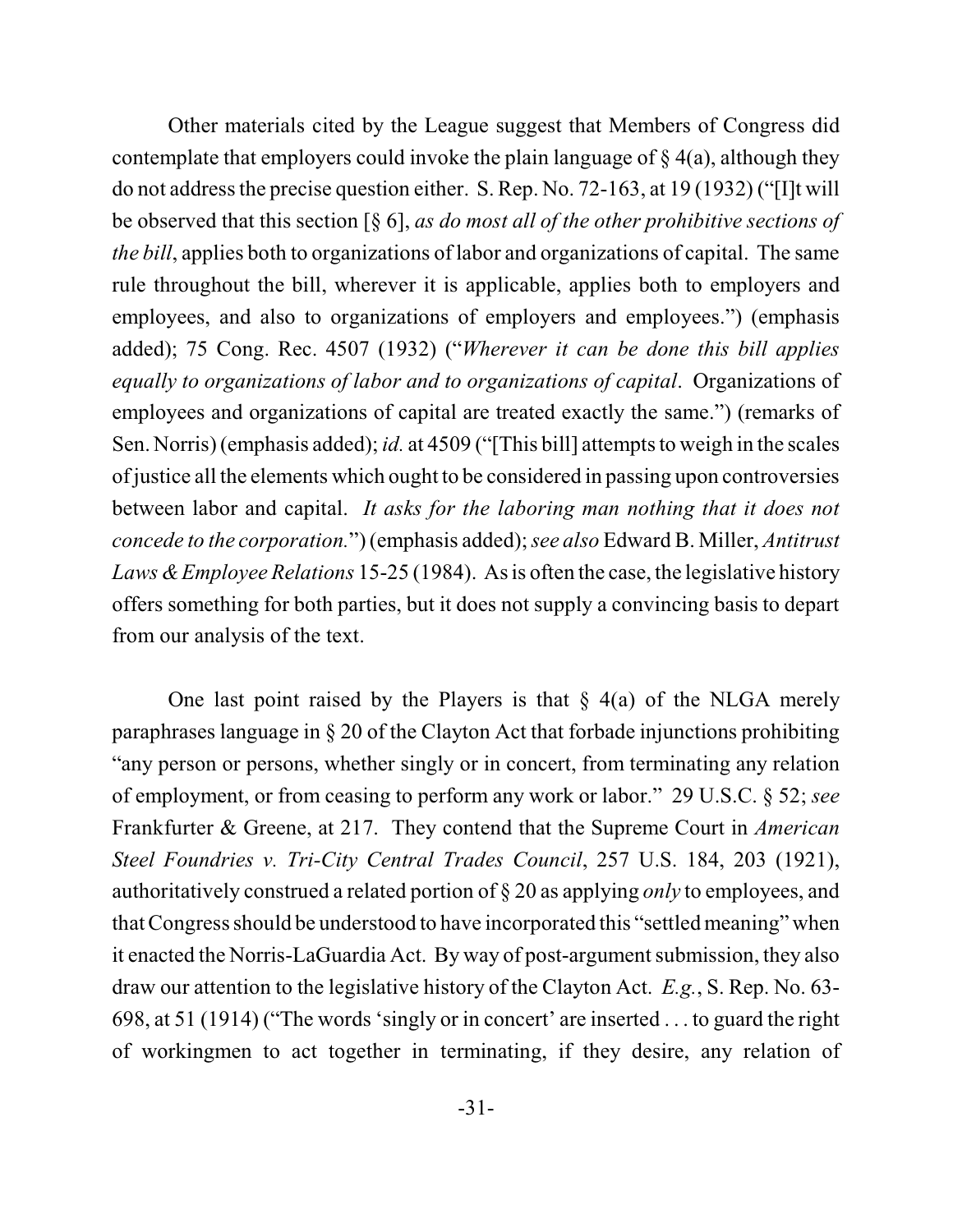Other materials cited by the League suggest that Members of Congress did contemplate that employers could invoke the plain language of § 4(a), although they do not address the precise question either. S. Rep. No. 72-163, at 19 (1932) ("[I]t will be observed that this section [§ 6], *as do most all of the other prohibitive sections of the bill*, applies both to organizations of labor and organizations of capital. The same rule throughout the bill, wherever it is applicable, applies both to employers and employees, and also to organizations of employers and employees.") (emphasis added); 75 Cong. Rec. 4507 (1932) ("*Wherever it can be done this bill applies equally to organizations of labor and to organizations of capital*. Organizations of employees and organizations of capital are treated exactly the same.") (remarks of Sen. Norris) (emphasis added); *id.* at 4509 ("[This bill] attempts to weigh in the scales of justice all the elements which ought to be considered in passing upon controversies between labor and capital. *It asks for the laboring man nothing that it does not concede to the corporation.*") (emphasis added); *see also* Edward B. Miller, *Antitrust Laws & Employee Relations* 15-25 (1984). As is often the case, the legislative history offers something for both parties, but it does not supply a convincing basis to depart from our analysis of the text.

One last point raised by the Players is that § 4(a) of the NLGA merely paraphrases language in § 20 of the Clayton Act that forbade injunctions prohibiting "any person or persons, whether singly or in concert, from terminating any relation of employment, or from ceasing to perform any work or labor." 29 U.S.C. § 52; *see* Frankfurter & Greene, at 217. They contend that the Supreme Court in *American Steel Foundries v. Tri-City Central Trades Council*, 257 U.S. 184, 203 (1921), authoritatively construed a related portion of § 20 as applying *only* to employees, and that Congress should be understood to have incorporated this "settled meaning" when it enacted the Norris-LaGuardia Act. By way of post-argument submission, they also draw our attention to the legislative history of the Clayton Act. *E.g.*, S. Rep. No. 63-698, at 51 (1914) ("The words 'singly or in concert' are inserted . . . to guard the right of workingmen to act together in terminating, if they desire, any relation of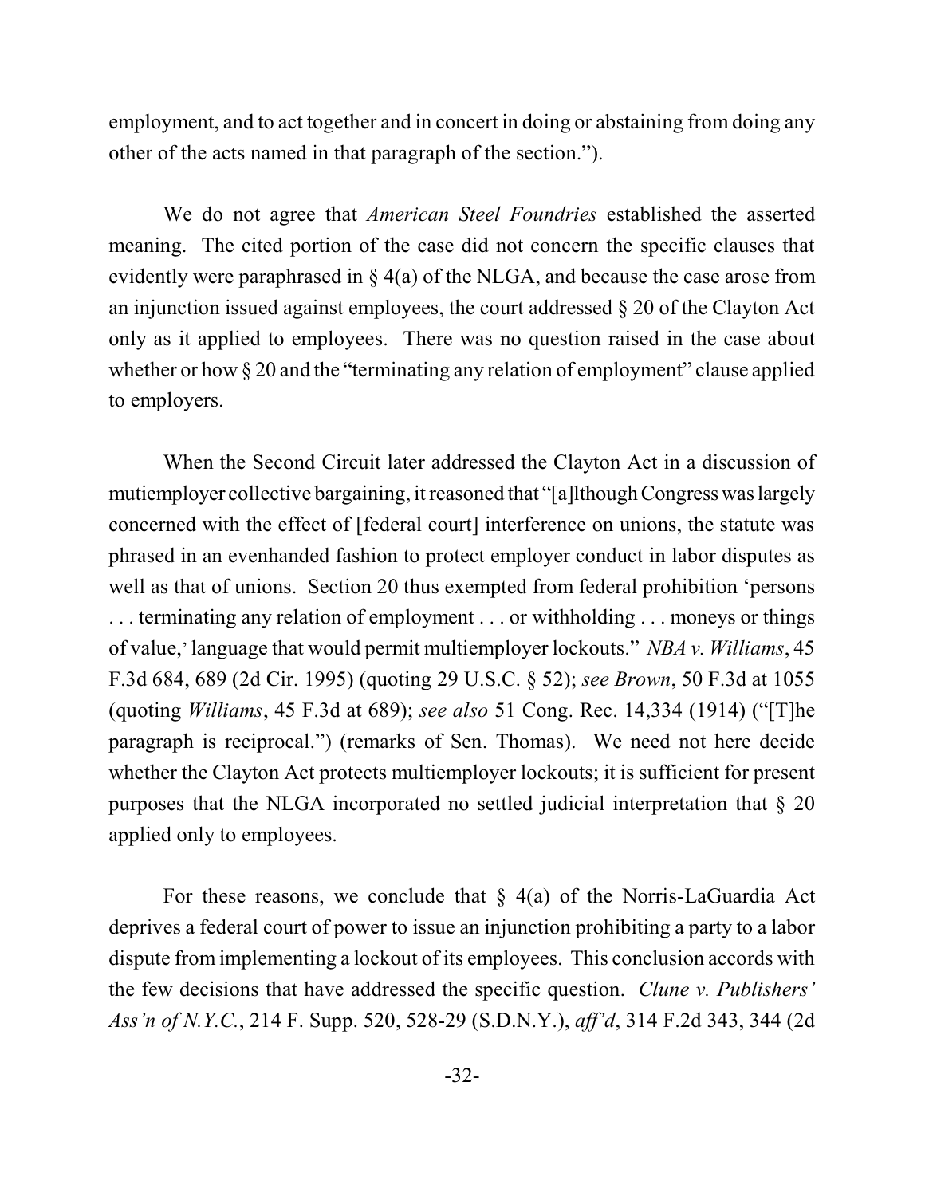employment, and to act together and in concert in doing or abstaining from doing any other of the acts named in that paragraph of the section.").

We do not agree that *American Steel Foundries* established the asserted meaning. The cited portion of the case did not concern the specific clauses that evidently were paraphrased in § 4(a) of the NLGA, and because the case arose from an injunction issued against employees, the court addressed § 20 of the Clayton Act only as it applied to employees. There was no question raised in the case about whether or how § 20 and the "terminating any relation of employment" clause applied to employers.

When the Second Circuit later addressed the Clayton Act in a discussion of mutiemployer collective bargaining, it reasoned that "[a]lthough Congress was largely concerned with the effect of [federal court] interference on unions, the statute was phrased in an evenhanded fashion to protect employer conduct in labor disputes as well as that of unions. Section 20 thus exempted from federal prohibition 'persons . . . terminating any relation of employment . . . or withholding . . . moneys or things of value,' language that would permit multiemployer lockouts." *NBA v. Williams*, 45 F.3d 684, 689 (2d Cir. 1995) (quoting 29 U.S.C. § 52); *see Brown*, 50 F.3d at 1055 (quoting *Williams*, 45 F.3d at 689); *see also* 51 Cong. Rec. 14,334 (1914) ("[T]he paragraph is reciprocal.") (remarks of Sen. Thomas). We need not here decide whether the Clayton Act protects multiemployer lockouts; it is sufficient for present purposes that the NLGA incorporated no settled judicial interpretation that § 20 applied only to employees.

For these reasons, we conclude that § 4(a) of the Norris-LaGuardia Act deprives a federal court of power to issue an injunction prohibiting a party to a labor dispute from implementing a lockout of its employees. This conclusion accords with the few decisions that have addressed the specific question. *Clune v. Publishers' Ass'n of N.Y.C.*, 214 F. Supp. 520, 528-29 (S.D.N.Y.), *aff'd*, 314 F.2d 343, 344 (2d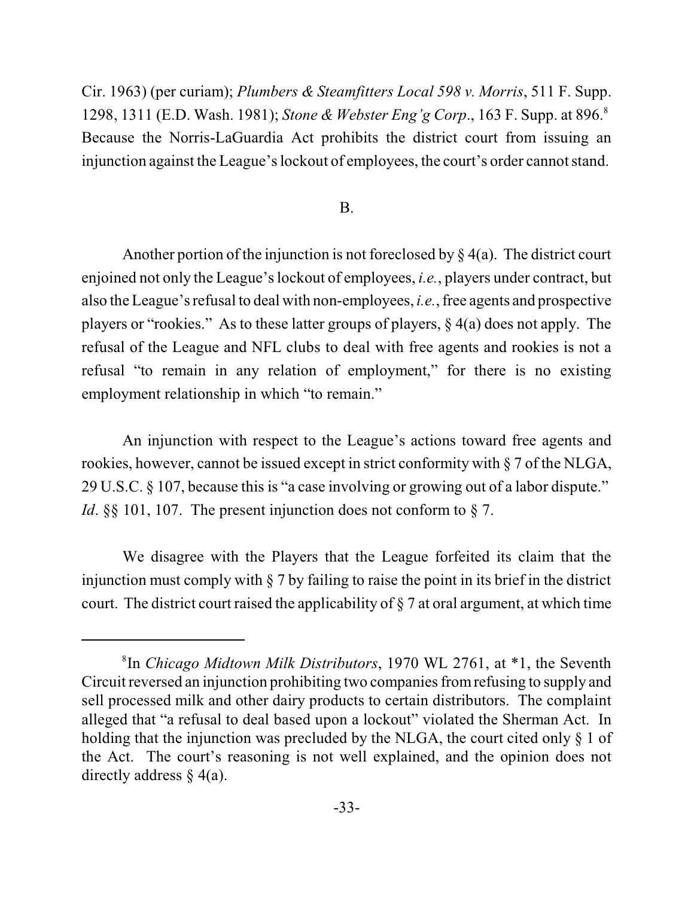Cir. 1963) (per curiam); *Plumbers & Steamfitters Local 598 v. Morris*, 511 F. Supp. 1298, 1311 (E.D. Wash. 1981); *Stone & Webster Eng'g Corp*., 163 F. Supp. at 896.[8] Because the Norris-LaGuardia Act prohibits the district court from issuing an injunction against the League's lockout of employees, the court's order cannot stand.

B.

Another portion of the injunction is not foreclosed by § 4(a). The district court enjoined not only the League's lockout of employees, *i.e.*, players under contract, but also the League's refusal to deal with non-employees, *i.e.*, free agents and prospective players or "rookies." As to these latter groups of players, § 4(a) does not apply. The refusal of the League and NFL clubs to deal with free agents and rookies is not a refusal "to remain in any relation of employment," for there is no existing employment relationship in which "to remain."

An injunction with respect to the League's actions toward free agents and rookies, however, cannot be issued except in strict conformity with § 7 of the NLGA, 29 U.S.C. § 107, because this is "a case involving or growing out of a labor dispute." *Id*. §§ 101, 107. The present injunction does not conform to § 7.

We disagree with the Players that the League forfeited its claim that the injunction must comply with § 7 by failing to raise the point in its brief in the district court. The district court raised the applicability of § 7 at oral argument, at which time

[8] In *Chicago Midtown Milk Distributors*, 1970 WL 2761, at *1, the Seventh Circuit reversed an injunction prohibiting two companies from refusing to supply and sell processed milk and other dairy products to certain distributors. The complaint alleged that "a refusal to deal based upon a lockout" violated the Sherman Act. In holding that the injunction was precluded by the NLGA, the court cited only § 1 of the Act. The court's reasoning is not well explained, and the opinion does not directly address § 4(a).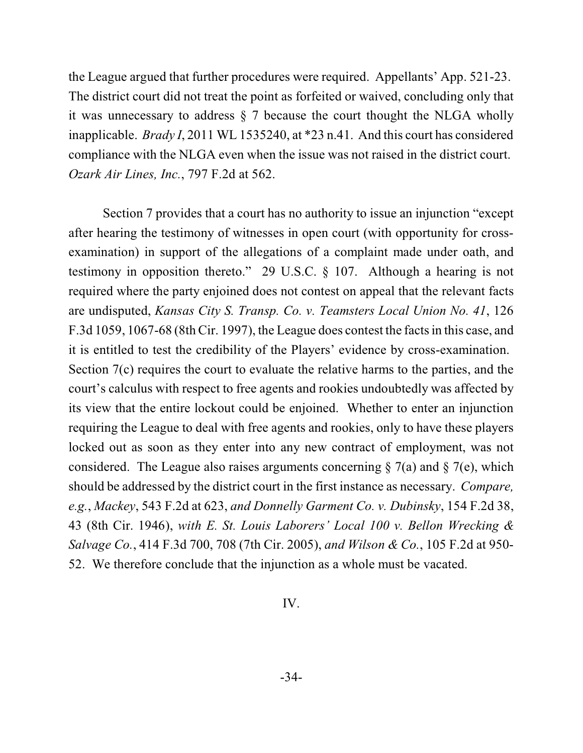the League argued that further procedures were required. Appellants' App. 521-23. The district court did not treat the point as forfeited or waived, concluding only that it was unnecessary to address § 7 because the court thought the NLGA wholly inapplicable. *Brady I*, 2011 WL 1535240, at *23 n.41. And this court has considered compliance with the NLGA even when the issue was not raised in the district court. *Ozark Air Lines, Inc.*, 797 F.2d at 562.

Section 7 provides that a court has no authority to issue an injunction "except after hearing the testimony of witnesses in open court (with opportunity for cross-examination) in support of the allegations of a complaint made under oath, and testimony in opposition thereto." 29 U.S.C. § 107. Although a hearing is not required where the party enjoined does not contest on appeal that the relevant facts are undisputed, *Kansas City S. Transp. Co. v. Teamsters Local Union No. 41*, 126 F.3d 1059, 1067-68 (8th Cir. 1997), the League does contest the facts in this case, and it is entitled to test the credibility of the Players' evidence by cross-examination. Section 7(c) requires the court to evaluate the relative harms to the parties, and the court's calculus with respect to free agents and rookies undoubtedly was affected by its view that the entire lockout could be enjoined. Whether to enter an injunction requiring the League to deal with free agents and rookies, only to have these players locked out as soon as they enter into any new contract of employment, was not considered. The League also raises arguments concerning § 7(a) and § 7(e), which should be addressed by the district court in the first instance as necessary. *Compare, e.g.*, *Mackey*, 543 F.2d at 623, *and Donnelly Garment Co. v. Dubinsky*, 154 F.2d 38, 43 (8th Cir. 1946), *with E. St. Louis Laborers' Local 100 v. Bellon Wrecking & Salvage Co.*, 414 F.3d 700, 708 (7th Cir. 2005), *and Wilson & Co.*, 105 F.2d at 950-52. We therefore conclude that the injunction as a whole must be vacated.

IV.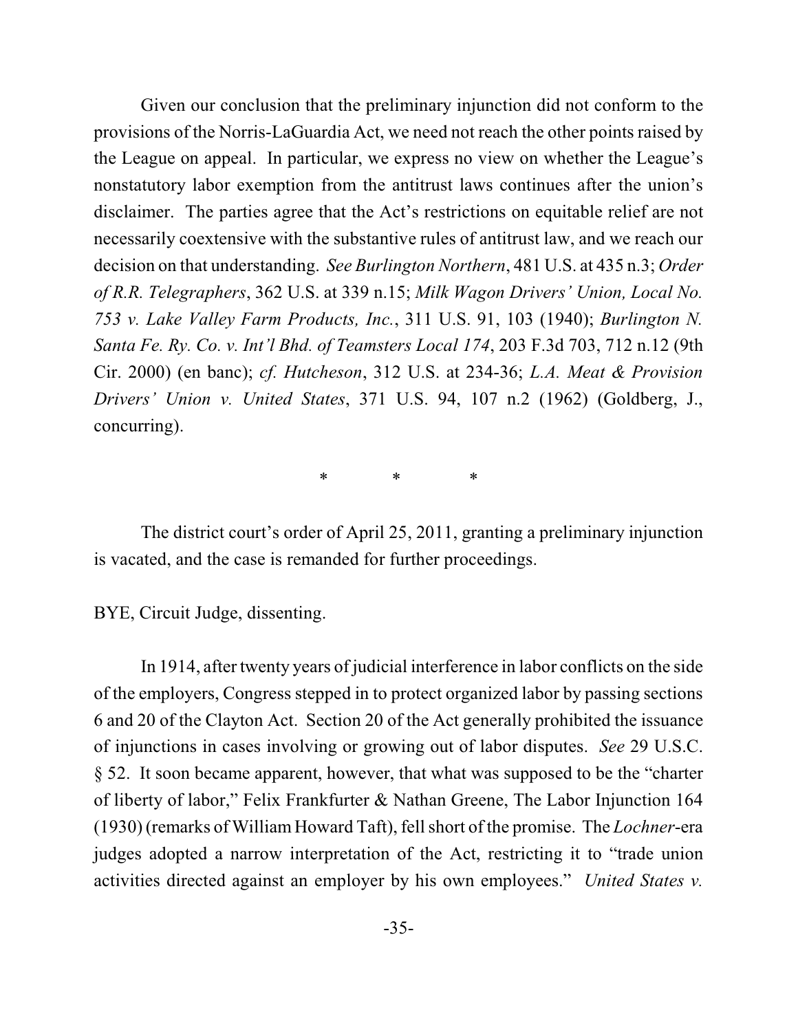Given our conclusion that the preliminary injunction did not conform to the provisions of the Norris-LaGuardia Act, we need not reach the other points raised by the League on appeal. In particular, we express no view on whether the League's nonstatutory labor exemption from the antitrust laws continues after the union's disclaimer. The parties agree that the Act's restrictions on equitable relief are not necessarily coextensive with the substantive rules of antitrust law, and we reach our decision on that understanding. *See Burlington Northern*, 481 U.S. at 435 n.3; *Order of R.R. Telegraphers*, 362 U.S. at 339 n.15; *Milk Wagon Drivers' Union, Local No. 753 v. Lake Valley Farm Products, Inc.*, 311 U.S. 91, 103 (1940); *Burlington N. Santa Fe. Ry. Co. v. Int'l Bhd. of Teamsters Local 174*, 203 F.3d 703, 712 n.12 (9th Cir. 2000) (en banc); *cf. Hutcheson*, 312 U.S. at 234-36; *L.A. Meat & Provision Drivers' Union v. United States*, 371 U.S. 94, 107 n.2 (1962) (Goldberg, J., concurring).

\* \* \*

The district court's order of April 25, 2011, granting a preliminary injunction is vacated, and the case is remanded for further proceedings.

BYE, Circuit Judge, dissenting.

In 1914, after twenty years of judicial interference in labor conflicts on the side of the employers, Congress stepped in to protect organized labor by passing sections 6 and 20 of the Clayton Act. Section 20 of the Act generally prohibited the issuance of injunctions in cases involving or growing out of labor disputes. *See* 29 U.S.C. § 52. It soon became apparent, however, that what was supposed to be the "charter of liberty of labor," Felix Frankfurter & Nathan Greene, The Labor Injunction 164 (1930) (remarks of William Howard Taft), fell short of the promise. The *Lochner*-era judges adopted a narrow interpretation of the Act, restricting it to "trade union activities directed against an employer by his own employees." *United States v.*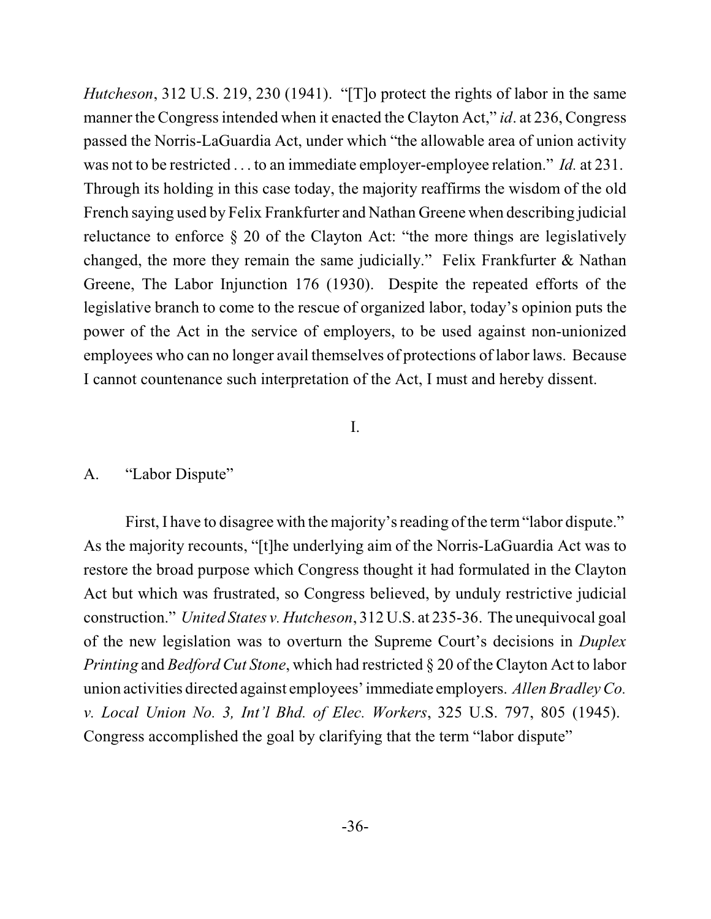*Hutcheson*, 312 U.S. 219, 230 (1941). "[T]o protect the rights of labor in the same manner the Congress intended when it enacted the Clayton Act," *id*. at 236, Congress passed the Norris-LaGuardia Act, under which "the allowable area of union activity was not to be restricted . . . to an immediate employer-employee relation." *Id.* at 231. Through its holding in this case today, the majority reaffirms the wisdom of the old French saying used by Felix Frankfurter and Nathan Greene when describing judicial reluctance to enforce § 20 of the Clayton Act: "the more things are legislatively changed, the more they remain the same judicially." Felix Frankfurter & Nathan Greene, The Labor Injunction 176 (1930). Despite the repeated efforts of the legislative branch to come to the rescue of organized labor, today's opinion puts the power of the Act in the service of employers, to be used against non-unionized employees who can no longer avail themselves of protections of labor laws. Because I cannot countenance such interpretation of the Act, I must and hereby dissent.

I.

A. "Labor Dispute"

First, I have to disagree with the majority's reading of the term "labor dispute." As the majority recounts, "[t]he underlying aim of the Norris-LaGuardia Act was to restore the broad purpose which Congress thought it had formulated in the Clayton Act but which was frustrated, so Congress believed, by unduly restrictive judicial construction." *United States v. Hutcheson*, 312 U.S. at 235-36. The unequivocal goal of the new legislation was to overturn the Supreme Court's decisions in *Duplex Printing* and *Bedford Cut Stone*, which had restricted § 20 of the Clayton Act to labor union activities directed against employees' immediate employers. *Allen Bradley Co. v. Local Union No. 3, Int'l Bhd. of Elec. Workers*, 325 U.S. 797, 805 (1945). Congress accomplished the goal by clarifying that the term "labor dispute"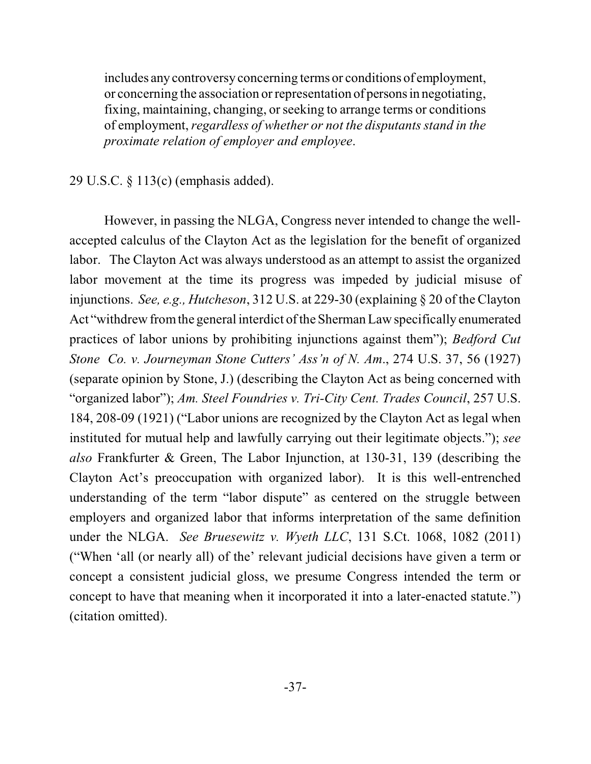> includes any controversy concerning terms or conditions of employment, or concerning the association or representation of persons in negotiating, fixing, maintaining, changing, or seeking to arrange terms or conditions of employment, *regardless of whether or not the disputants stand in the proximate relation of employer and employee*.

29 U.S.C. § 113(c) (emphasis added).

However, in passing the NLGA, Congress never intended to change the well-accepted calculus of the Clayton Act as the legislation for the benefit of organized labor. The Clayton Act was always understood as an attempt to assist the organized labor movement at the time its progress was impeded by judicial misuse of injunctions. *See, e.g., Hutcheson*, 312 U.S. at 229-30 (explaining § 20 of the Clayton Act "withdrew from the general interdict of the Sherman Law specifically enumerated practices of labor unions by prohibiting injunctions against them"); *Bedford Cut Stone Co. v. Journeyman Stone Cutters' Ass'n of N. Am*., 274 U.S. 37, 56 (1927) (separate opinion by Stone, J.) (describing the Clayton Act as being concerned with "organized labor"); *Am. Steel Foundries v. Tri-City Cent. Trades Council*, 257 U.S. 184, 208-09 (1921) ("Labor unions are recognized by the Clayton Act as legal when instituted for mutual help and lawfully carrying out their legitimate objects."); *see also* Frankfurter & Green, The Labor Injunction, at 130-31, 139 (describing the Clayton Act's preoccupation with organized labor). It is this well-entrenched understanding of the term "labor dispute" as centered on the struggle between employers and organized labor that informs interpretation of the same definition under the NLGA. *See Bruesewitz v. Wyeth LLC*, 131 S.Ct. 1068, 1082 (2011) ("When 'all (or nearly all) of the' relevant judicial decisions have given a term or concept a consistent judicial gloss, we presume Congress intended the term or concept to have that meaning when it incorporated it into a later-enacted statute.") (citation omitted).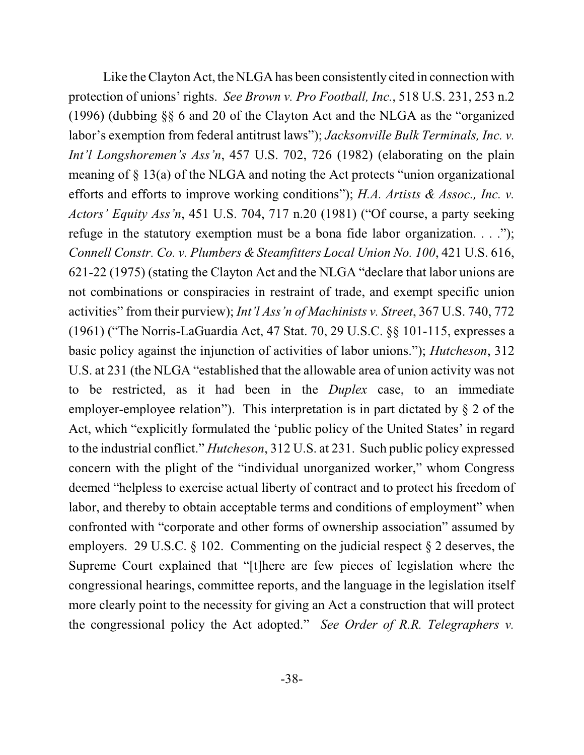Like the Clayton Act, the NLGA has been consistently cited in connection with protection of unions' rights. *See Brown v. Pro Football, Inc.*, 518 U.S. 231, 253 n.2 (1996) (dubbing §§ 6 and 20 of the Clayton Act and the NLGA as the "organized labor's exemption from federal antitrust laws"); *Jacksonville Bulk Terminals, Inc. v. Int'l Longshoremen's Ass'n*, 457 U.S. 702, 726 (1982) (elaborating on the plain meaning of § 13(a) of the NLGA and noting the Act protects "union organizational efforts and efforts to improve working conditions"); *H.A. Artists & Assoc., Inc. v. Actors' Equity Ass'n*, 451 U.S. 704, 717 n.20 (1981) ("Of course, a party seeking refuge in the statutory exemption must be a bona fide labor organization. . . ."); *Connell Constr. Co. v. Plumbers & Steamfitters Local Union No. 100*, 421 U.S. 616, 621-22 (1975) (stating the Clayton Act and the NLGA "declare that labor unions are not combinations or conspiracies in restraint of trade, and exempt specific union activities" from their purview); *Int'l Ass'n of Machinists v. Street*, 367 U.S. 740, 772 (1961) ("The Norris-LaGuardia Act, 47 Stat. 70, 29 U.S.C. §§ 101-115, expresses a basic policy against the injunction of activities of labor unions."); *Hutcheson*, 312 U.S. at 231 (the NLGA "established that the allowable area of union activity was not to be restricted, as it had been in the *Duplex* case, to an immediate employer-employee relation"). This interpretation is in part dictated by § 2 of the Act, which "explicitly formulated the 'public policy of the United States' in regard to the industrial conflict." *Hutcheson*, 312 U.S. at 231. Such public policy expressed concern with the plight of the "individual unorganized worker," whom Congress deemed "helpless to exercise actual liberty of contract and to protect his freedom of labor, and thereby to obtain acceptable terms and conditions of employment" when confronted with "corporate and other forms of ownership association" assumed by employers. 29 U.S.C. § 102. Commenting on the judicial respect § 2 deserves, the Supreme Court explained that "[t]here are few pieces of legislation where the congressional hearings, committee reports, and the language in the legislation itself more clearly point to the necessity for giving an Act a construction that will protect the congressional policy the Act adopted." *See Order of R.R. Telegraphers v.*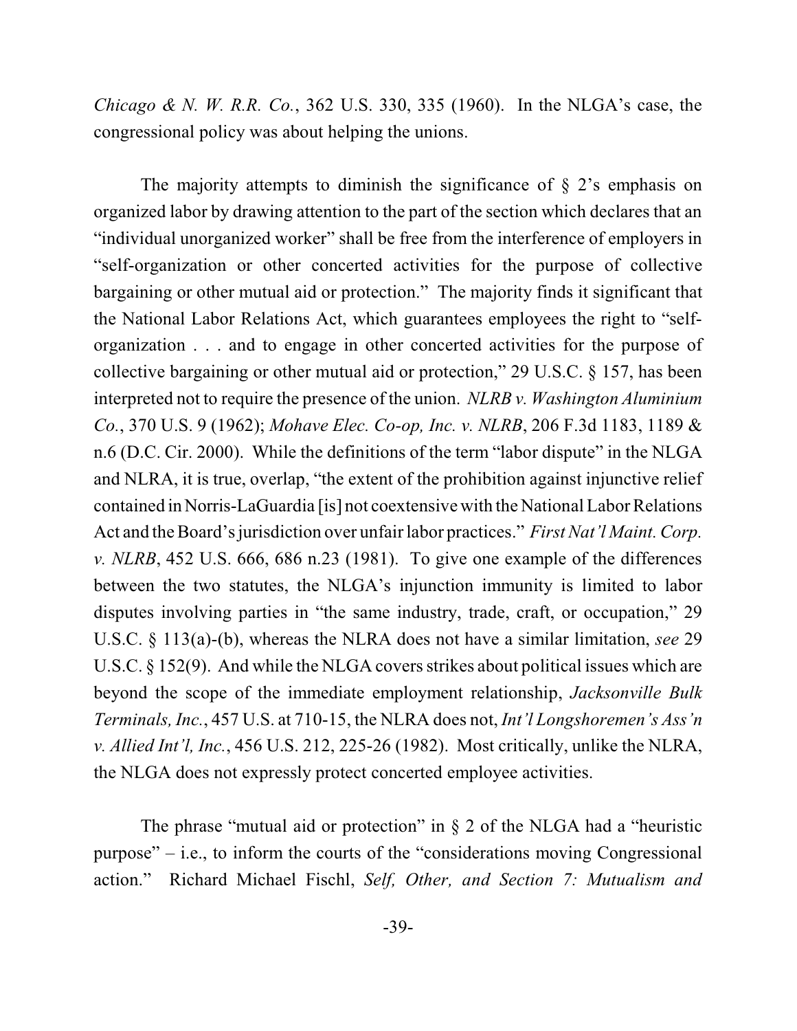*Chicago & N. W. R.R. Co.*, 362 U.S. 330, 335 (1960). In the NLGA's case, the congressional policy was about helping the unions.

The majority attempts to diminish the significance of § 2's emphasis on organized labor by drawing attention to the part of the section which declares that an "individual unorganized worker" shall be free from the interference of employers in "self-organization or other concerted activities for the purpose of collective bargaining or other mutual aid or protection." The majority finds it significant that the National Labor Relations Act, which guarantees employees the right to "self-organization . . . and to engage in other concerted activities for the purpose of collective bargaining or other mutual aid or protection," 29 U.S.C. § 157, has been interpreted not to require the presence of the union. *NLRB v. Washington Aluminium Co.*, 370 U.S. 9 (1962); *Mohave Elec. Co-op, Inc. v. NLRB*, 206 F.3d 1183, 1189 & n.6 (D.C. Cir. 2000). While the definitions of the term "labor dispute" in the NLGA and NLRA, it is true, overlap, "the extent of the prohibition against injunctive relief contained in Norris-LaGuardia [is] not coextensive with the National Labor Relations Act and the Board's jurisdiction over unfair labor practices." *First Nat'l Maint. Corp. v. NLRB*, 452 U.S. 666, 686 n.23 (1981). To give one example of the differences between the two statutes, the NLGA's injunction immunity is limited to labor disputes involving parties in "the same industry, trade, craft, or occupation," 29 U.S.C. § 113(a)-(b), whereas the NLRA does not have a similar limitation, *see* 29 U.S.C. § 152(9). And while the NLGA covers strikes about political issues which are beyond the scope of the immediate employment relationship, *Jacksonville Bulk Terminals, Inc.*, 457 U.S. at 710-15, the NLRA does not, *Int'l Longshoremen's Ass'n v. Allied Int'l, Inc.*, 456 U.S. 212, 225-26 (1982). Most critically, unlike the NLRA, the NLGA does not expressly protect concerted employee activities.

The phrase "mutual aid or protection" in § 2 of the NLGA had a "heuristic purpose" – i.e., to inform the courts of the "considerations moving Congressional action." Richard Michael Fischl, *Self, Other, and Section 7: Mutualism and*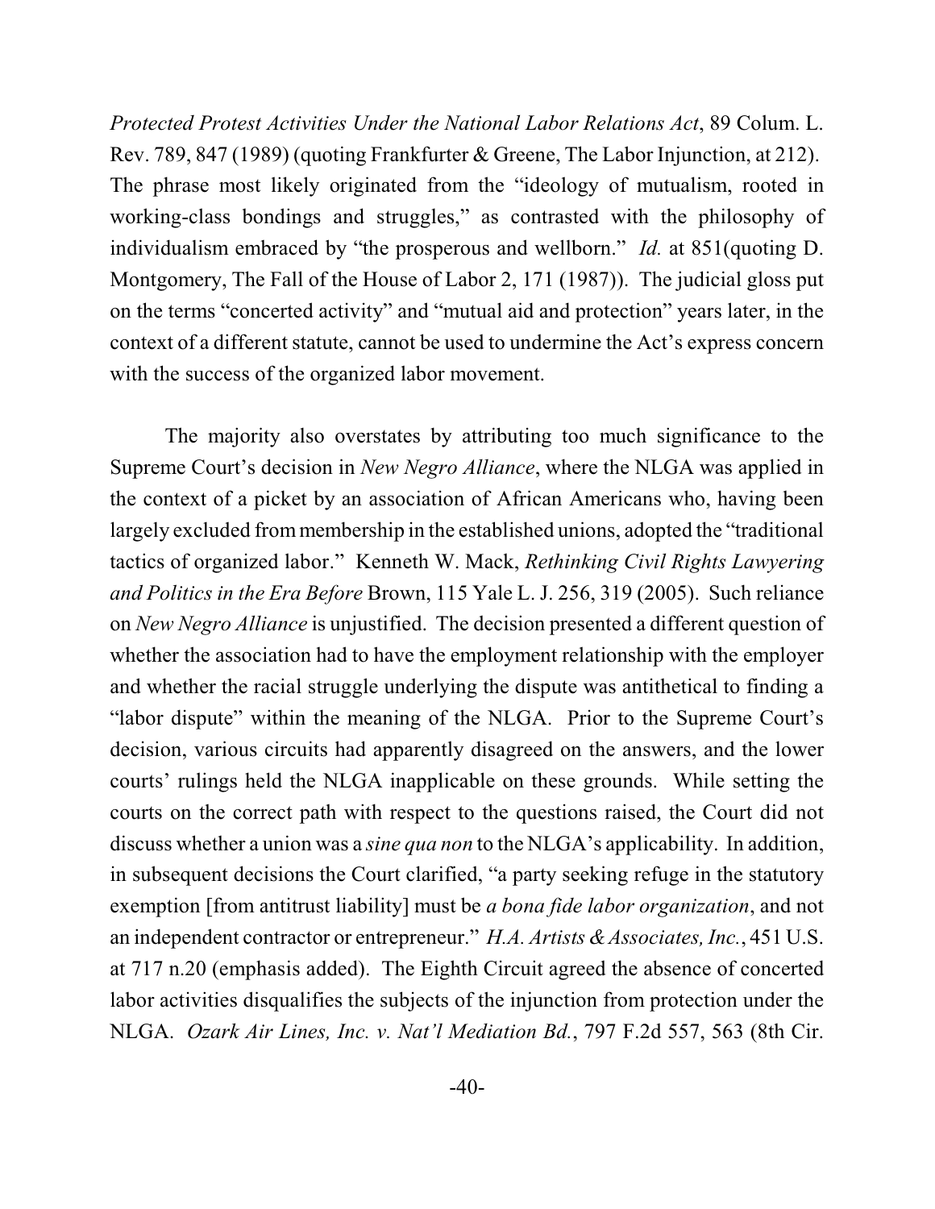*Protected Protest Activities Under the National Labor Relations Act*, 89 Colum. L. Rev. 789, 847 (1989) (quoting Frankfurter & Greene, The Labor Injunction, at 212). The phrase most likely originated from the "ideology of mutualism, rooted in working-class bondings and struggles," as contrasted with the philosophy of individualism embraced by "the prosperous and wellborn." *Id.* at 851(quoting D. Montgomery, The Fall of the House of Labor 2, 171 (1987)). The judicial gloss put on the terms "concerted activity" and "mutual aid and protection" years later, in the context of a different statute, cannot be used to undermine the Act's express concern with the success of the organized labor movement.

The majority also overstates by attributing too much significance to the Supreme Court's decision in *New Negro Alliance*, where the NLGA was applied in the context of a picket by an association of African Americans who, having been largely excluded from membership in the established unions, adopted the "traditional tactics of organized labor." Kenneth W. Mack, *Rethinking Civil Rights Lawyering and Politics in the Era Before* Brown, 115 Yale L. J. 256, 319 (2005). Such reliance on *New Negro Alliance* is unjustified. The decision presented a different question of whether the association had to have the employment relationship with the employer and whether the racial struggle underlying the dispute was antithetical to finding a "labor dispute" within the meaning of the NLGA. Prior to the Supreme Court's decision, various circuits had apparently disagreed on the answers, and the lower courts' rulings held the NLGA inapplicable on these grounds. While setting the courts on the correct path with respect to the questions raised, the Court did not discuss whether a union was a *sine qua non* to the NLGA's applicability. In addition, in subsequent decisions the Court clarified, "a party seeking refuge in the statutory exemption [from antitrust liability] must be *a bona fide labor organization*, and not an independent contractor or entrepreneur." *H.A. Artists & Associates, Inc.*, 451 U.S. at 717 n.20 (emphasis added). The Eighth Circuit agreed the absence of concerted labor activities disqualifies the subjects of the injunction from protection under the NLGA. *Ozark Air Lines, Inc. v. Nat'l Mediation Bd.*, 797 F.2d 557, 563 (8th Cir.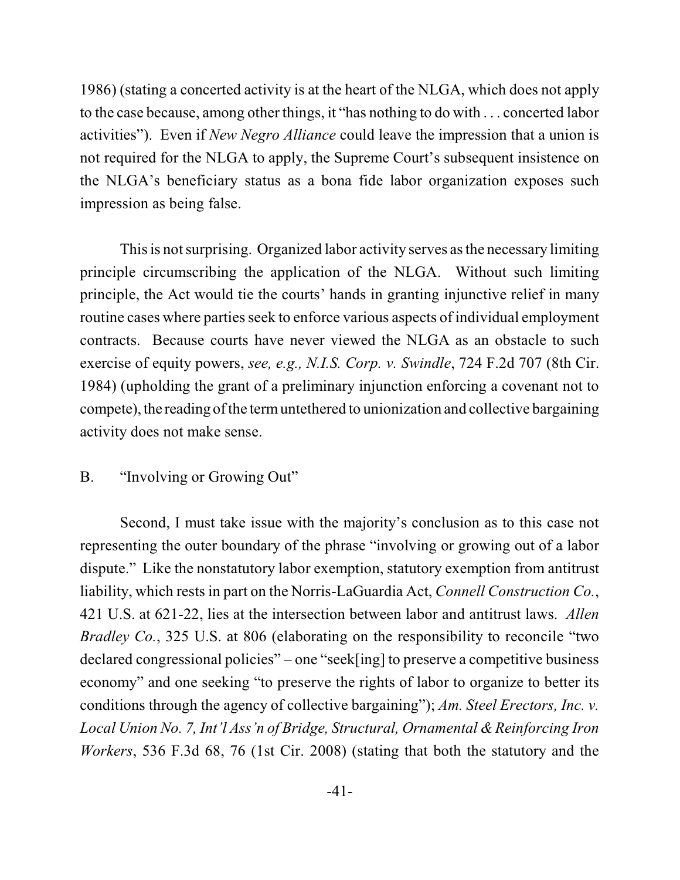1986) (stating a concerted activity is at the heart of the NLGA, which does not apply to the case because, among other things, it "has nothing to do with . . . concerted labor activities"). Even if *New Negro Alliance* could leave the impression that a union is not required for the NLGA to apply, the Supreme Court's subsequent insistence on the NLGA's beneficiary status as a bona fide labor organization exposes such impression as being false.

This is not surprising. Organized labor activity serves as the necessary limiting principle circumscribing the application of the NLGA. Without such limiting principle, the Act would tie the courts' hands in granting injunctive relief in many routine cases where parties seek to enforce various aspects of individual employment contracts. Because courts have never viewed the NLGA as an obstacle to such exercise of equity powers, *see, e.g., N.I.S. Corp. v. Swindle*, 724 F.2d 707 (8th Cir. 1984) (upholding the grant of a preliminary injunction enforcing a covenant not to compete), the reading of the term untethered to unionization and collective bargaining activity does not make sense.

B. "Involving or Growing Out"

Second, I must take issue with the majority's conclusion as to this case not representing the outer boundary of the phrase "involving or growing out of a labor dispute." Like the nonstatutory labor exemption, statutory exemption from antitrust liability, which rests in part on the Norris-LaGuardia Act, *Connell Construction Co.*, 421 U.S. at 621-22, lies at the intersection between labor and antitrust laws. *Allen Bradley Co.*, 325 U.S. at 806 (elaborating on the responsibility to reconcile "two declared congressional policies" – one "seek[ing] to preserve a competitive business economy" and one seeking "to preserve the rights of labor to organize to better its conditions through the agency of collective bargaining"); *Am. Steel Erectors, Inc. v. Local Union No. 7, Int'l Ass'n of Bridge, Structural, Ornamental & Reinforcing Iron Workers*, 536 F.3d 68, 76 (1st Cir. 2008) (stating that both the statutory and the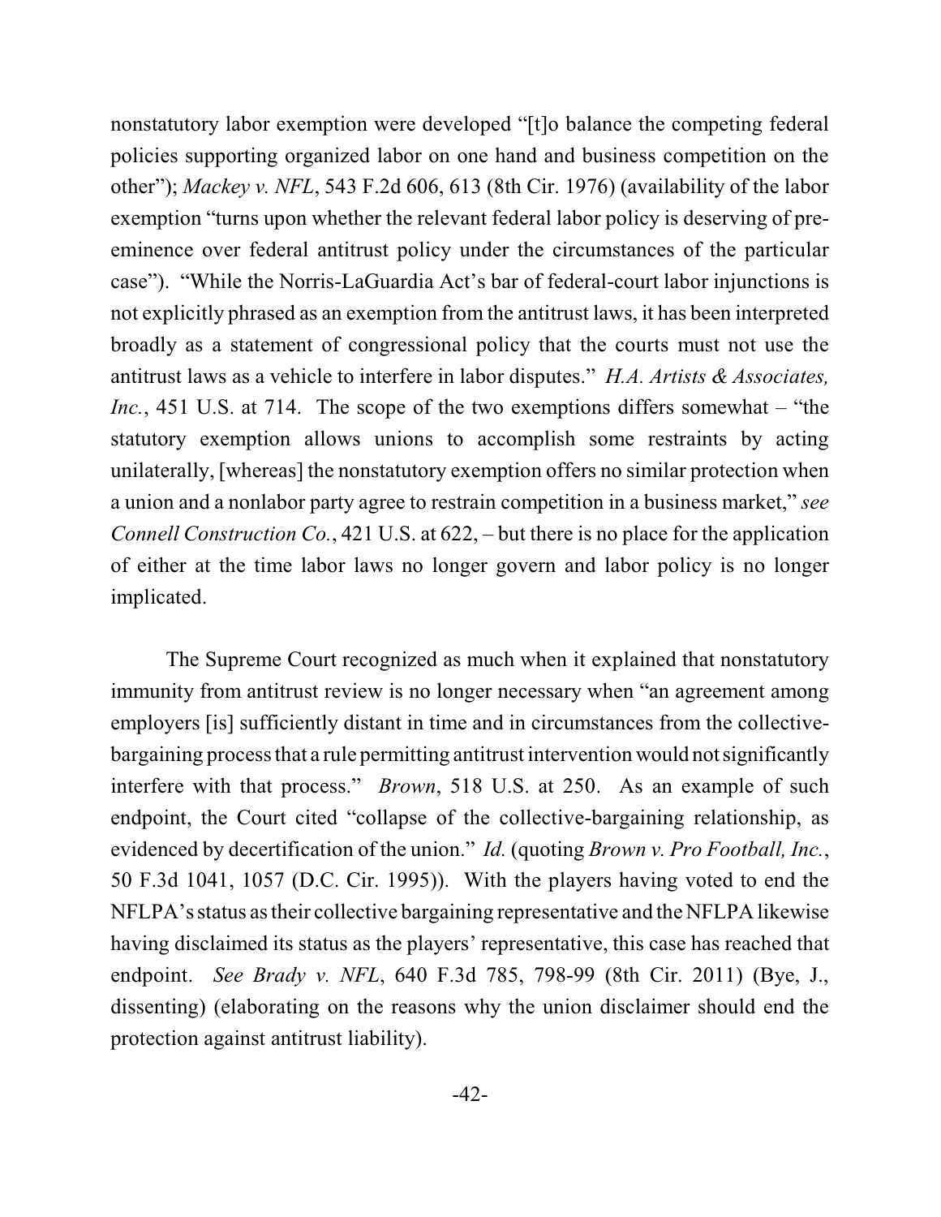nonstatutory labor exemption were developed "[t]o balance the competing federal policies supporting organized labor on one hand and business competition on the other"); *Mackey v. NFL*, 543 F.2d 606, 613 (8th Cir. 1976) (availability of the labor exemption "turns upon whether the relevant federal labor policy is deserving of pre-eminence over federal antitrust policy under the circumstances of the particular case"). "While the Norris-LaGuardia Act's bar of federal-court labor injunctions is not explicitly phrased as an exemption from the antitrust laws, it has been interpreted broadly as a statement of congressional policy that the courts must not use the antitrust laws as a vehicle to interfere in labor disputes." *H.A. Artists & Associates, Inc.*, 451 U.S. at 714. The scope of the two exemptions differs somewhat – "the statutory exemption allows unions to accomplish some restraints by acting unilaterally, [whereas] the nonstatutory exemption offers no similar protection when a union and a nonlabor party agree to restrain competition in a business market," *see Connell Construction Co.*, 421 U.S. at 622, – but there is no place for the application of either at the time labor laws no longer govern and labor policy is no longer implicated.

The Supreme Court recognized as much when it explained that nonstatutory immunity from antitrust review is no longer necessary when "an agreement among employers [is] sufficiently distant in time and in circumstances from the collective-bargaining process that a rule permitting antitrust intervention would not significantly interfere with that process." *Brown*, 518 U.S. at 250. As an example of such endpoint, the Court cited "collapse of the collective-bargaining relationship, as evidenced by decertification of the union." *Id.* (quoting *Brown v. Pro Football, Inc.*, 50 F.3d 1041, 1057 (D.C. Cir. 1995)). With the players having voted to end the NFLPA's status as their collective bargaining representative and the NFLPA likewise having disclaimed its status as the players' representative, this case has reached that endpoint. *See Brady v. NFL*, 640 F.3d 785, 798-99 (8th Cir. 2011) (Bye, J., dissenting) (elaborating on the reasons why the union disclaimer should end the protection against antitrust liability).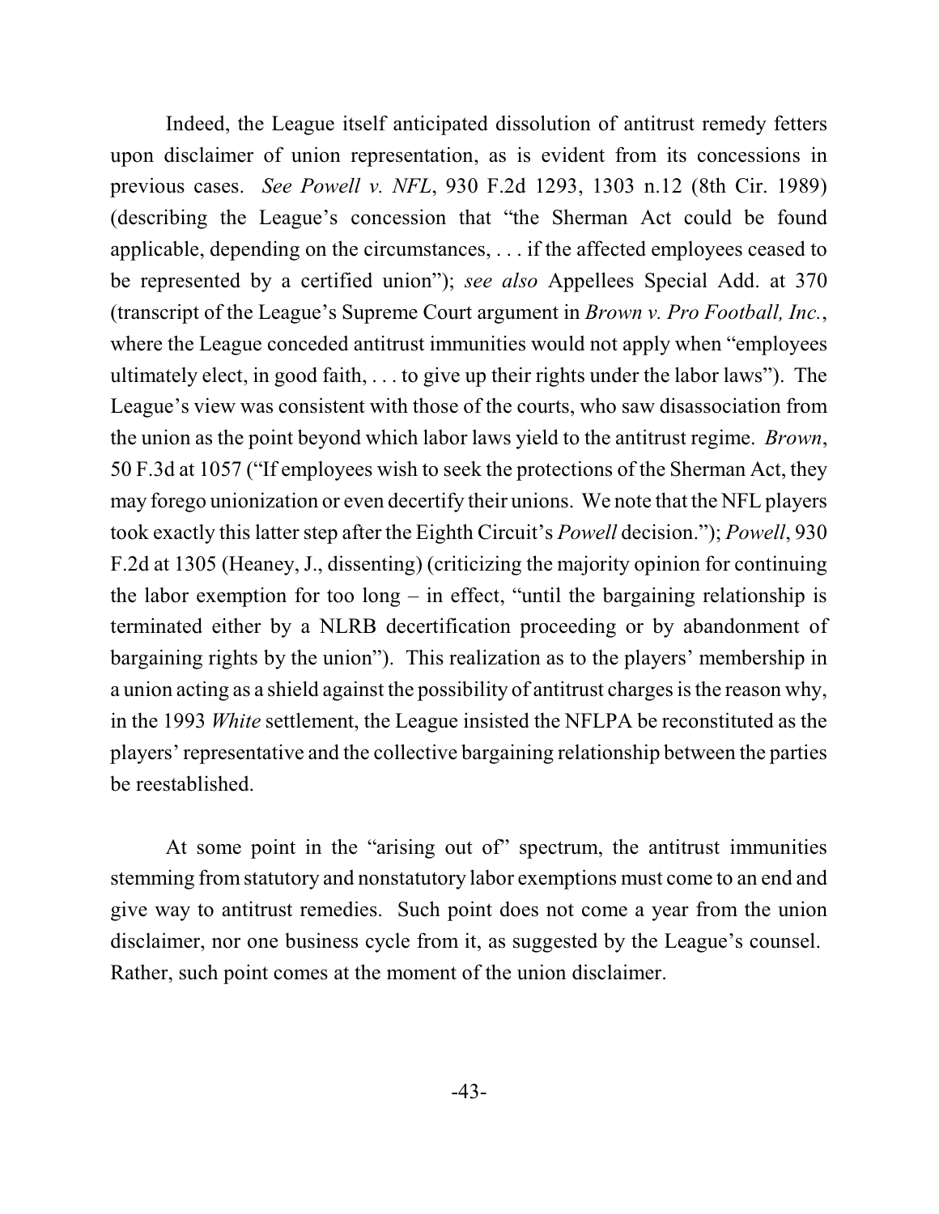Indeed, the League itself anticipated dissolution of antitrust remedy fetters upon disclaimer of union representation, as is evident from its concessions in previous cases. *See Powell v. NFL*, 930 F.2d 1293, 1303 n.12 (8th Cir. 1989) (describing the League's concession that "the Sherman Act could be found applicable, depending on the circumstances, . . . if the affected employees ceased to be represented by a certified union"); *see also* Appellees Special Add. at 370 (transcript of the League's Supreme Court argument in *Brown v. Pro Football, Inc.*, where the League conceded antitrust immunities would not apply when "employees ultimately elect, in good faith, . . . to give up their rights under the labor laws"). The League's view was consistent with those of the courts, who saw disassociation from the union as the point beyond which labor laws yield to the antitrust regime. *Brown*, 50 F.3d at 1057 ("If employees wish to seek the protections of the Sherman Act, they may forego unionization or even decertify their unions. We note that the NFL players took exactly this latter step after the Eighth Circuit's *Powell* decision."); *Powell*, 930 F.2d at 1305 (Heaney, J., dissenting) (criticizing the majority opinion for continuing the labor exemption for too long – in effect, "until the bargaining relationship is terminated either by a NLRB decertification proceeding or by abandonment of bargaining rights by the union"). This realization as to the players' membership in a union acting as a shield against the possibility of antitrust charges is the reason why, in the 1993 *White* settlement, the League insisted the NFLPA be reconstituted as the players' representative and the collective bargaining relationship between the parties be reestablished.

At some point in the "arising out of" spectrum, the antitrust immunities stemming from statutory and nonstatutory labor exemptions must come to an end and give way to antitrust remedies. Such point does not come a year from the union disclaimer, nor one business cycle from it, as suggested by the League's counsel. Rather, such point comes at the moment of the union disclaimer.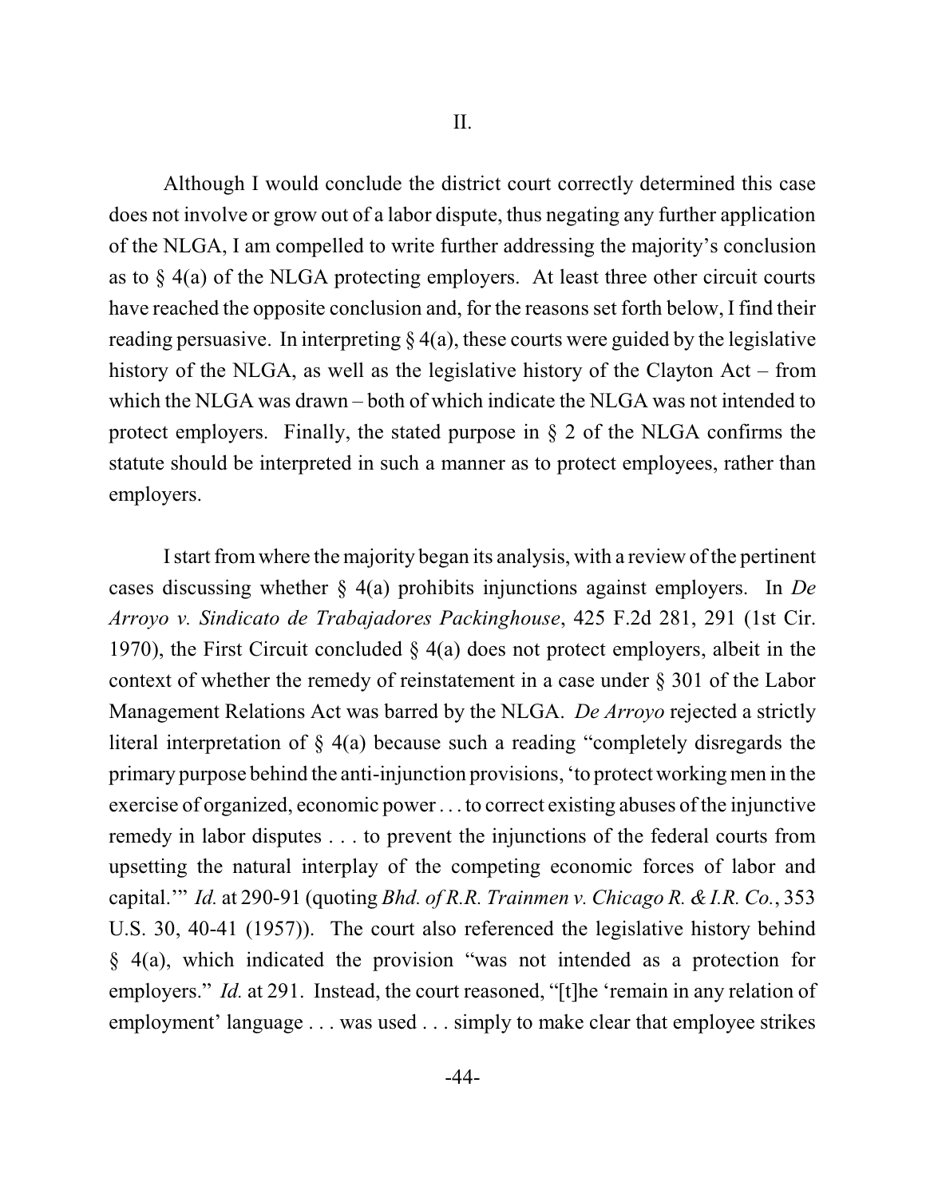II.

Although I would conclude the district court correctly determined this case does not involve or grow out of a labor dispute, thus negating any further application of the NLGA, I am compelled to write further addressing the majority's conclusion as to § 4(a) of the NLGA protecting employers. At least three other circuit courts have reached the opposite conclusion and, for the reasons set forth below, I find their reading persuasive. In interpreting § 4(a), these courts were guided by the legislative history of the NLGA, as well as the legislative history of the Clayton Act – from which the NLGA was drawn – both of which indicate the NLGA was not intended to protect employers. Finally, the stated purpose in § 2 of the NLGA confirms the statute should be interpreted in such a manner as to protect employees, rather than employers.

I start from where the majority began its analysis, with a review of the pertinent cases discussing whether § 4(a) prohibits injunctions against employers. In *De Arroyo v. Sindicato de Trabajadores Packinghouse*, 425 F.2d 281, 291 (1st Cir. 1970), the First Circuit concluded § 4(a) does not protect employers, albeit in the context of whether the remedy of reinstatement in a case under § 301 of the Labor Management Relations Act was barred by the NLGA. *De Arroyo* rejected a strictly literal interpretation of § 4(a) because such a reading "completely disregards the primary purpose behind the anti-injunction provisions, 'to protect working men in the exercise of organized, economic power . . . to correct existing abuses of the injunctive remedy in labor disputes . . . to prevent the injunctions of the federal courts from upsetting the natural interplay of the competing economic forces of labor and capital.'" *Id.* at 290-91 (quoting *Bhd. of R.R. Trainmen v. Chicago R. & I.R. Co.*, 353 U.S. 30, 40-41 (1957)). The court also referenced the legislative history behind § 4(a), which indicated the provision "was not intended as a protection for employers." *Id.* at 291. Instead, the court reasoned, "[t]he 'remain in any relation of employment' language . . . was used . . . simply to make clear that employee strikes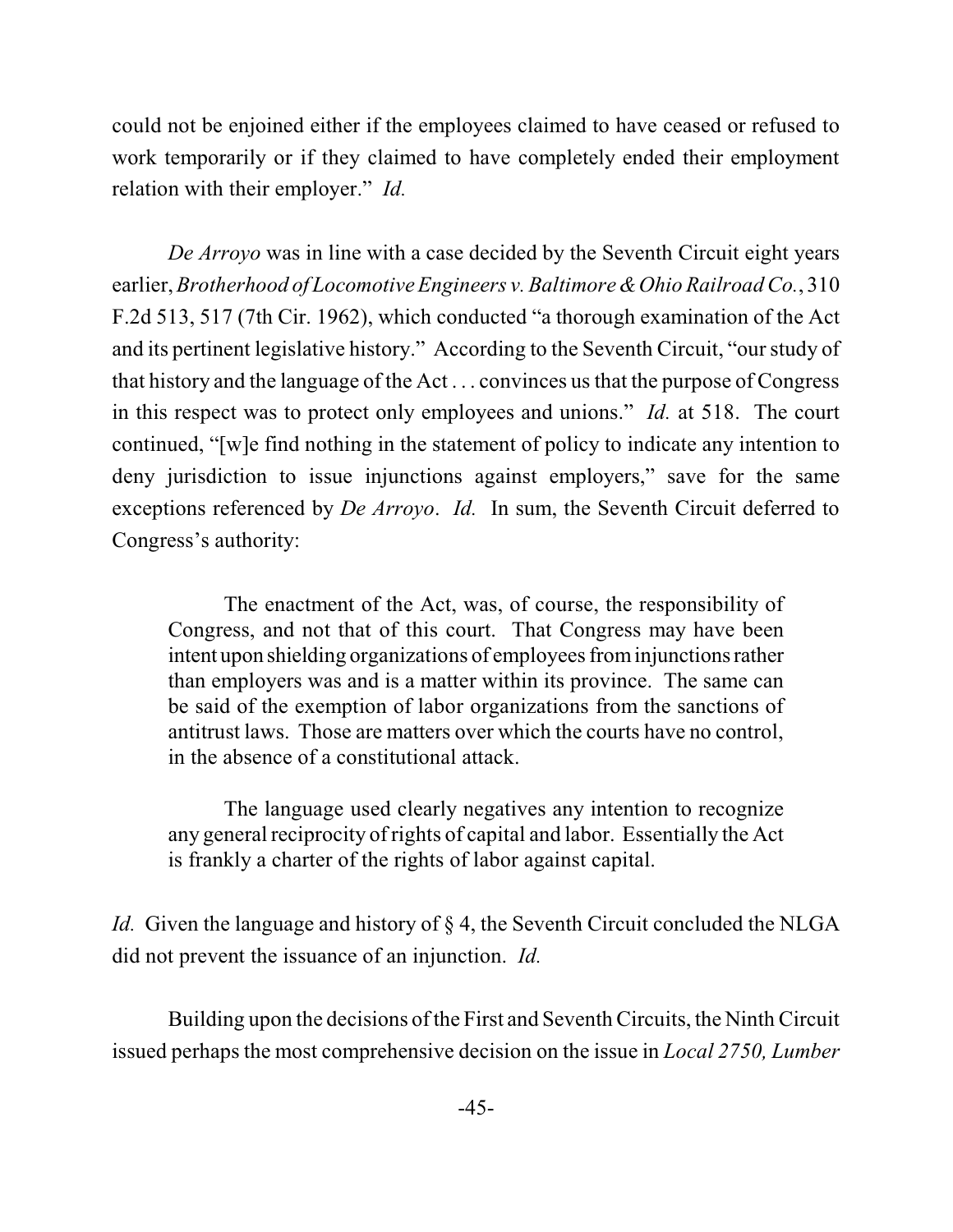could not be enjoined either if the employees claimed to have ceased or refused to work temporarily or if they claimed to have completely ended their employment relation with their employer." *Id.*

*De Arroyo* was in line with a case decided by the Seventh Circuit eight years earlier, *Brotherhood of Locomotive Engineers v. Baltimore & Ohio Railroad Co.*, 310 F.2d 513, 517 (7th Cir. 1962), which conducted "a thorough examination of the Act and its pertinent legislative history." According to the Seventh Circuit, "our study of that history and the language of the Act . . . convinces us that the purpose of Congress in this respect was to protect only employees and unions." *Id.* at 518. The court continued, "[w]e find nothing in the statement of policy to indicate any intention to deny jurisdiction to issue injunctions against employers," save for the same exceptions referenced by *De Arroyo*. *Id.* In sum, the Seventh Circuit deferred to Congress's authority:

> The enactment of the Act, was, of course, the responsibility of Congress, and not that of this court. That Congress may have been intent upon shielding organizations of employees from injunctions rather than employers was and is a matter within its province. The same can be said of the exemption of labor organizations from the sanctions of antitrust laws. Those are matters over which the courts have no control, in the absence of a constitutional attack.
>
> The language used clearly negatives any intention to recognize any general reciprocity of rights of capital and labor. Essentially the Act is frankly a charter of the rights of labor against capital.

*Id.* Given the language and history of § 4, the Seventh Circuit concluded the NLGA did not prevent the issuance of an injunction. *Id.*

Building upon the decisions of the First and Seventh Circuits, the Ninth Circuit issued perhaps the most comprehensive decision on the issue in *Local 2750, Lumber*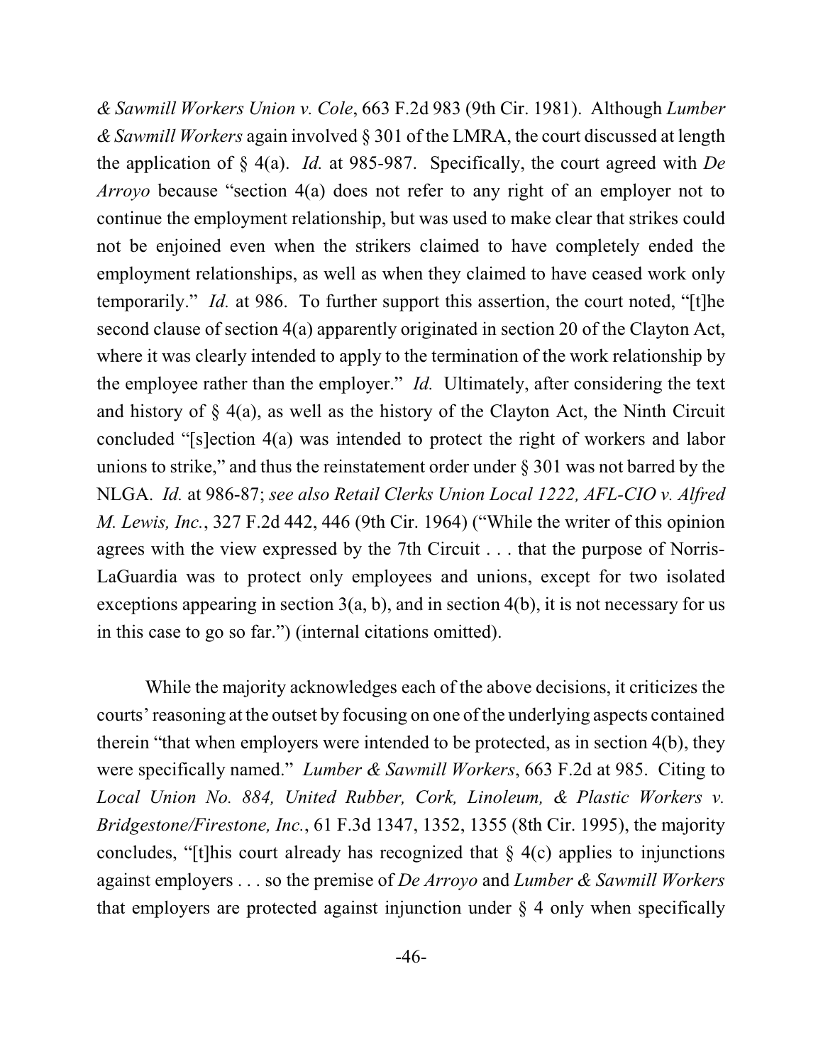*& Sawmill Workers Union v. Cole*, 663 F.2d 983 (9th Cir. 1981). Although *Lumber & Sawmill Workers* again involved § 301 of the LMRA, the court discussed at length the application of § 4(a). *Id.* at 985-987. Specifically, the court agreed with *De Arroyo* because "section 4(a) does not refer to any right of an employer not to continue the employment relationship, but was used to make clear that strikes could not be enjoined even when the strikers claimed to have completely ended the employment relationships, as well as when they claimed to have ceased work only temporarily." *Id.* at 986. To further support this assertion, the court noted, "[t]he second clause of section 4(a) apparently originated in section 20 of the Clayton Act, where it was clearly intended to apply to the termination of the work relationship by the employee rather than the employer." *Id.* Ultimately, after considering the text and history of § 4(a), as well as the history of the Clayton Act, the Ninth Circuit concluded "[s]ection 4(a) was intended to protect the right of workers and labor unions to strike," and thus the reinstatement order under § 301 was not barred by the NLGA. *Id.* at 986-87; *see also Retail Clerks Union Local 1222, AFL-CIO v. Alfred M. Lewis, Inc.*, 327 F.2d 442, 446 (9th Cir. 1964) ("While the writer of this opinion agrees with the view expressed by the 7th Circuit . . . that the purpose of Norris-LaGuardia was to protect only employees and unions, except for two isolated exceptions appearing in section 3(a, b), and in section 4(b), it is not necessary for us in this case to go so far.") (internal citations omitted).

While the majority acknowledges each of the above decisions, it criticizes the courts' reasoning at the outset by focusing on one of the underlying aspects contained therein "that when employers were intended to be protected, as in section 4(b), they were specifically named." *Lumber & Sawmill Workers*, 663 F.2d at 985. Citing to *Local Union No. 884, United Rubber, Cork, Linoleum, & Plastic Workers v. Bridgestone/Firestone, Inc.*, 61 F.3d 1347, 1352, 1355 (8th Cir. 1995), the majority concludes, "[t]his court already has recognized that § 4(c) applies to injunctions against employers . . . so the premise of *De Arroyo* and *Lumber & Sawmill Workers* that employers are protected against injunction under § 4 only when specifically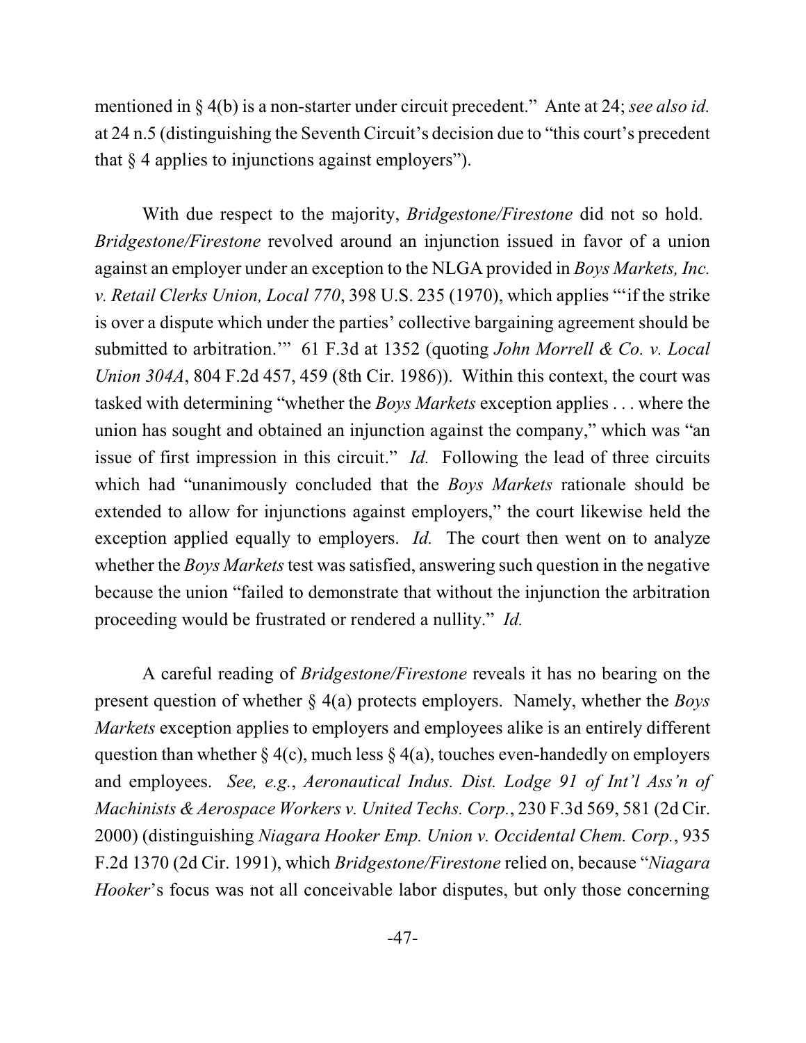mentioned in § 4(b) is a non-starter under circuit precedent." Ante at 24; *see also id.* at 24 n.5 (distinguishing the Seventh Circuit's decision due to "this court's precedent that § 4 applies to injunctions against employers").

With due respect to the majority, *Bridgestone/Firestone* did not so hold. *Bridgestone/Firestone* revolved around an injunction issued in favor of a union against an employer under an exception to the NLGA provided in *Boys Markets, Inc. v. Retail Clerks Union, Local 770*, 398 U.S. 235 (1970), which applies "'if the strike is over a dispute which under the parties' collective bargaining agreement should be submitted to arbitration.'" 61 F.3d at 1352 (quoting *John Morrell & Co. v. Local Union 304A*, 804 F.2d 457, 459 (8th Cir. 1986)). Within this context, the court was tasked with determining "whether the *Boys Markets* exception applies . . . where the union has sought and obtained an injunction against the company," which was "an issue of first impression in this circuit." *Id.* Following the lead of three circuits which had "unanimously concluded that the *Boys Markets* rationale should be extended to allow for injunctions against employers," the court likewise held the exception applied equally to employers. *Id.* The court then went on to analyze whether the *Boys Markets* test was satisfied, answering such question in the negative because the union "failed to demonstrate that without the injunction the arbitration proceeding would be frustrated or rendered a nullity." *Id.*

A careful reading of *Bridgestone/Firestone* reveals it has no bearing on the present question of whether § 4(a) protects employers. Namely, whether the *Boys Markets* exception applies to employers and employees alike is an entirely different question than whether § 4(c), much less § 4(a), touches even-handedly on employers and employees. *See, e.g.*, *Aeronautical Indus. Dist. Lodge 91 of Int'l Ass'n of Machinists & Aerospace Workers v. United Techs. Corp.*, 230 F.3d 569, 581 (2d Cir. 2000) (distinguishing *Niagara Hooker Emp. Union v. Occidental Chem. Corp.*, 935 F.2d 1370 (2d Cir. 1991), which *Bridgestone/Firestone* relied on, because "*Niagara Hooker*'s focus was not all conceivable labor disputes, but only those concerning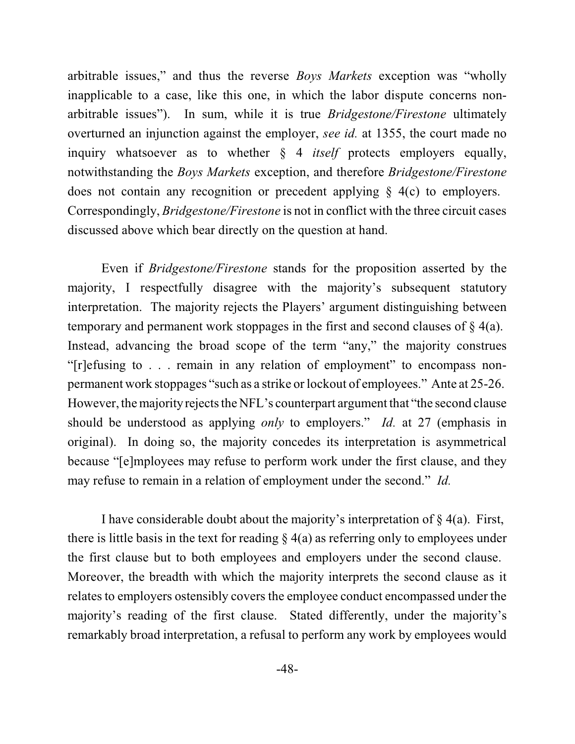arbitrable issues," and thus the reverse *Boys Markets* exception was "wholly inapplicable to a case, like this one, in which the labor dispute concerns non-arbitrable issues"). In sum, while it is true *Bridgestone/Firestone* ultimately overturned an injunction against the employer, *see id.* at 1355, the court made no inquiry whatsoever as to whether § 4 *itself* protects employers equally, notwithstanding the *Boys Markets* exception, and therefore *Bridgestone/Firestone* does not contain any recognition or precedent applying § 4(c) to employers. Correspondingly, *Bridgestone/Firestone* is not in conflict with the three circuit cases discussed above which bear directly on the question at hand.

Even if *Bridgestone/Firestone* stands for the proposition asserted by the majority, I respectfully disagree with the majority's subsequent statutory interpretation. The majority rejects the Players' argument distinguishing between temporary and permanent work stoppages in the first and second clauses of § 4(a). Instead, advancing the broad scope of the term "any," the majority construes "[r]efusing to . . . remain in any relation of employment" to encompass non-permanent work stoppages "such as a strike or lockout of employees." Ante at 25-26. However, the majority rejects the NFL's counterpart argument that "the second clause should be understood as applying *only* to employers." *Id.* at 27 (emphasis in original). In doing so, the majority concedes its interpretation is asymmetrical because "[e]mployees may refuse to perform work under the first clause, and they may refuse to remain in a relation of employment under the second." *Id.*

I have considerable doubt about the majority's interpretation of § 4(a). First, there is little basis in the text for reading § 4(a) as referring only to employees under the first clause but to both employees and employers under the second clause. Moreover, the breadth with which the majority interprets the second clause as it relates to employers ostensibly covers the employee conduct encompassed under the majority's reading of the first clause. Stated differently, under the majority's remarkably broad interpretation, a refusal to perform any work by employees would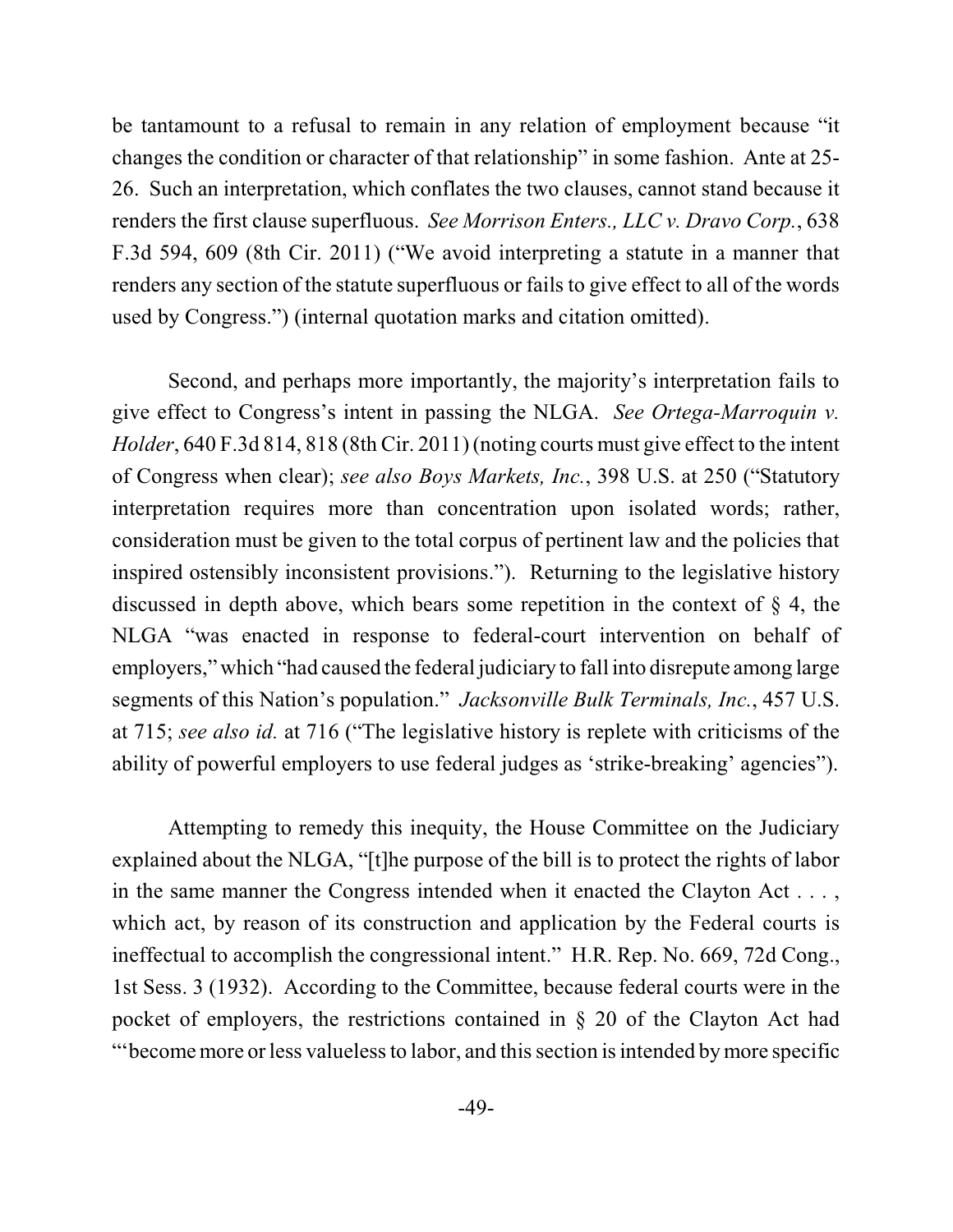be tantamount to a refusal to remain in any relation of employment because "it changes the condition or character of that relationship" in some fashion. Ante at 25-26. Such an interpretation, which conflates the two clauses, cannot stand because it renders the first clause superfluous. *See Morrison Enters., LLC v. Dravo Corp.*, 638 F.3d 594, 609 (8th Cir. 2011) ("We avoid interpreting a statute in a manner that renders any section of the statute superfluous or fails to give effect to all of the words used by Congress.") (internal quotation marks and citation omitted).

Second, and perhaps more importantly, the majority's interpretation fails to give effect to Congress's intent in passing the NLGA. *See Ortega-Marroquin v. Holder*, 640 F.3d 814, 818 (8th Cir. 2011) (noting courts must give effect to the intent of Congress when clear); *see also Boys Markets, Inc.*, 398 U.S. at 250 ("Statutory interpretation requires more than concentration upon isolated words; rather, consideration must be given to the total corpus of pertinent law and the policies that inspired ostensibly inconsistent provisions."). Returning to the legislative history discussed in depth above, which bears some repetition in the context of § 4, the NLGA "was enacted in response to federal-court intervention on behalf of employers," which "had caused the federal judiciary to fall into disrepute among large segments of this Nation's population." *Jacksonville Bulk Terminals, Inc.*, 457 U.S. at 715; *see also id.* at 716 ("The legislative history is replete with criticisms of the ability of powerful employers to use federal judges as 'strike-breaking' agencies").

Attempting to remedy this inequity, the House Committee on the Judiciary explained about the NLGA, "[t]he purpose of the bill is to protect the rights of labor in the same manner the Congress intended when it enacted the Clayton Act . . . , which act, by reason of its construction and application by the Federal courts is ineffectual to accomplish the congressional intent." H.R. Rep. No. 669, 72d Cong., 1st Sess. 3 (1932). According to the Committee, because federal courts were in the pocket of employers, the restrictions contained in § 20 of the Clayton Act had "'become more or less valueless to labor, and this section is intended by more specific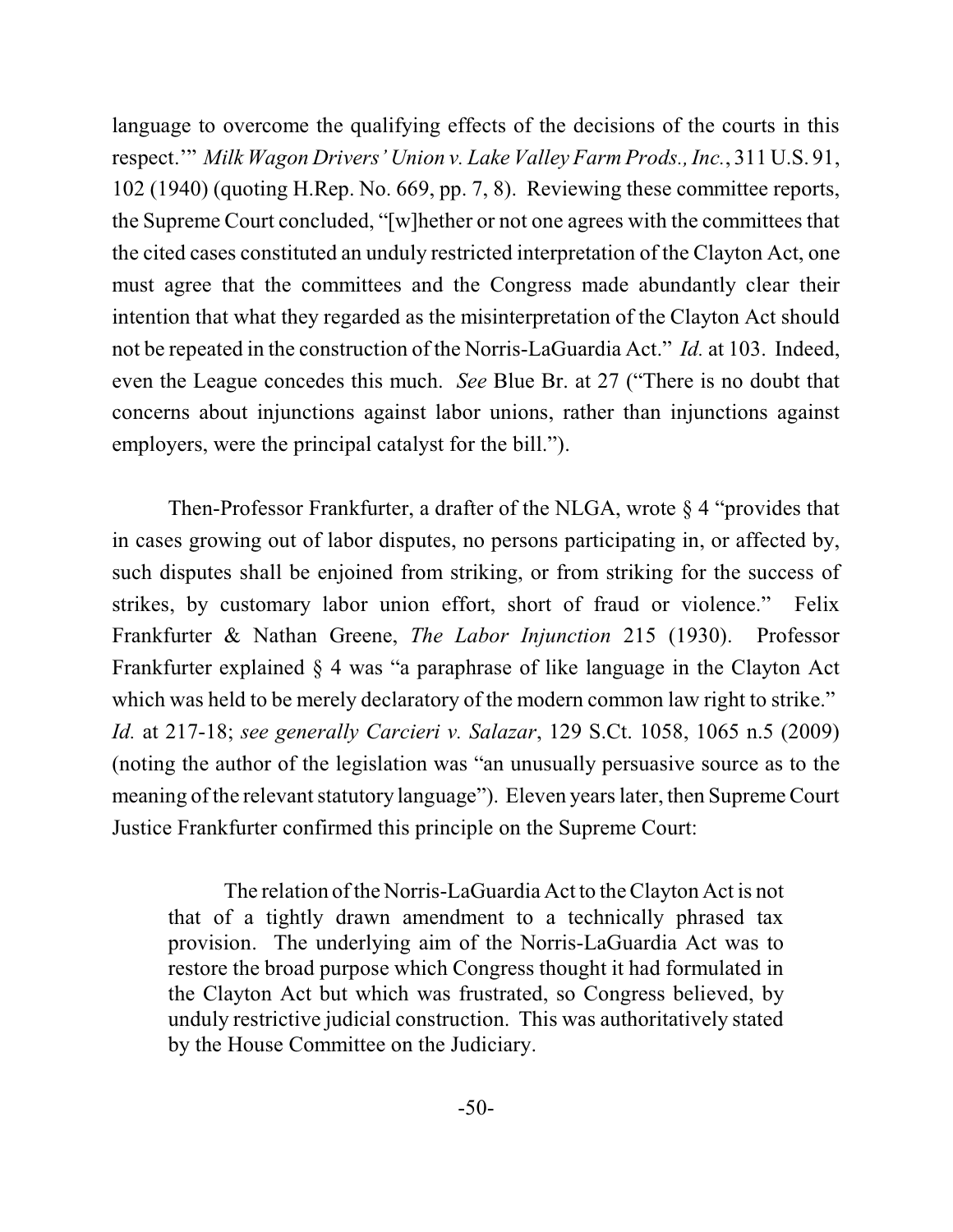language to overcome the qualifying effects of the decisions of the courts in this respect.'" *Milk Wagon Drivers' Union v. Lake Valley Farm Prods., Inc.*, 311 U.S. 91, 102 (1940) (quoting H.Rep. No. 669, pp. 7, 8). Reviewing these committee reports, the Supreme Court concluded, "[w]hether or not one agrees with the committees that the cited cases constituted an unduly restricted interpretation of the Clayton Act, one must agree that the committees and the Congress made abundantly clear their intention that what they regarded as the misinterpretation of the Clayton Act should not be repeated in the construction of the Norris-LaGuardia Act." *Id.* at 103. Indeed, even the League concedes this much. *See* Blue Br. at 27 ("There is no doubt that concerns about injunctions against labor unions, rather than injunctions against employers, were the principal catalyst for the bill.").

Then-Professor Frankfurter, a drafter of the NLGA, wrote § 4 "provides that in cases growing out of labor disputes, no persons participating in, or affected by, such disputes shall be enjoined from striking, or from striking for the success of strikes, by customary labor union effort, short of fraud or violence." Felix Frankfurter & Nathan Greene, *The Labor Injunction* 215 (1930). Professor Frankfurter explained § 4 was "a paraphrase of like language in the Clayton Act which was held to be merely declaratory of the modern common law right to strike." *Id.* at 217-18; *see generally Carcieri v. Salazar*, 129 S.Ct. 1058, 1065 n.5 (2009) (noting the author of the legislation was "an unusually persuasive source as to the meaning of the relevant statutory language"). Eleven years later, then Supreme Court Justice Frankfurter confirmed this principle on the Supreme Court:

> The relation of the Norris-LaGuardia Act to the Clayton Act is not that of a tightly drawn amendment to a technically phrased tax provision. The underlying aim of the Norris-LaGuardia Act was to restore the broad purpose which Congress thought it had formulated in the Clayton Act but which was frustrated, so Congress believed, by unduly restrictive judicial construction. This was authoritatively stated by the House Committee on the Judiciary.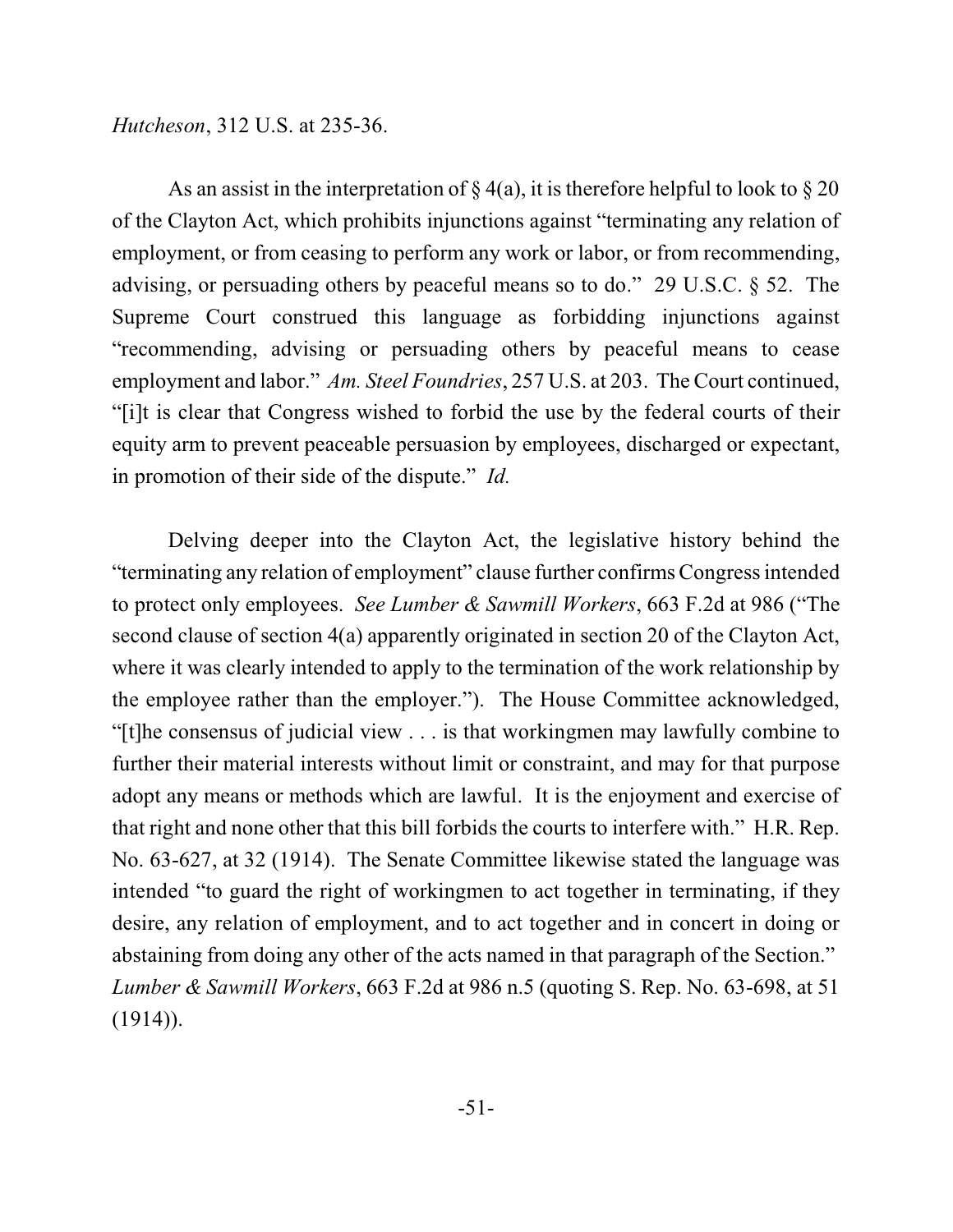*Hutcheson*, 312 U.S. at 235-36.

As an assist in the interpretation of § 4(a), it is therefore helpful to look to § 20 of the Clayton Act, which prohibits injunctions against "terminating any relation of employment, or from ceasing to perform any work or labor, or from recommending, advising, or persuading others by peaceful means so to do." 29 U.S.C. § 52. The Supreme Court construed this language as forbidding injunctions against "recommending, advising or persuading others by peaceful means to cease employment and labor." *Am. Steel Foundries*, 257 U.S. at 203. The Court continued, "[i]t is clear that Congress wished to forbid the use by the federal courts of their equity arm to prevent peaceable persuasion by employees, discharged or expectant, in promotion of their side of the dispute." *Id.*

Delving deeper into the Clayton Act, the legislative history behind the "terminating any relation of employment" clause further confirms Congress intended to protect only employees. *See Lumber & Sawmill Workers*, 663 F.2d at 986 ("The second clause of section 4(a) apparently originated in section 20 of the Clayton Act, where it was clearly intended to apply to the termination of the work relationship by the employee rather than the employer."). The House Committee acknowledged, "[t]he consensus of judicial view . . . is that workingmen may lawfully combine to further their material interests without limit or constraint, and may for that purpose adopt any means or methods which are lawful. It is the enjoyment and exercise of that right and none other that this bill forbids the courts to interfere with." H.R. Rep. No. 63-627, at 32 (1914). The Senate Committee likewise stated the language was intended "to guard the right of workingmen to act together in terminating, if they desire, any relation of employment, and to act together and in concert in doing or abstaining from doing any other of the acts named in that paragraph of the Section." *Lumber & Sawmill Workers*, 663 F.2d at 986 n.5 (quoting S. Rep. No. 63-698, at 51 (1914)).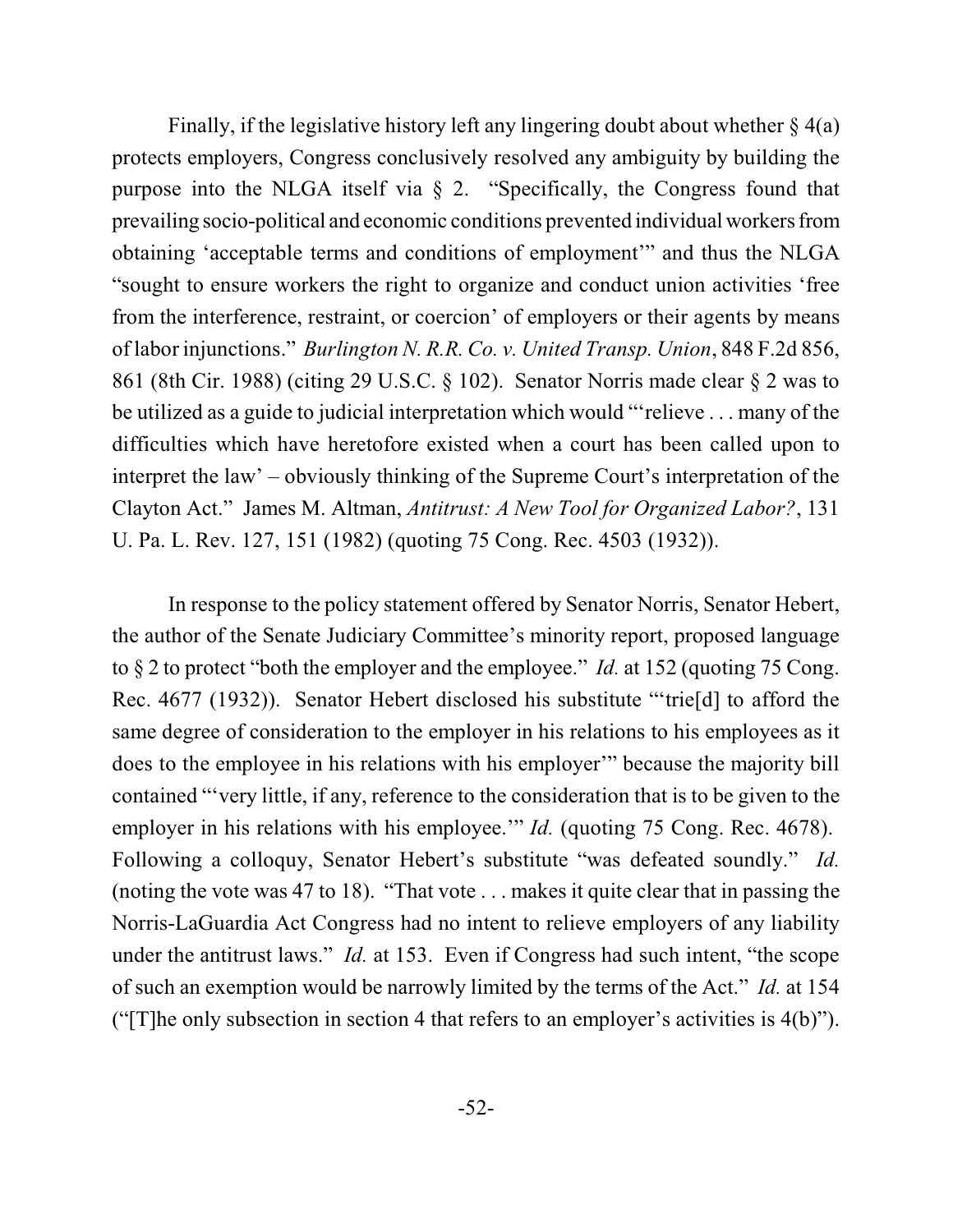Finally, if the legislative history left any lingering doubt about whether § 4(a) protects employers, Congress conclusively resolved any ambiguity by building the purpose into the NLGA itself via § 2. "Specifically, the Congress found that prevailing socio-political and economic conditions prevented individual workers from obtaining 'acceptable terms and conditions of employment'" and thus the NLGA "sought to ensure workers the right to organize and conduct union activities 'free from the interference, restraint, or coercion' of employers or their agents by means of labor injunctions." *Burlington N. R.R. Co. v. United Transp. Union*, 848 F.2d 856, 861 (8th Cir. 1988) (citing 29 U.S.C. § 102). Senator Norris made clear § 2 was to be utilized as a guide to judicial interpretation which would "'relieve . . . many of the difficulties which have heretofore existed when a court has been called upon to interpret the law' – obviously thinking of the Supreme Court's interpretation of the Clayton Act." James M. Altman, *Antitrust: A New Tool for Organized Labor?*, 131 U. Pa. L. Rev. 127, 151 (1982) (quoting 75 Cong. Rec. 4503 (1932)).

In response to the policy statement offered by Senator Norris, Senator Hebert, the author of the Senate Judiciary Committee's minority report, proposed language to § 2 to protect "both the employer and the employee." *Id.* at 152 (quoting 75 Cong. Rec. 4677 (1932)). Senator Hebert disclosed his substitute "'trie[d] to afford the same degree of consideration to the employer in his relations to his employees as it does to the employee in his relations with his employer'" because the majority bill contained "'very little, if any, reference to the consideration that is to be given to the employer in his relations with his employee.'" *Id.* (quoting 75 Cong. Rec. 4678). Following a colloquy, Senator Hebert's substitute "was defeated soundly." *Id.* (noting the vote was 47 to 18). "That vote . . . makes it quite clear that in passing the Norris-LaGuardia Act Congress had no intent to relieve employers of any liability under the antitrust laws." *Id.* at 153. Even if Congress had such intent, "the scope of such an exemption would be narrowly limited by the terms of the Act." *Id.* at 154 ("[T]he only subsection in section 4 that refers to an employer's activities is 4(b)").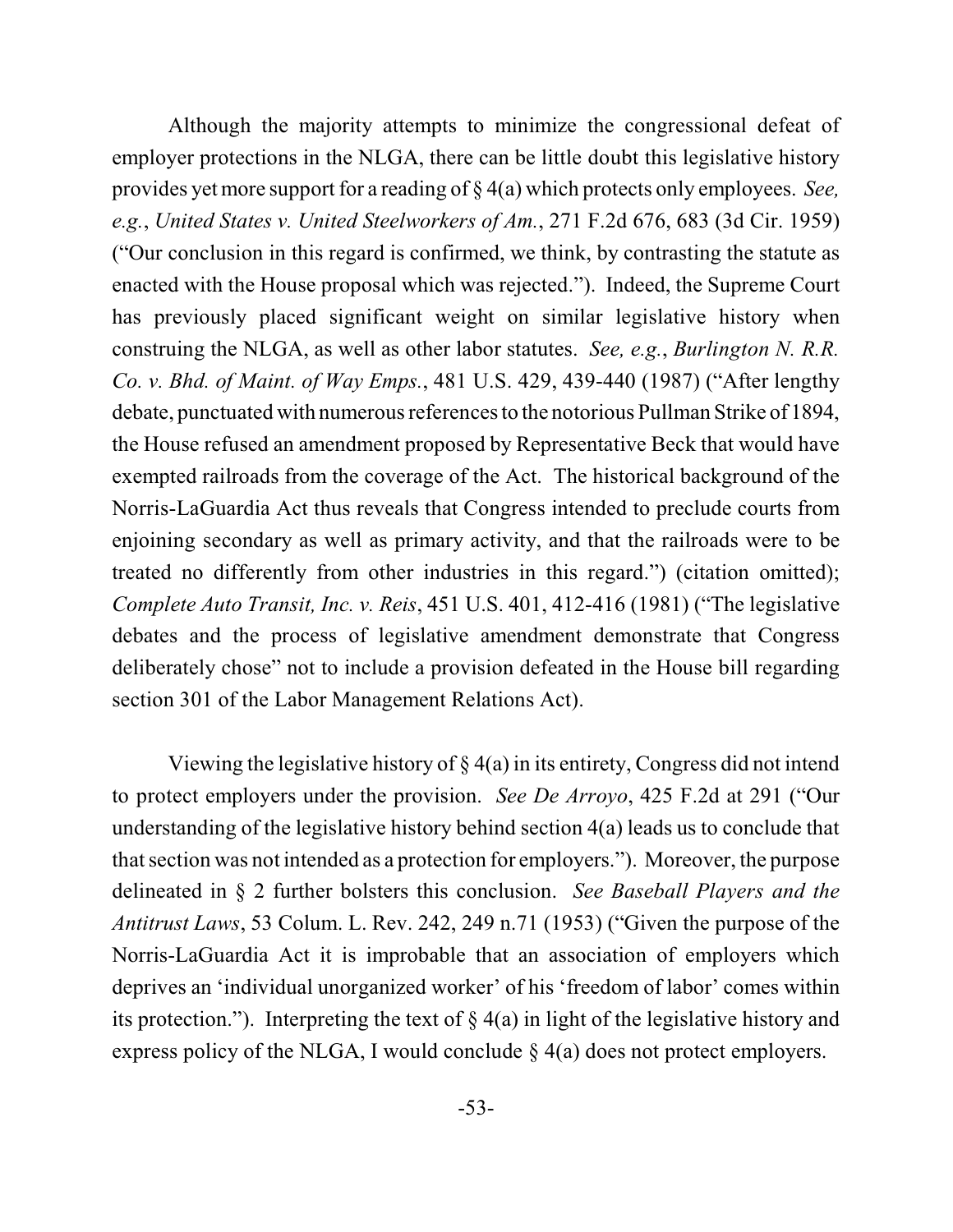Although the majority attempts to minimize the congressional defeat of employer protections in the NLGA, there can be little doubt this legislative history provides yet more support for a reading of § 4(a) which protects only employees. *See, e.g.*, *United States v. United Steelworkers of Am.*, 271 F.2d 676, 683 (3d Cir. 1959) ("Our conclusion in this regard is confirmed, we think, by contrasting the statute as enacted with the House proposal which was rejected."). Indeed, the Supreme Court has previously placed significant weight on similar legislative history when construing the NLGA, as well as other labor statutes. *See, e.g.*, *Burlington N. R.R. Co. v. Bhd. of Maint. of Way Emps.*, 481 U.S. 429, 439-440 (1987) ("After lengthy debate, punctuated with numerous references to the notorious Pullman Strike of 1894, the House refused an amendment proposed by Representative Beck that would have exempted railroads from the coverage of the Act. The historical background of the Norris-LaGuardia Act thus reveals that Congress intended to preclude courts from enjoining secondary as well as primary activity, and that the railroads were to be treated no differently from other industries in this regard.") (citation omitted); *Complete Auto Transit, Inc. v. Reis*, 451 U.S. 401, 412-416 (1981) ("The legislative debates and the process of legislative amendment demonstrate that Congress deliberately chose" not to include a provision defeated in the House bill regarding section 301 of the Labor Management Relations Act).

Viewing the legislative history of § 4(a) in its entirety, Congress did not intend to protect employers under the provision. *See De Arroyo*, 425 F.2d at 291 ("Our understanding of the legislative history behind section 4(a) leads us to conclude that that section was not intended as a protection for employers."). Moreover, the purpose delineated in § 2 further bolsters this conclusion. *See Baseball Players and the Antitrust Laws*, 53 Colum. L. Rev. 242, 249 n.71 (1953) ("Given the purpose of the Norris-LaGuardia Act it is improbable that an association of employers which deprives an 'individual unorganized worker' of his 'freedom of labor' comes within its protection."). Interpreting the text of § 4(a) in light of the legislative history and express policy of the NLGA, I would conclude § 4(a) does not protect employers.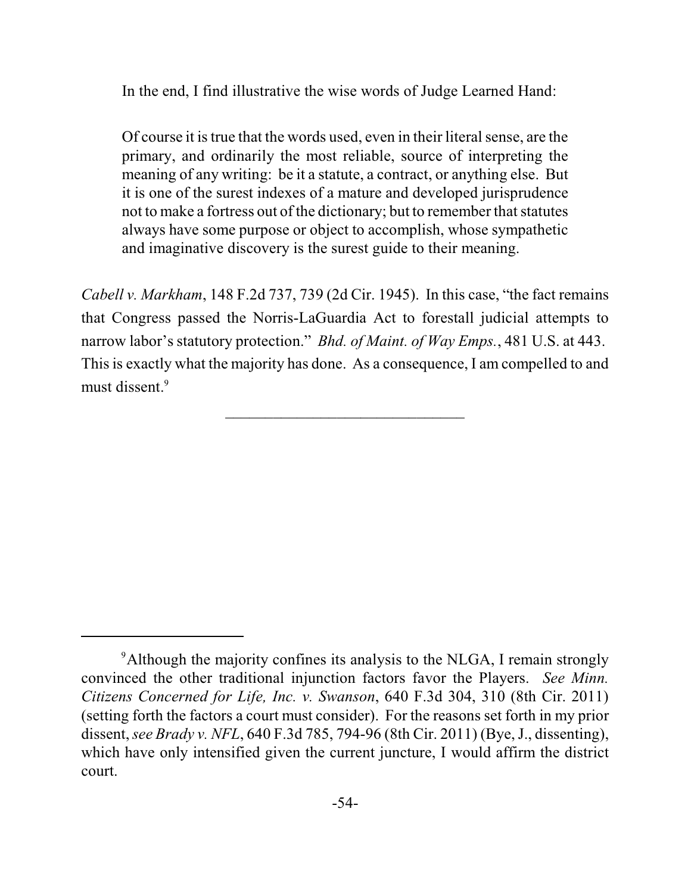In the end, I find illustrative the wise words of Judge Learned Hand:

> Of course it is true that the words used, even in their literal sense, are the primary, and ordinarily the most reliable, source of interpreting the meaning of any writing: be it a statute, a contract, or anything else. But it is one of the surest indexes of a mature and developed jurisprudence not to make a fortress out of the dictionary; but to remember that statutes always have some purpose or object to accomplish, whose sympathetic and imaginative discovery is the surest guide to their meaning.

*Cabell v. Markham*, 148 F.2d 737, 739 (2d Cir. 1945). In this case, "the fact remains that Congress passed the Norris-LaGuardia Act to forestall judicial attempts to narrow labor's statutory protection." *Bhd. of Maint. of Way Emps.*, 481 U.S. at 443. This is exactly what the majority has done. As a consequence, I am compelled to and must dissent.[9]

______________________________

[9]Although the majority confines its analysis to the NLGA, I remain strongly convinced the other traditional injunction factors favor the Players. *See Minn. Citizens Concerned for Life, Inc. v. Swanson*, 640 F.3d 304, 310 (8th Cir. 2011) (setting forth the factors a court must consider). For the reasons set forth in my prior dissent, *see Brady v. NFL*, 640 F.3d 785, 794-96 (8th Cir. 2011) (Bye, J., dissenting), which have only intensified given the current juncture, I would affirm the district court.